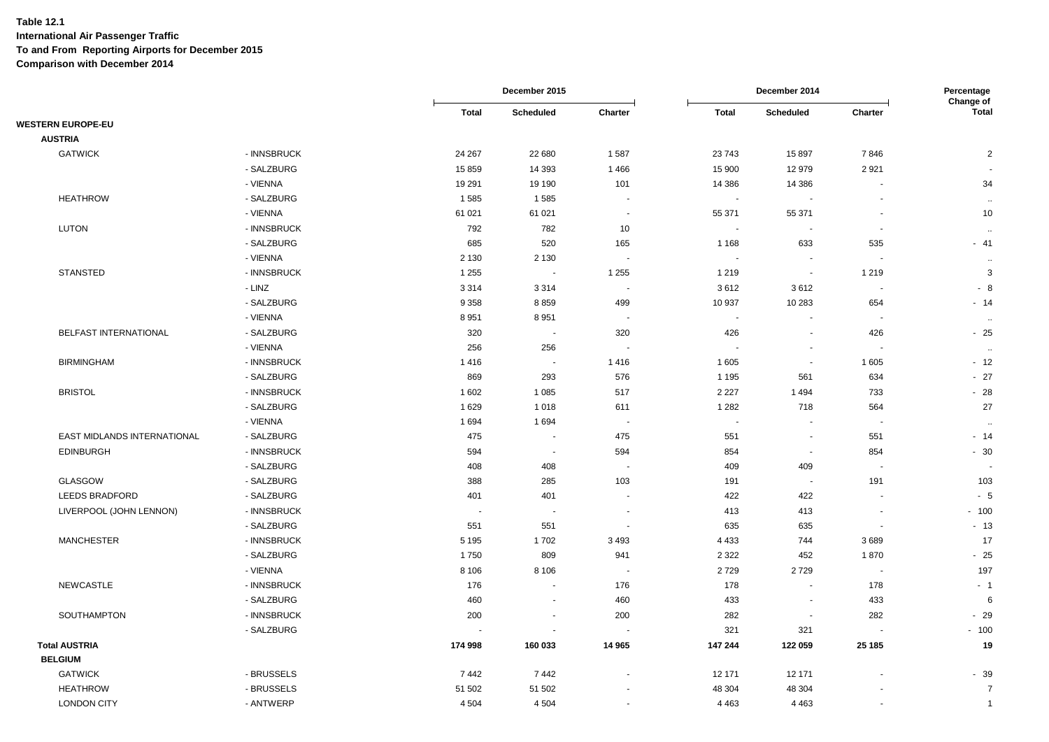**Table 12.1**
**International Air Passenger Traffic**
**To and From Reporting Airports for December 2015**
**Comparison with December 2014**

| | | December 2015 | | | December 2014 | | | Percentage Change of |
|---|---|---|---|---|---|---|---|---|
| | | Total | Scheduled | Charter | Total | Scheduled | Charter | Total |
| **WESTERN EUROPE-EU** | | | | | | | | |
| **AUSTRIA** | | | | | | | | |
| GATWICK | - INNSBRUCK | 24 267 | 22 680 | 1 587 | 23 743 | 15 897 | 7 846 | 2 |
| | - SALZBURG | 15 859 | 14 393 | 1 466 | 15 900 | 12 979 | 2 921 | - |
| | - VIENNA | 19 291 | 19 190 | 101 | 14 386 | 14 386 | - | 34 |
| HEATHROW | - SALZBURG | 1 585 | 1 585 | - | - | - | - | .. |
| | - VIENNA | 61 021 | 61 021 | - | 55 371 | 55 371 | - | 10 |
| LUTON | - INNSBRUCK | 792 | 782 | 10 | - | - | - | .. |
| | - SALZBURG | 685 | 520 | 165 | 1 168 | 633 | 535 | - 41 |
| | - VIENNA | 2 130 | 2 130 | - | - | - | - | .. |
| STANSTED | - INNSBRUCK | 1 255 | - | 1 255 | 1 219 | - | 1 219 | 3 |
| | - LINZ | 3 314 | 3 314 | - | 3 612 | 3 612 | - | - 8 |
| | - SALZBURG | 9 358 | 8 859 | 499 | 10 937 | 10 283 | 654 | - 14 |
| | - VIENNA | 8 951 | 8 951 | - | - | - | - | .. |
| BELFAST INTERNATIONAL | - SALZBURG | 320 | - | 320 | 426 | - | 426 | - 25 |
| | - VIENNA | 256 | 256 | - | - | - | - | .. |
| BIRMINGHAM | - INNSBRUCK | 1 416 | - | 1 416 | 1 605 | - | 1 605 | - 12 |
| | - SALZBURG | 869 | 293 | 576 | 1 195 | 561 | 634 | - 27 |
| BRISTOL | - INNSBRUCK | 1 602 | 1 085 | 517 | 2 227 | 1 494 | 733 | - 28 |
| | - SALZBURG | 1 629 | 1 018 | 611 | 1 282 | 718 | 564 | 27 |
| | - VIENNA | 1 694 | 1 694 | - | - | - | - | .. |
| EAST MIDLANDS INTERNATIONAL | - SALZBURG | 475 | - | 475 | 551 | - | 551 | - 14 |
| EDINBURGH | - INNSBRUCK | 594 | - | 594 | 854 | - | 854 | - 30 |
| | - SALZBURG | 408 | 408 | - | 409 | 409 | - | - |
| GLASGOW | - SALZBURG | 388 | 285 | 103 | 191 | - | 191 | 103 |
| LEEDS BRADFORD | - SALZBURG | 401 | 401 | - | 422 | 422 | - | - 5 |
| LIVERPOOL (JOHN LENNON) | - INNSBRUCK | - | - | - | 413 | 413 | - | - 100 |
| | - SALZBURG | 551 | 551 | - | 635 | 635 | - | - 13 |
| MANCHESTER | - INNSBRUCK | 5 195 | 1 702 | 3 493 | 4 433 | 744 | 3 689 | 17 |
| | - SALZBURG | 1 750 | 809 | 941 | 2 322 | 452 | 1 870 | - 25 |
| | - VIENNA | 8 106 | 8 106 | - | 2 729 | 2 729 | - | 197 |
| NEWCASTLE | - INNSBRUCK | 176 | - | 176 | 178 | - | 178 | - 1 |
| | - SALZBURG | 460 | - | 460 | 433 | - | 433 | 6 |
| SOUTHAMPTON | - INNSBRUCK | 200 | - | 200 | 282 | - | 282 | - 29 |
| | - SALZBURG | - | - | - | 321 | 321 | - | - 100 |
| **Total AUSTRIA** | | **174 998** | **160 033** | **14 965** | **147 244** | **122 059** | **25 185** | **19** |
| **BELGIUM** | | | | | | | | |
| GATWICK | - BRUSSELS | 7 442 | 7 442 | - | 12 171 | 12 171 | - | - 39 |
| HEATHROW | - BRUSSELS | 51 502 | 51 502 | - | 48 304 | 48 304 | - | 7 |
| LONDON CITY | - ANTWERP | 4 504 | 4 504 | - | 4 463 | 4 463 | - | 1 |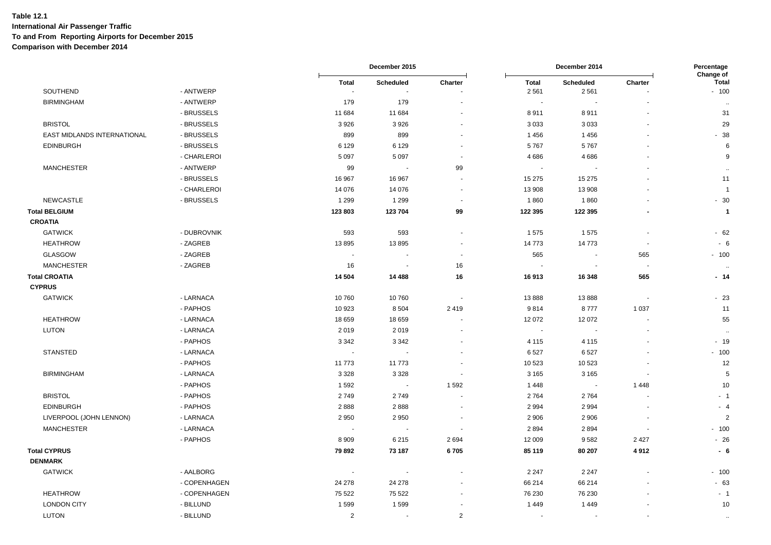**Table 12.1**
**International Air Passenger Traffic**
**To and From Reporting Airports for December 2015**
**Comparison with December 2014**

| | | December 2015 | | | December 2014 | | | Percentage Change of |
|---|---|---|---|---|---|---|---|---|
| | | Total | Scheduled | Charter | Total | Scheduled | Charter | Total |
| SOUTHEND | - ANTWERP | - | - | - | 2 561 | 2 561 | - | - 100 |
| BIRMINGHAM | - ANTWERP | 179 | 179 | - | - | - | - | .. |
| | - BRUSSELS | 11 684 | 11 684 | - | 8 911 | 8 911 | - | 31 |
| BRISTOL | - BRUSSELS | 3 926 | 3 926 | - | 3 033 | 3 033 | - | 29 |
| EAST MIDLANDS INTERNATIONAL | - BRUSSELS | 899 | 899 | - | 1 456 | 1 456 | - | - 38 |
| EDINBURGH | - BRUSSELS | 6 129 | 6 129 | - | 5 767 | 5 767 | - | 6 |
| | - CHARLEROI | 5 097 | 5 097 | - | 4 686 | 4 686 | - | 9 |
| MANCHESTER | - ANTWERP | 99 | - | 99 | - | - | - | .. |
| | - BRUSSELS | 16 967 | 16 967 | - | 15 275 | 15 275 | - | 11 |
| | - CHARLEROI | 14 076 | 14 076 | - | 13 908 | 13 908 | - | 1 |
| NEWCASTLE | - BRUSSELS | 1 299 | 1 299 | - | 1 860 | 1 860 | - | - 30 |
| **Total BELGIUM** | | **123 803** | **123 704** | **99** | **122 395** | **122 395** | **-** | **1** |
| **CROATIA** | | | | | | | | |
| GATWICK | - DUBROVNIK | 593 | 593 | - | 1 575 | 1 575 | - | - 62 |
| HEATHROW | - ZAGREB | 13 895 | 13 895 | - | 14 773 | 14 773 | - | - 6 |
| GLASGOW | - ZAGREB | - | - | - | 565 | - | 565 | - 100 |
| MANCHESTER | - ZAGREB | 16 | - | 16 | - | - | - | .. |
| **Total CROATIA** | | **14 504** | **14 488** | **16** | **16 913** | **16 348** | **565** | **- 14** |
| **CYPRUS** | | | | | | | | |
| GATWICK | - LARNACA | 10 760 | 10 760 | - | 13 888 | 13 888 | - | - 23 |
| | - PAPHOS | 10 923 | 8 504 | 2 419 | 9 814 | 8 777 | 1 037 | 11 |
| HEATHROW | - LARNACA | 18 659 | 18 659 | - | 12 072 | 12 072 | - | 55 |
| LUTON | - LARNACA | 2 019 | 2 019 | - | - | - | - | .. |
| | - PAPHOS | 3 342 | 3 342 | - | 4 115 | 4 115 | - | - 19 |
| STANSTED | - LARNACA | - | - | - | 6 527 | 6 527 | - | - 100 |
| | - PAPHOS | 11 773 | 11 773 | - | 10 523 | 10 523 | - | 12 |
| BIRMINGHAM | - LARNACA | 3 328 | 3 328 | - | 3 165 | 3 165 | - | 5 |
| | - PAPHOS | 1 592 | - | 1 592 | 1 448 | - | 1 448 | 10 |
| BRISTOL | - PAPHOS | 2 749 | 2 749 | - | 2 764 | 2 764 | - | - 1 |
| EDINBURGH | - PAPHOS | 2 888 | 2 888 | - | 2 994 | 2 994 | - | - 4 |
| LIVERPOOL (JOHN LENNON) | - LARNACA | 2 950 | 2 950 | - | 2 906 | 2 906 | - | 2 |
| MANCHESTER | - LARNACA | - | - | - | 2 894 | 2 894 | - | - 100 |
| | - PAPHOS | 8 909 | 6 215 | 2 694 | 12 009 | 9 582 | 2 427 | - 26 |
| **Total CYPRUS** | | **79 892** | **73 187** | **6 705** | **85 119** | **80 207** | **4 912** | **- 6** |
| **DENMARK** | | | | | | | | |
| GATWICK | - AALBORG | - | - | - | 2 247 | 2 247 | - | - 100 |
| | - COPENHAGEN | 24 278 | 24 278 | - | 66 214 | 66 214 | - | - 63 |
| HEATHROW | - COPENHAGEN | 75 522 | 75 522 | - | 76 230 | 76 230 | - | - 1 |
| LONDON CITY | - BILLUND | 1 599 | 1 599 | - | 1 449 | 1 449 | - | 10 |
| LUTON | - BILLUND | 2 | - | 2 | - | - | - | .. |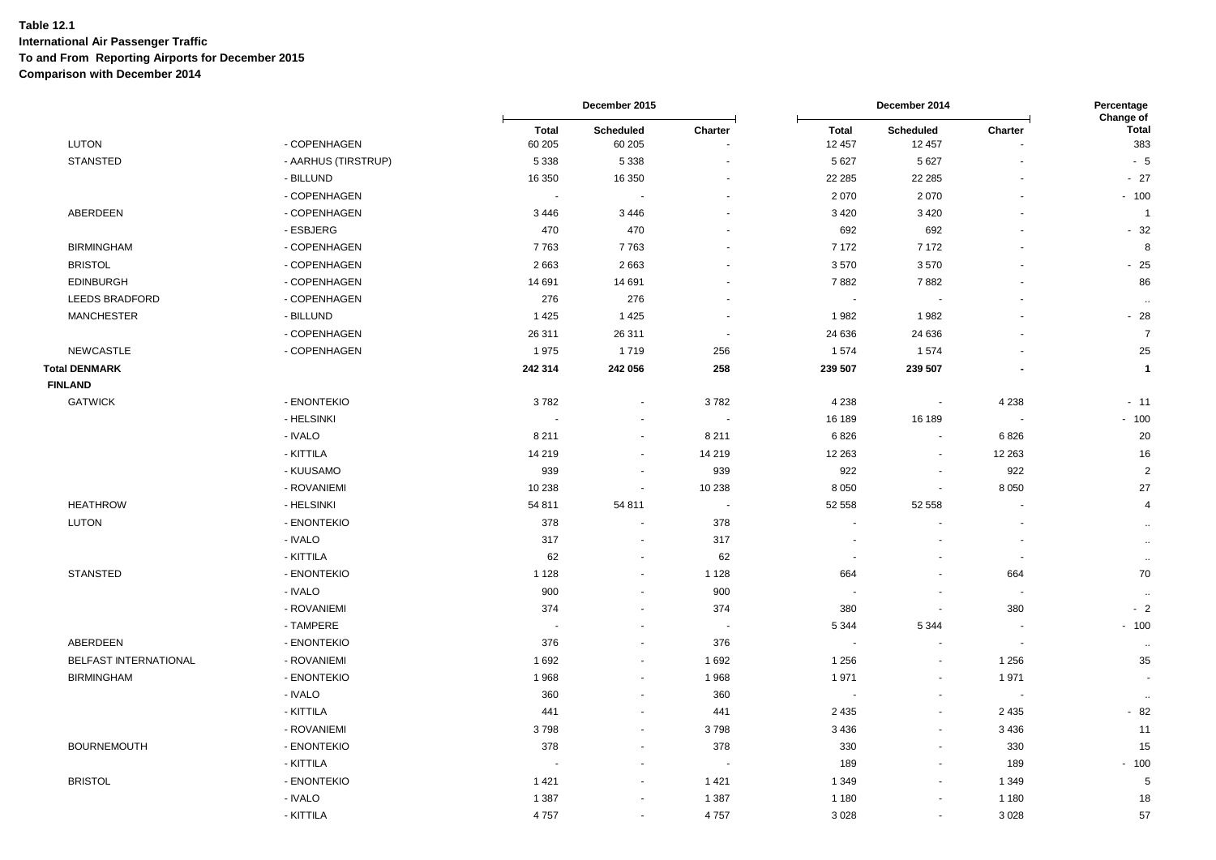**Table 12.1**
**International Air Passenger Traffic**
**To and From Reporting Airports for December 2015**
**Comparison with December 2014**

| | | December 2015 | | | December 2014 | | | Percentage Change of |
|---|---|---|---|---|---|---|---|---|
| | | Total | Scheduled | Charter | Total | Scheduled | Charter | Total |
| LUTON | - COPENHAGEN | 60 205 | 60 205 | - | 12 457 | 12 457 | - | 383 |
| STANSTED | - AARHUS (TIRSTRUP) | 5 338 | 5 338 | - | 5 627 | 5 627 | - | - 5 |
| | - BILLUND | 16 350 | 16 350 | - | 22 285 | 22 285 | - | - 27 |
| | - COPENHAGEN | - | - | - | 2 070 | 2 070 | - | - 100 |
| ABERDEEN | - COPENHAGEN | 3 446 | 3 446 | - | 3 420 | 3 420 | - | 1 |
| | - ESBJERG | 470 | 470 | - | 692 | 692 | - | - 32 |
| BIRMINGHAM | - COPENHAGEN | 7 763 | 7 763 | - | 7 172 | 7 172 | - | 8 |
| BRISTOL | - COPENHAGEN | 2 663 | 2 663 | - | 3 570 | 3 570 | - | - 25 |
| EDINBURGH | - COPENHAGEN | 14 691 | 14 691 | - | 7 882 | 7 882 | - | 86 |
| LEEDS BRADFORD | - COPENHAGEN | 276 | 276 | - | - | - | - | .. |
| MANCHESTER | - BILLUND | 1 425 | 1 425 | - | 1 982 | 1 982 | - | - 28 |
| | - COPENHAGEN | 26 311 | 26 311 | - | 24 636 | 24 636 | - | 7 |
| NEWCASTLE | - COPENHAGEN | 1 975 | 1 719 | 256 | 1 574 | 1 574 | - | 25 |
| **Total DENMARK** | | **242 314** | **242 056** | **258** | **239 507** | **239 507** | **-** | **1** |
| **FINLAND** | | | | | | | | |
| GATWICK | - ENONTEKIO | 3 782 | - | 3 782 | 4 238 | - | 4 238 | - 11 |
| | - HELSINKI | - | - | - | 16 189 | 16 189 | - | - 100 |
| | - IVALO | 8 211 | - | 8 211 | 6 826 | - | 6 826 | 20 |
| | - KITTILA | 14 219 | - | 14 219 | 12 263 | - | 12 263 | 16 |
| | - KUUSAMO | 939 | - | 939 | 922 | - | 922 | 2 |
| | - ROVANIEMI | 10 238 | - | 10 238 | 8 050 | - | 8 050 | 27 |
| HEATHROW | - HELSINKI | 54 811 | 54 811 | - | 52 558 | 52 558 | - | 4 |
| LUTON | - ENONTEKIO | 378 | - | 378 | - | - | - | .. |
| | - IVALO | 317 | - | 317 | - | - | - | .. |
| | - KITTILA | 62 | - | 62 | - | - | - | .. |
| STANSTED | - ENONTEKIO | 1 128 | - | 1 128 | 664 | - | 664 | 70 |
| | - IVALO | 900 | - | 900 | - | - | - | .. |
| | - ROVANIEMI | 374 | - | 374 | 380 | - | 380 | - 2 |
| | - TAMPERE | - | - | - | 5 344 | 5 344 | - | - 100 |
| ABERDEEN | - ENONTEKIO | 376 | - | 376 | - | - | - | .. |
| BELFAST INTERNATIONAL | - ROVANIEMI | 1 692 | - | 1 692 | 1 256 | - | 1 256 | 35 |
| BIRMINGHAM | - ENONTEKIO | 1 968 | - | 1 968 | 1 971 | - | 1 971 | - |
| | - IVALO | 360 | - | 360 | - | - | - | .. |
| | - KITTILA | 441 | - | 441 | 2 435 | - | 2 435 | - 82 |
| | - ROVANIEMI | 3 798 | - | 3 798 | 3 436 | - | 3 436 | 11 |
| BOURNEMOUTH | - ENONTEKIO | 378 | - | 378 | 330 | - | 330 | 15 |
| | - KITTILA | - | - | - | 189 | - | 189 | - 100 |
| BRISTOL | - ENONTEKIO | 1 421 | - | 1 421 | 1 349 | - | 1 349 | 5 |
| | - IVALO | 1 387 | - | 1 387 | 1 180 | - | 1 180 | 18 |
| | - KITTILA | 4 757 | - | 4 757 | 3 028 | - | 3 028 | 57 |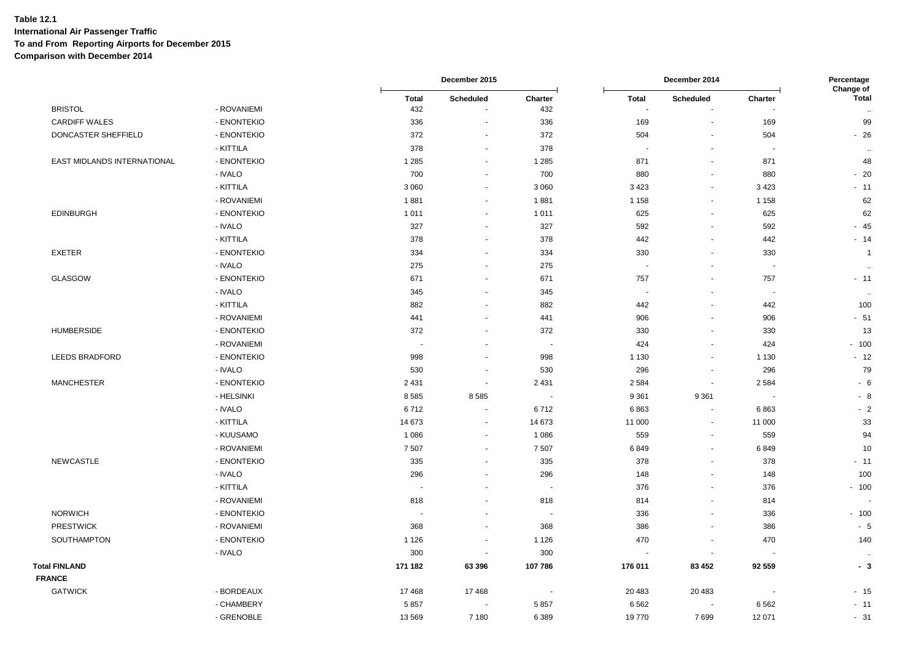**Table 12.1**
**International Air Passenger Traffic**
**To and From Reporting Airports for December 2015**
**Comparison with December 2014**

| | | December 2015 | | | December 2014 | | | Percentage Change of |
|---|---|---|---|---|---|---|---|---|
| | | Total | Scheduled | Charter | Total | Scheduled | Charter | Total |
| BRISTOL | - ROVANIEMI | 432 | - | 432 | - | - | - | .. |
| CARDIFF WALES | - ENONTEKIO | 336 | - | 336 | 169 | - | 169 | 99 |
| DONCASTER SHEFFIELD | - ENONTEKIO | 372 | - | 372 | 504 | - | 504 | - 26 |
| | - KITTILA | 378 | - | 378 | - | - | - | .. |
| EAST MIDLANDS INTERNATIONAL | - ENONTEKIO | 1 285 | - | 1 285 | 871 | - | 871 | 48 |
| | - IVALO | 700 | - | 700 | 880 | - | 880 | - 20 |
| | - KITTILA | 3 060 | - | 3 060 | 3 423 | - | 3 423 | - 11 |
| | - ROVANIEMI | 1 881 | - | 1 881 | 1 158 | - | 1 158 | 62 |
| EDINBURGH | - ENONTEKIO | 1 011 | - | 1 011 | 625 | - | 625 | 62 |
| | - IVALO | 327 | - | 327 | 592 | - | 592 | - 45 |
| | - KITTILA | 378 | - | 378 | 442 | - | 442 | - 14 |
| EXETER | - ENONTEKIO | 334 | - | 334 | 330 | - | 330 | 1 |
| | - IVALO | 275 | - | 275 | - | - | - | .. |
| GLASGOW | - ENONTEKIO | 671 | - | 671 | 757 | - | 757 | - 11 |
| | - IVALO | 345 | - | 345 | - | - | - | .. |
| | - KITTILA | 882 | - | 882 | 442 | - | 442 | 100 |
| | - ROVANIEMI | 441 | - | 441 | 906 | - | 906 | - 51 |
| HUMBERSIDE | - ENONTEKIO | 372 | - | 372 | 330 | - | 330 | 13 |
| | - ROVANIEMI | - | - | - | 424 | - | 424 | - 100 |
| LEEDS BRADFORD | - ENONTEKIO | 998 | - | 998 | 1 130 | - | 1 130 | - 12 |
| | - IVALO | 530 | - | 530 | 296 | - | 296 | 79 |
| MANCHESTER | - ENONTEKIO | 2 431 | - | 2 431 | 2 584 | - | 2 584 | - 6 |
| | - HELSINKI | 8 585 | 8 585 | - | 9 361 | 9 361 | - | - 8 |
| | - IVALO | 6 712 | - | 6 712 | 6 863 | - | 6 863 | - 2 |
| | - KITTILA | 14 673 | - | 14 673 | 11 000 | - | 11 000 | 33 |
| | - KUUSAMO | 1 086 | - | 1 086 | 559 | - | 559 | 94 |
| | - ROVANIEMI | 7 507 | - | 7 507 | 6 849 | - | 6 849 | 10 |
| NEWCASTLE | - ENONTEKIO | 335 | - | 335 | 378 | - | 378 | - 11 |
| | - IVALO | 296 | - | 296 | 148 | - | 148 | 100 |
| | - KITTILA | - | - | - | 376 | - | 376 | - 100 |
| | - ROVANIEMI | 818 | - | 818 | 814 | - | 814 | - |
| NORWICH | - ENONTEKIO | - | - | - | 336 | - | 336 | - 100 |
| PRESTWICK | - ROVANIEMI | 368 | - | 368 | 386 | - | 386 | - 5 |
| SOUTHAMPTON | - ENONTEKIO | 1 126 | - | 1 126 | 470 | - | 470 | 140 |
| | - IVALO | 300 | - | 300 | - | - | - | .. |
| **Total FINLAND** | | **171 182** | **63 396** | **107 786** | **176 011** | **83 452** | **92 559** | **- 3** |
| **FRANCE** | | | | | | | | |
| GATWICK | - BORDEAUX | 17 468 | 17 468 | - | 20 483 | 20 483 | - | - 15 |
| | - CHAMBERY | 5 857 | - | 5 857 | 6 562 | - | 6 562 | - 11 |
| | - GRENOBLE | 13 569 | 7 180 | 6 389 | 19 770 | 7 699 | 12 071 | - 31 |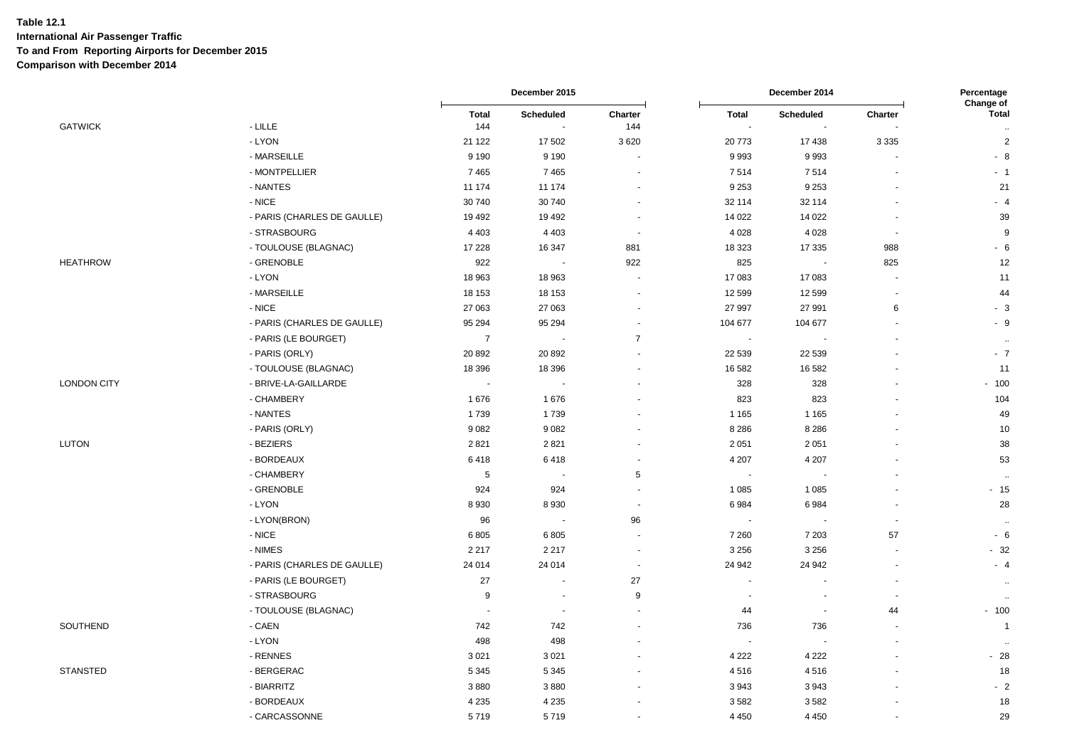**Table 12.1**
**International Air Passenger Traffic**
**To and From Reporting Airports for December 2015**
**Comparison with December 2014**

| | | December 2015 | | | December 2014 | | | Percentage Change of |
|---|---|---|---|---|---|---|---|---|
| | | Total | Scheduled | Charter | Total | Scheduled | Charter | Total |
| GATWICK | - LILLE | 144 | - | 144 | - | - | - | .. |
| | - LYON | 21 122 | 17 502 | 3 620 | 20 773 | 17 438 | 3 335 | 2 |
| | - MARSEILLE | 9 190 | 9 190 | - | 9 993 | 9 993 | - | - 8 |
| | - MONTPELLIER | 7 465 | 7 465 | - | 7 514 | 7 514 | - | - 1 |
| | - NANTES | 11 174 | 11 174 | - | 9 253 | 9 253 | - | 21 |
| | - NICE | 30 740 | 30 740 | - | 32 114 | 32 114 | - | - 4 |
| | - PARIS (CHARLES DE GAULLE) | 19 492 | 19 492 | - | 14 022 | 14 022 | - | 39 |
| | - STRASBOURG | 4 403 | 4 403 | - | 4 028 | 4 028 | - | 9 |
| | - TOULOUSE (BLAGNAC) | 17 228 | 16 347 | 881 | 18 323 | 17 335 | 988 | - 6 |
| HEATHROW | - GRENOBLE | 922 | - | 922 | 825 | - | 825 | 12 |
| | - LYON | 18 963 | 18 963 | - | 17 083 | 17 083 | - | 11 |
| | - MARSEILLE | 18 153 | 18 153 | - | 12 599 | 12 599 | - | 44 |
| | - NICE | 27 063 | 27 063 | - | 27 997 | 27 991 | 6 | - 3 |
| | - PARIS (CHARLES DE GAULLE) | 95 294 | 95 294 | - | 104 677 | 104 677 | - | - 9 |
| | - PARIS (LE BOURGET) | 7 | - | 7 | - | - | - | .. |
| | - PARIS (ORLY) | 20 892 | 20 892 | - | 22 539 | 22 539 | - | - 7 |
| | - TOULOUSE (BLAGNAC) | 18 396 | 18 396 | - | 16 582 | 16 582 | - | 11 |
| LONDON CITY | - BRIVE-LA-GAILLARDE | - | - | - | 328 | 328 | - | - 100 |
| | - CHAMBERY | 1 676 | 1 676 | - | 823 | 823 | - | 104 |
| | - NANTES | 1 739 | 1 739 | - | 1 165 | 1 165 | - | 49 |
| | - PARIS (ORLY) | 9 082 | 9 082 | - | 8 286 | 8 286 | - | 10 |
| LUTON | - BEZIERS | 2 821 | 2 821 | - | 2 051 | 2 051 | - | 38 |
| | - BORDEAUX | 6 418 | 6 418 | - | 4 207 | 4 207 | - | 53 |
| | - CHAMBERY | 5 | - | 5 | - | - | - | .. |
| | - GRENOBLE | 924 | 924 | - | 1 085 | 1 085 | - | - 15 |
| | - LYON | 8 930 | 8 930 | - | 6 984 | 6 984 | - | 28 |
| | - LYON(BRON) | 96 | - | 96 | - | - | - | .. |
| | - NICE | 6 805 | 6 805 | - | 7 260 | 7 203 | 57 | - 6 |
| | - NIMES | 2 217 | 2 217 | - | 3 256 | 3 256 | - | - 32 |
| | - PARIS (CHARLES DE GAULLE) | 24 014 | 24 014 | - | 24 942 | 24 942 | - | - 4 |
| | - PARIS (LE BOURGET) | 27 | - | 27 | - | - | - | .. |
| | - STRASBOURG | 9 | - | 9 | - | - | - | .. |
| | - TOULOUSE (BLAGNAC) | - | - | - | 44 | - | 44 | - 100 |
| SOUTHEND | - CAEN | 742 | 742 | - | 736 | 736 | - | 1 |
| | - LYON | 498 | 498 | - | - | - | - | .. |
| | - RENNES | 3 021 | 3 021 | - | 4 222 | 4 222 | - | - 28 |
| STANSTED | - BERGERAC | 5 345 | 5 345 | - | 4 516 | 4 516 | - | 18 |
| | - BIARRITZ | 3 880 | 3 880 | - | 3 943 | 3 943 | - | - 2 |
| | - BORDEAUX | 4 235 | 4 235 | - | 3 582 | 3 582 | - | 18 |
| | - CARCASSONNE | 5 719 | 5 719 | - | 4 450 | 4 450 | - | 29 |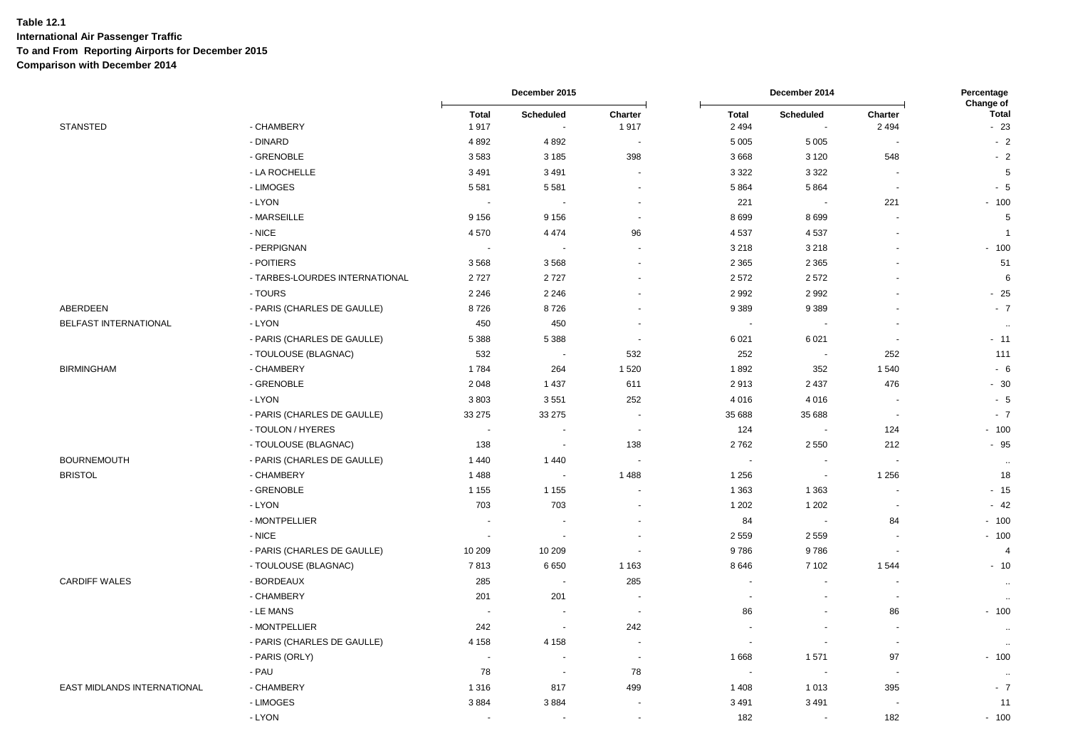**Table 12.1**
**International Air Passenger Traffic**
**To and From Reporting Airports for December 2015**
**Comparison with December 2014**

| | | December 2015 | | | December 2014 | | | Percentage Change of |
|---|---|---|---|---|---|---|---|---|
| | | Total | Scheduled | Charter | Total | Scheduled | Charter | Total |
| STANSTED | - CHAMBERY | 1 917 | - | 1 917 | 2 494 | - | 2 494 | - 23 |
| | - DINARD | 4 892 | 4 892 | - | 5 005 | 5 005 | - | - 2 |
| | - GRENOBLE | 3 583 | 3 185 | 398 | 3 668 | 3 120 | 548 | - 2 |
| | - LA ROCHELLE | 3 491 | 3 491 | - | 3 322 | 3 322 | - | 5 |
| | - LIMOGES | 5 581 | 5 581 | - | 5 864 | 5 864 | - | - 5 |
| | - LYON | - | - | - | 221 | - | 221 | - 100 |
| | - MARSEILLE | 9 156 | 9 156 | - | 8 699 | 8 699 | - | 5 |
| | - NICE | 4 570 | 4 474 | 96 | 4 537 | 4 537 | - | 1 |
| | - PERPIGNAN | - | - | - | 3 218 | 3 218 | - | - 100 |
| | - POITIERS | 3 568 | 3 568 | - | 2 365 | 2 365 | - | 51 |
| | - TARBES-LOURDES INTERNATIONAL | 2 727 | 2 727 | - | 2 572 | 2 572 | - | 6 |
| | - TOURS | 2 246 | 2 246 | - | 2 992 | 2 992 | - | - 25 |
| ABERDEEN | - PARIS (CHARLES DE GAULLE) | 8 726 | 8 726 | - | 9 389 | 9 389 | - | - 7 |
| BELFAST INTERNATIONAL | - LYON | 450 | 450 | - | - | - | - | .. |
| | - PARIS (CHARLES DE GAULLE) | 5 388 | 5 388 | - | 6 021 | 6 021 | - | - 11 |
| | - TOULOUSE (BLAGNAC) | 532 | - | 532 | 252 | - | 252 | 111 |
| BIRMINGHAM | - CHAMBERY | 1 784 | 264 | 1 520 | 1 892 | 352 | 1 540 | - 6 |
| | - GRENOBLE | 2 048 | 1 437 | 611 | 2 913 | 2 437 | 476 | - 30 |
| | - LYON | 3 803 | 3 551 | 252 | 4 016 | 4 016 | - | - 5 |
| | - PARIS (CHARLES DE GAULLE) | 33 275 | 33 275 | - | 35 688 | 35 688 | - | - 7 |
| | - TOULON / HYERES | - | - | - | 124 | - | 124 | - 100 |
| | - TOULOUSE (BLAGNAC) | 138 | - | 138 | 2 762 | 2 550 | 212 | - 95 |
| BOURNEMOUTH | - PARIS (CHARLES DE GAULLE) | 1 440 | 1 440 | - | - | - | - | .. |
| BRISTOL | - CHAMBERY | 1 488 | - | 1 488 | 1 256 | - | 1 256 | 18 |
| | - GRENOBLE | 1 155 | 1 155 | - | 1 363 | 1 363 | - | - 15 |
| | - LYON | 703 | 703 | - | 1 202 | 1 202 | - | - 42 |
| | - MONTPELLIER | - | - | - | 84 | - | 84 | - 100 |
| | - NICE | - | - | - | 2 559 | 2 559 | - | - 100 |
| | - PARIS (CHARLES DE GAULLE) | 10 209 | 10 209 | - | 9 786 | 9 786 | - | 4 |
| | - TOULOUSE (BLAGNAC) | 7 813 | 6 650 | 1 163 | 8 646 | 7 102 | 1 544 | - 10 |
| CARDIFF WALES | - BORDEAUX | 285 | - | 285 | - | - | - | .. |
| | - CHAMBERY | 201 | 201 | - | - | - | - | .. |
| | - LE MANS | - | - | - | 86 | - | 86 | - 100 |
| | - MONTPELLIER | 242 | - | 242 | - | - | - | .. |
| | - PARIS (CHARLES DE GAULLE) | 4 158 | 4 158 | - | - | - | - | .. |
| | - PARIS (ORLY) | - | - | - | 1 668 | 1 571 | 97 | - 100 |
| | - PAU | 78 | - | 78 | - | - | - | .. |
| EAST MIDLANDS INTERNATIONAL | - CHAMBERY | 1 316 | 817 | 499 | 1 408 | 1 013 | 395 | - 7 |
| | - LIMOGES | 3 884 | 3 884 | - | 3 491 | 3 491 | - | 11 |
| | - LYON | - | - | - | 182 | - | 182 | - 100 |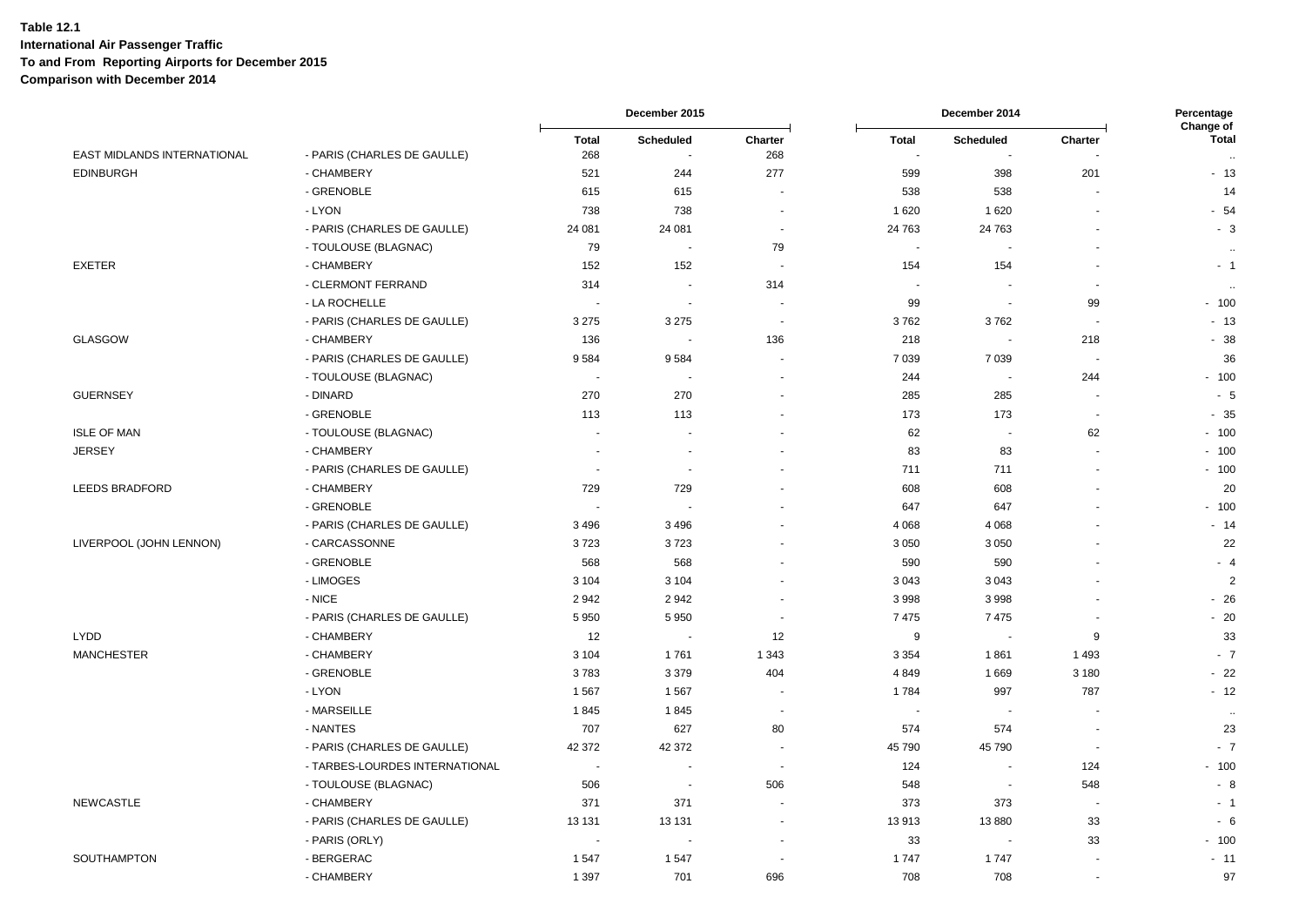**Table 12.1**
**International Air Passenger Traffic**
**To and From Reporting Airports for December 2015**
**Comparison with December 2014**

| | | December 2015 | | | December 2014 | | | Percentage Change of |
|---|---|---|---|---|---|---|---|---|
| | | Total | Scheduled | Charter | Total | Scheduled | Charter | Total |
| EAST MIDLANDS INTERNATIONAL | - PARIS (CHARLES DE GAULLE) | 268 | - | 268 | - | - | - | .. |
| EDINBURGH | - CHAMBERY | 521 | 244 | 277 | 599 | 398 | 201 | - 13 |
| | - GRENOBLE | 615 | 615 | - | 538 | 538 | - | 14 |
| | - LYON | 738 | 738 | - | 1 620 | 1 620 | - | - 54 |
| | - PARIS (CHARLES DE GAULLE) | 24 081 | 24 081 | - | 24 763 | 24 763 | - | - 3 |
| | - TOULOUSE (BLAGNAC) | 79 | - | 79 | - | - | - | .. |
| EXETER | - CHAMBERY | 152 | 152 | - | 154 | 154 | - | - 1 |
| | - CLERMONT FERRAND | 314 | - | 314 | - | - | - | .. |
| | - LA ROCHELLE | - | - | - | 99 | - | 99 | - 100 |
| | - PARIS (CHARLES DE GAULLE) | 3 275 | 3 275 | - | 3 762 | 3 762 | - | - 13 |
| GLASGOW | - CHAMBERY | 136 | - | 136 | 218 | - | 218 | - 38 |
| | - PARIS (CHARLES DE GAULLE) | 9 584 | 9 584 | - | 7 039 | 7 039 | - | 36 |
| | - TOULOUSE (BLAGNAC) | - | - | - | 244 | - | 244 | - 100 |
| GUERNSEY | - DINARD | 270 | 270 | - | 285 | 285 | - | - 5 |
| | - GRENOBLE | 113 | 113 | - | 173 | 173 | - | - 35 |
| ISLE OF MAN | - TOULOUSE (BLAGNAC) | - | - | - | 62 | - | 62 | - 100 |
| JERSEY | - CHAMBERY | - | - | - | 83 | 83 | - | - 100 |
| | - PARIS (CHARLES DE GAULLE) | - | - | - | 711 | 711 | - | - 100 |
| LEEDS BRADFORD | - CHAMBERY | 729 | 729 | - | 608 | 608 | - | 20 |
| | - GRENOBLE | - | - | - | 647 | 647 | - | - 100 |
| | - PARIS (CHARLES DE GAULLE) | 3 496 | 3 496 | - | 4 068 | 4 068 | - | - 14 |
| LIVERPOOL (JOHN LENNON) | - CARCASSONNE | 3 723 | 3 723 | - | 3 050 | 3 050 | - | 22 |
| | - GRENOBLE | 568 | 568 | - | 590 | 590 | - | - 4 |
| | - LIMOGES | 3 104 | 3 104 | - | 3 043 | 3 043 | - | 2 |
| | - NICE | 2 942 | 2 942 | - | 3 998 | 3 998 | - | - 26 |
| | - PARIS (CHARLES DE GAULLE) | 5 950 | 5 950 | - | 7 475 | 7 475 | - | - 20 |
| LYDD | - CHAMBERY | 12 | - | 12 | 9 | - | 9 | 33 |
| MANCHESTER | - CHAMBERY | 3 104 | 1 761 | 1 343 | 3 354 | 1 861 | 1 493 | - 7 |
| | - GRENOBLE | 3 783 | 3 379 | 404 | 4 849 | 1 669 | 3 180 | - 22 |
| | - LYON | 1 567 | 1 567 | - | 1 784 | 997 | 787 | - 12 |
| | - MARSEILLE | 1 845 | 1 845 | - | - | - | - | .. |
| | - NANTES | 707 | 627 | 80 | 574 | 574 | - | 23 |
| | - PARIS (CHARLES DE GAULLE) | 42 372 | 42 372 | - | 45 790 | 45 790 | - | - 7 |
| | - TARBES-LOURDES INTERNATIONAL | - | - | - | 124 | - | 124 | - 100 |
| | - TOULOUSE (BLAGNAC) | 506 | - | 506 | 548 | - | 548 | - 8 |
| NEWCASTLE | - CHAMBERY | 371 | 371 | - | 373 | 373 | - | - 1 |
| | - PARIS (CHARLES DE GAULLE) | 13 131 | 13 131 | - | 13 913 | 13 880 | 33 | - 6 |
| | - PARIS (ORLY) | - | - | - | 33 | - | 33 | - 100 |
| SOUTHAMPTON | - BERGERAC | 1 547 | 1 547 | - | 1 747 | 1 747 | - | - 11 |
| | - CHAMBERY | 1 397 | 701 | 696 | 708 | 708 | - | 97 |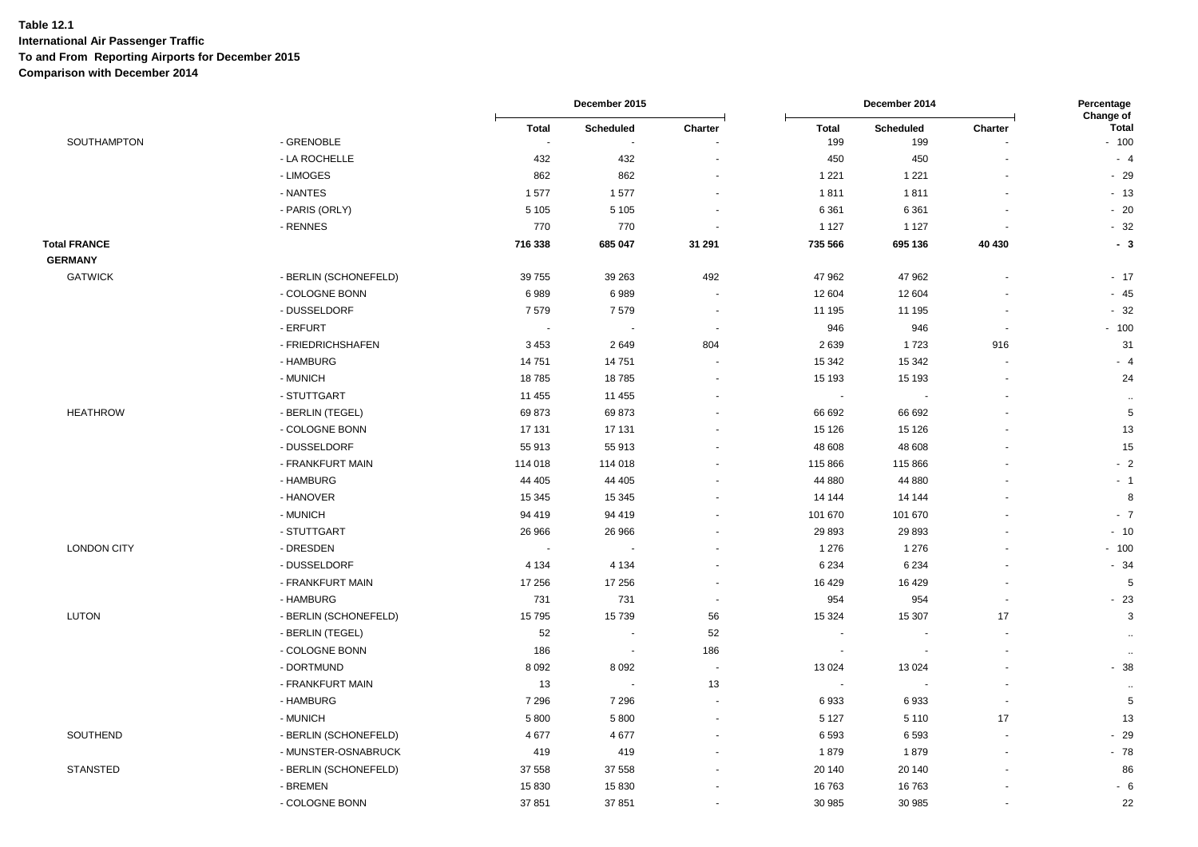**Table 12.1**
**International Air Passenger Traffic**
**To and From Reporting Airports for December 2015**
**Comparison with December 2014**

| | | December 2015 | | | December 2014 | | | Percentage Change of |
|---|---|---|---|---|---|---|---|---|
| | | Total | Scheduled | Charter | Total | Scheduled | Charter | Total |
| SOUTHAMPTON | - GRENOBLE | - | - | - | 199 | 199 | - | - 100 |
| | - LA ROCHELLE | 432 | 432 | - | 450 | 450 | - | - 4 |
| | - LIMOGES | 862 | 862 | - | 1 221 | 1 221 | - | - 29 |
| | - NANTES | 1 577 | 1 577 | - | 1 811 | 1 811 | - | - 13 |
| | - PARIS (ORLY) | 5 105 | 5 105 | - | 6 361 | 6 361 | - | - 20 |
| | - RENNES | 770 | 770 | - | 1 127 | 1 127 | - | - 32 |
| **Total FRANCE** | | **716 338** | **685 047** | **31 291** | **735 566** | **695 136** | **40 430** | **- 3** |
| **GERMANY** | | | | | | | | |
| GATWICK | - BERLIN (SCHONEFELD) | 39 755 | 39 263 | 492 | 47 962 | 47 962 | - | - 17 |
| | - COLOGNE BONN | 6 989 | 6 989 | - | 12 604 | 12 604 | - | - 45 |
| | - DUSSELDORF | 7 579 | 7 579 | - | 11 195 | 11 195 | - | - 32 |
| | - ERFURT | - | - | - | 946 | 946 | - | - 100 |
| | - FRIEDRICHSHAFEN | 3 453 | 2 649 | 804 | 2 639 | 1 723 | 916 | 31 |
| | - HAMBURG | 14 751 | 14 751 | - | 15 342 | 15 342 | - | - 4 |
| | - MUNICH | 18 785 | 18 785 | - | 15 193 | 15 193 | - | 24 |
| | - STUTTGART | 11 455 | 11 455 | - | - | - | - | .. |
| HEATHROW | - BERLIN (TEGEL) | 69 873 | 69 873 | - | 66 692 | 66 692 | - | 5 |
| | - COLOGNE BONN | 17 131 | 17 131 | - | 15 126 | 15 126 | - | 13 |
| | - DUSSELDORF | 55 913 | 55 913 | - | 48 608 | 48 608 | - | 15 |
| | - FRANKFURT MAIN | 114 018 | 114 018 | - | 115 866 | 115 866 | - | - 2 |
| | - HAMBURG | 44 405 | 44 405 | - | 44 880 | 44 880 | - | - 1 |
| | - HANOVER | 15 345 | 15 345 | - | 14 144 | 14 144 | - | 8 |
| | - MUNICH | 94 419 | 94 419 | - | 101 670 | 101 670 | - | - 7 |
| | - STUTTGART | 26 966 | 26 966 | - | 29 893 | 29 893 | - | - 10 |
| LONDON CITY | - DRESDEN | - | - | - | 1 276 | 1 276 | - | - 100 |
| | - DUSSELDORF | 4 134 | 4 134 | - | 6 234 | 6 234 | - | - 34 |
| | - FRANKFURT MAIN | 17 256 | 17 256 | - | 16 429 | 16 429 | - | 5 |
| | - HAMBURG | 731 | 731 | - | 954 | 954 | - | - 23 |
| LUTON | - BERLIN (SCHONEFELD) | 15 795 | 15 739 | 56 | 15 324 | 15 307 | 17 | 3 |
| | - BERLIN (TEGEL) | 52 | - | 52 | - | - | - | .. |
| | - COLOGNE BONN | 186 | - | 186 | - | - | - | .. |
| | - DORTMUND | 8 092 | 8 092 | - | 13 024 | 13 024 | - | - 38 |
| | - FRANKFURT MAIN | 13 | - | 13 | - | - | - | .. |
| | - HAMBURG | 7 296 | 7 296 | - | 6 933 | 6 933 | - | 5 |
| | - MUNICH | 5 800 | 5 800 | - | 5 127 | 5 110 | 17 | 13 |
| SOUTHEND | - BERLIN (SCHONEFELD) | 4 677 | 4 677 | - | 6 593 | 6 593 | - | - 29 |
| | - MUNSTER-OSNABRUCK | 419 | 419 | - | 1 879 | 1 879 | - | - 78 |
| STANSTED | - BERLIN (SCHONEFELD) | 37 558 | 37 558 | - | 20 140 | 20 140 | - | 86 |
| | - BREMEN | 15 830 | 15 830 | - | 16 763 | 16 763 | - | - 6 |
| | - COLOGNE BONN | 37 851 | 37 851 | - | 30 985 | 30 985 | - | 22 |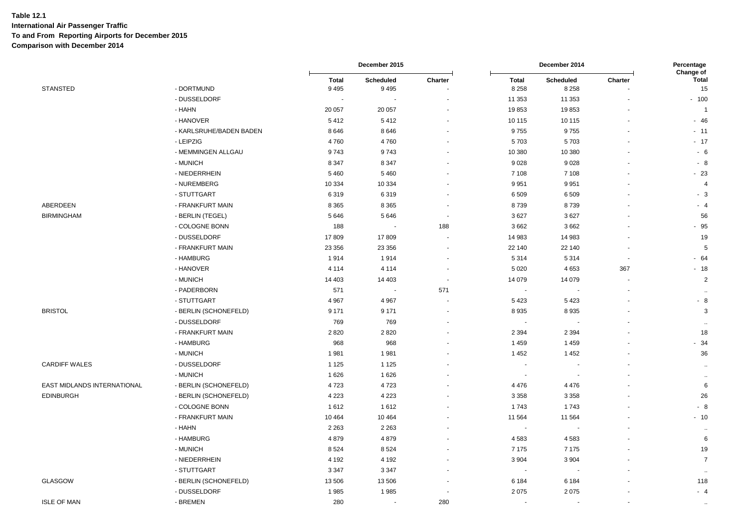**Table 12.1**
**International Air Passenger Traffic**
**To and From Reporting Airports for December 2015**
**Comparison with December 2014**

| | | December 2015 | | | December 2014 | | | Percentage Change of |
|---|---|---|---|---|---|---|---|---|
| | | Total | Scheduled | Charter | Total | Scheduled | Charter | Total |
| STANSTED | - DORTMUND | 9 495 | 9 495 | - | 8 258 | 8 258 | - | 15 |
| | - DUSSELDORF | - | - | - | 11 353 | 11 353 | - | - 100 |
| | - HAHN | 20 057 | 20 057 | - | 19 853 | 19 853 | - | 1 |
| | - HANOVER | 5 412 | 5 412 | - | 10 115 | 10 115 | - | - 46 |
| | - KARLSRUHE/BADEN BADEN | 8 646 | 8 646 | - | 9 755 | 9 755 | - | - 11 |
| | - LEIPZIG | 4 760 | 4 760 | - | 5 703 | 5 703 | - | - 17 |
| | - MEMMINGEN ALLGAU | 9 743 | 9 743 | - | 10 380 | 10 380 | - | - 6 |
| | - MUNICH | 8 347 | 8 347 | - | 9 028 | 9 028 | - | - 8 |
| | - NIEDERRHEIN | 5 460 | 5 460 | - | 7 108 | 7 108 | - | - 23 |
| | - NUREMBERG | 10 334 | 10 334 | - | 9 951 | 9 951 | - | 4 |
| | - STUTTGART | 6 319 | 6 319 | - | 6 509 | 6 509 | - | - 3 |
| ABERDEEN | - FRANKFURT MAIN | 8 365 | 8 365 | - | 8 739 | 8 739 | - | - 4 |
| BIRMINGHAM | - BERLIN (TEGEL) | 5 646 | 5 646 | - | 3 627 | 3 627 | - | 56 |
| | - COLOGNE BONN | 188 | - | 188 | 3 662 | 3 662 | - | - 95 |
| | - DUSSELDORF | 17 809 | 17 809 | - | 14 983 | 14 983 | - | 19 |
| | - FRANKFURT MAIN | 23 356 | 23 356 | - | 22 140 | 22 140 | - | 5 |
| | - HAMBURG | 1 914 | 1 914 | - | 5 314 | 5 314 | - | - 64 |
| | - HANOVER | 4 114 | 4 114 | - | 5 020 | 4 653 | 367 | - 18 |
| | - MUNICH | 14 403 | 14 403 | - | 14 079 | 14 079 | - | 2 |
| | - PADERBORN | 571 | - | 571 | - | - | - | .. |
| | - STUTTGART | 4 967 | 4 967 | - | 5 423 | 5 423 | - | - 8 |
| BRISTOL | - BERLIN (SCHONEFELD) | 9 171 | 9 171 | - | 8 935 | 8 935 | - | 3 |
| | - DUSSELDORF | 769 | 769 | - | - | - | - | .. |
| | - FRANKFURT MAIN | 2 820 | 2 820 | - | 2 394 | 2 394 | - | 18 |
| | - HAMBURG | 968 | 968 | - | 1 459 | 1 459 | - | - 34 |
| | - MUNICH | 1 981 | 1 981 | - | 1 452 | 1 452 | - | 36 |
| CARDIFF WALES | - DUSSELDORF | 1 125 | 1 125 | - | - | - | - | .. |
| | - MUNICH | 1 626 | 1 626 | - | - | - | - | .. |
| EAST MIDLANDS INTERNATIONAL | - BERLIN (SCHONEFELD) | 4 723 | 4 723 | - | 4 476 | 4 476 | - | 6 |
| EDINBURGH | - BERLIN (SCHONEFELD) | 4 223 | 4 223 | - | 3 358 | 3 358 | - | 26 |
| | - COLOGNE BONN | 1 612 | 1 612 | - | 1 743 | 1 743 | - | - 8 |
| | - FRANKFURT MAIN | 10 464 | 10 464 | - | 11 564 | 11 564 | - | - 10 |
| | - HAHN | 2 263 | 2 263 | - | - | - | - | .. |
| | - HAMBURG | 4 879 | 4 879 | - | 4 583 | 4 583 | - | 6 |
| | - MUNICH | 8 524 | 8 524 | - | 7 175 | 7 175 | - | 19 |
| | - NIEDERRHEIN | 4 192 | 4 192 | - | 3 904 | 3 904 | - | 7 |
| | - STUTTGART | 3 347 | 3 347 | - | - | - | - | .. |
| GLASGOW | - BERLIN (SCHONEFELD) | 13 506 | 13 506 | - | 6 184 | 6 184 | - | 118 |
| | - DUSSELDORF | 1 985 | 1 985 | - | 2 075 | 2 075 | - | - 4 |
| ISLE OF MAN | - BREMEN | 280 | - | 280 | - | - | - | .. |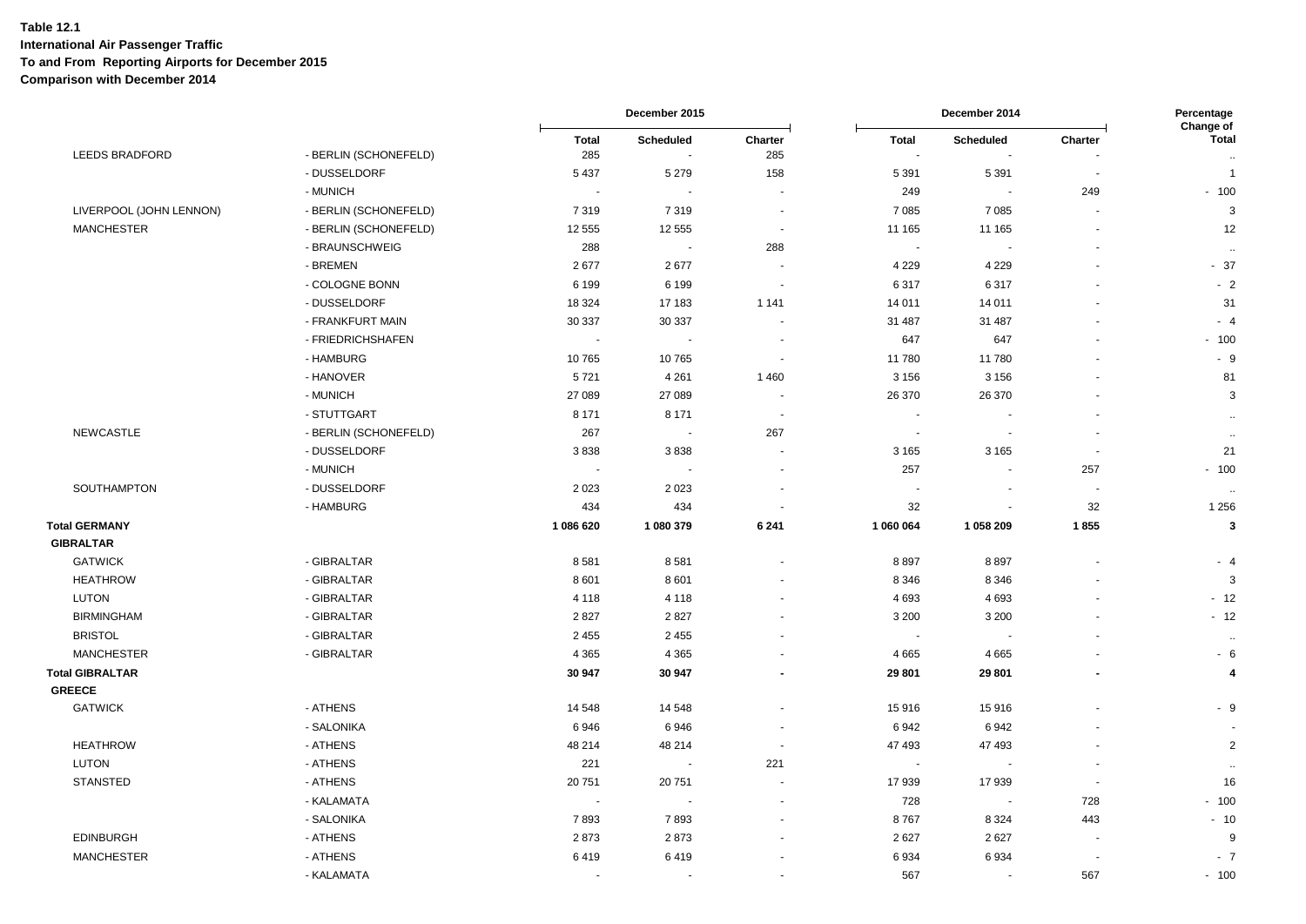**Table 12.1**
**International Air Passenger Traffic**
**To and From Reporting Airports for December 2015**
**Comparison with December 2014**

| | | December 2015 | | | December 2014 | | | Percentage Change of |
|---|---|---|---|---|---|---|---|---|
| | | Total | Scheduled | Charter | Total | Scheduled | Charter | Total |
| LEEDS BRADFORD | - BERLIN (SCHONEFELD) | 285 | - | 285 | - | - | - | .. |
| | - DUSSELDORF | 5 437 | 5 279 | 158 | 5 391 | 5 391 | - | 1 |
| | - MUNICH | - | - | - | 249 | - | 249 | - 100 |
| LIVERPOOL (JOHN LENNON) | - BERLIN (SCHONEFELD) | 7 319 | 7 319 | - | 7 085 | 7 085 | - | 3 |
| MANCHESTER | - BERLIN (SCHONEFELD) | 12 555 | 12 555 | - | 11 165 | 11 165 | - | 12 |
| | - BRAUNSCHWEIG | 288 | - | 288 | - | - | - | .. |
| | - BREMEN | 2 677 | 2 677 | - | 4 229 | 4 229 | - | - 37 |
| | - COLOGNE BONN | 6 199 | 6 199 | - | 6 317 | 6 317 | - | - 2 |
| | - DUSSELDORF | 18 324 | 17 183 | 1 141 | 14 011 | 14 011 | - | 31 |
| | - FRANKFURT MAIN | 30 337 | 30 337 | - | 31 487 | 31 487 | - | - 4 |
| | - FRIEDRICHSHAFEN | - | - | - | 647 | 647 | - | - 100 |
| | - HAMBURG | 10 765 | 10 765 | - | 11 780 | 11 780 | - | - 9 |
| | - HANOVER | 5 721 | 4 261 | 1 460 | 3 156 | 3 156 | - | 81 |
| | - MUNICH | 27 089 | 27 089 | - | 26 370 | 26 370 | - | 3 |
| | - STUTTGART | 8 171 | 8 171 | - | - | - | - | .. |
| NEWCASTLE | - BERLIN (SCHONEFELD) | 267 | - | 267 | - | - | - | .. |
| | - DUSSELDORF | 3 838 | 3 838 | - | 3 165 | 3 165 | - | 21 |
| | - MUNICH | - | - | - | 257 | - | 257 | - 100 |
| SOUTHAMPTON | - DUSSELDORF | 2 023 | 2 023 | - | - | - | - | .. |
| | - HAMBURG | 434 | 434 | - | 32 | - | 32 | 1 256 |
| **Total GERMANY** | | **1 086 620** | **1 080 379** | **6 241** | **1 060 064** | **1 058 209** | **1 855** | **3** |
| **GIBRALTAR** | | | | | | | | |
| GATWICK | - GIBRALTAR | 8 581 | 8 581 | - | 8 897 | 8 897 | - | - 4 |
| HEATHROW | - GIBRALTAR | 8 601 | 8 601 | - | 8 346 | 8 346 | - | 3 |
| LUTON | - GIBRALTAR | 4 118 | 4 118 | - | 4 693 | 4 693 | - | - 12 |
| BIRMINGHAM | - GIBRALTAR | 2 827 | 2 827 | - | 3 200 | 3 200 | - | - 12 |
| BRISTOL | - GIBRALTAR | 2 455 | 2 455 | - | - | - | - | .. |
| MANCHESTER | - GIBRALTAR | 4 365 | 4 365 | - | 4 665 | 4 665 | - | - 6 |
| **Total GIBRALTAR** | | **30 947** | **30 947** | **-** | **29 801** | **29 801** | **-** | **4** |
| **GREECE** | | | | | | | | |
| GATWICK | - ATHENS | 14 548 | 14 548 | - | 15 916 | 15 916 | - | - 9 |
| | - SALONIKA | 6 946 | 6 946 | - | 6 942 | 6 942 | - | - |
| HEATHROW | - ATHENS | 48 214 | 48 214 | - | 47 493 | 47 493 | - | 2 |
| LUTON | - ATHENS | 221 | - | 221 | - | - | - | .. |
| STANSTED | - ATHENS | 20 751 | 20 751 | - | 17 939 | 17 939 | - | 16 |
| | - KALAMATA | - | - | - | 728 | - | 728 | - 100 |
| | - SALONIKA | 7 893 | 7 893 | - | 8 767 | 8 324 | 443 | - 10 |
| EDINBURGH | - ATHENS | 2 873 | 2 873 | - | 2 627 | 2 627 | - | 9 |
| MANCHESTER | - ATHENS | 6 419 | 6 419 | - | 6 934 | 6 934 | - | - 7 |
| | - KALAMATA | - | - | - | 567 | - | 567 | - 100 |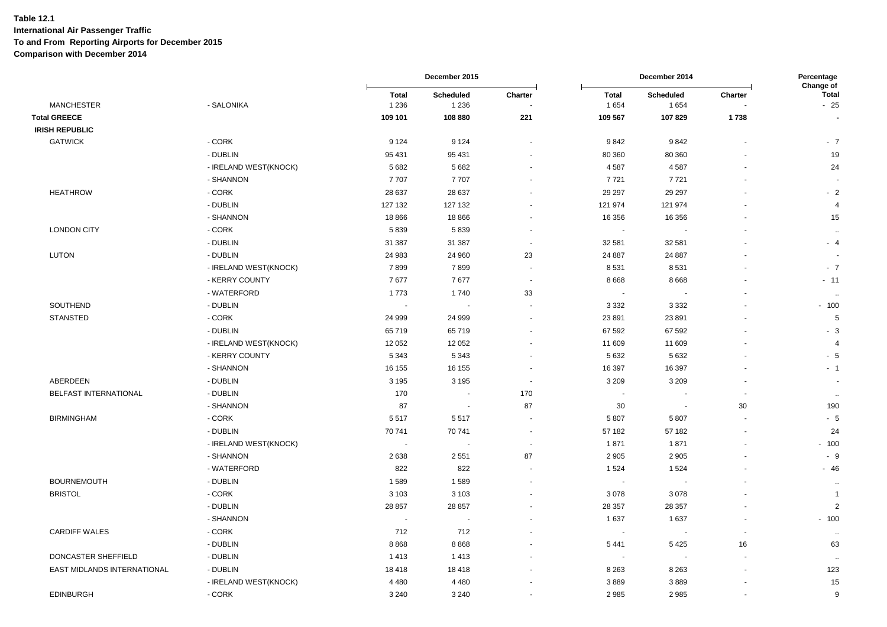**Table 12.1**
**International Air Passenger Traffic**
**To and From Reporting Airports for December 2015**
**Comparison with December 2014**

| | | December 2015 | | | December 2014 | | | Percentage Change of |
|---|---|---|---|---|---|---|---|---|
| | | Total | Scheduled | Charter | Total | Scheduled | Charter | Total |
| MANCHESTER | - SALONIKA | 1 236 | 1 236 | - | 1 654 | 1 654 | - | - 25 |
| **Total GREECE** | | **109 101** | **108 880** | **221** | **109 567** | **107 829** | **1 738** | **-** |
| **IRISH REPUBLIC** | | | | | | | | |
| GATWICK | - CORK | 9 124 | 9 124 | - | 9 842 | 9 842 | - | - 7 |
| | - DUBLIN | 95 431 | 95 431 | - | 80 360 | 80 360 | - | 19 |
| | - IRELAND WEST(KNOCK) | 5 682 | 5 682 | - | 4 587 | 4 587 | - | 24 |
| | - SHANNON | 7 707 | 7 707 | - | 7 721 | 7 721 | - | - |
| HEATHROW | - CORK | 28 637 | 28 637 | - | 29 297 | 29 297 | - | - 2 |
| | - DUBLIN | 127 132 | 127 132 | - | 121 974 | 121 974 | - | 4 |
| | - SHANNON | 18 866 | 18 866 | - | 16 356 | 16 356 | - | 15 |
| LONDON CITY | - CORK | 5 839 | 5 839 | - | - | - | - | .. |
| | - DUBLIN | 31 387 | 31 387 | - | 32 581 | 32 581 | - | - 4 |
| LUTON | - DUBLIN | 24 983 | 24 960 | 23 | 24 887 | 24 887 | - | - |
| | - IRELAND WEST(KNOCK) | 7 899 | 7 899 | - | 8 531 | 8 531 | - | - 7 |
| | - KERRY COUNTY | 7 677 | 7 677 | - | 8 668 | 8 668 | - | - 11 |
| | - WATERFORD | 1 773 | 1 740 | 33 | - | - | - | .. |
| SOUTHEND | - DUBLIN | - | - | - | 3 332 | 3 332 | - | - 100 |
| STANSTED | - CORK | 24 999 | 24 999 | - | 23 891 | 23 891 | - | 5 |
| | - DUBLIN | 65 719 | 65 719 | - | 67 592 | 67 592 | - | - 3 |
| | - IRELAND WEST(KNOCK) | 12 052 | 12 052 | - | 11 609 | 11 609 | - | 4 |
| | - KERRY COUNTY | 5 343 | 5 343 | - | 5 632 | 5 632 | - | - 5 |
| | - SHANNON | 16 155 | 16 155 | - | 16 397 | 16 397 | - | - 1 |
| ABERDEEN | - DUBLIN | 3 195 | 3 195 | - | 3 209 | 3 209 | - | - |
| BELFAST INTERNATIONAL | - DUBLIN | 170 | - | 170 | - | - | - | .. |
| | - SHANNON | 87 | - | 87 | 30 | - | 30 | 190 |
| BIRMINGHAM | - CORK | 5 517 | 5 517 | - | 5 807 | 5 807 | - | - 5 |
| | - DUBLIN | 70 741 | 70 741 | - | 57 182 | 57 182 | - | 24 |
| | - IRELAND WEST(KNOCK) | - | - | - | 1 871 | 1 871 | - | - 100 |
| | - SHANNON | 2 638 | 2 551 | 87 | 2 905 | 2 905 | - | - 9 |
| | - WATERFORD | 822 | 822 | - | 1 524 | 1 524 | - | - 46 |
| BOURNEMOUTH | - DUBLIN | 1 589 | 1 589 | - | - | - | - | .. |
| BRISTOL | - CORK | 3 103 | 3 103 | - | 3 078 | 3 078 | - | 1 |
| | - DUBLIN | 28 857 | 28 857 | - | 28 357 | 28 357 | - | 2 |
| | - SHANNON | - | - | - | 1 637 | 1 637 | - | - 100 |
| CARDIFF WALES | - CORK | 712 | 712 | - | - | - | - | .. |
| | - DUBLIN | 8 868 | 8 868 | - | 5 441 | 5 425 | 16 | 63 |
| DONCASTER SHEFFIELD | - DUBLIN | 1 413 | 1 413 | - | - | - | - | .. |
| EAST MIDLANDS INTERNATIONAL | - DUBLIN | 18 418 | 18 418 | - | 8 263 | 8 263 | - | 123 |
| | - IRELAND WEST(KNOCK) | 4 480 | 4 480 | - | 3 889 | 3 889 | - | 15 |
| EDINBURGH | - CORK | 3 240 | 3 240 | - | 2 985 | 2 985 | - | 9 |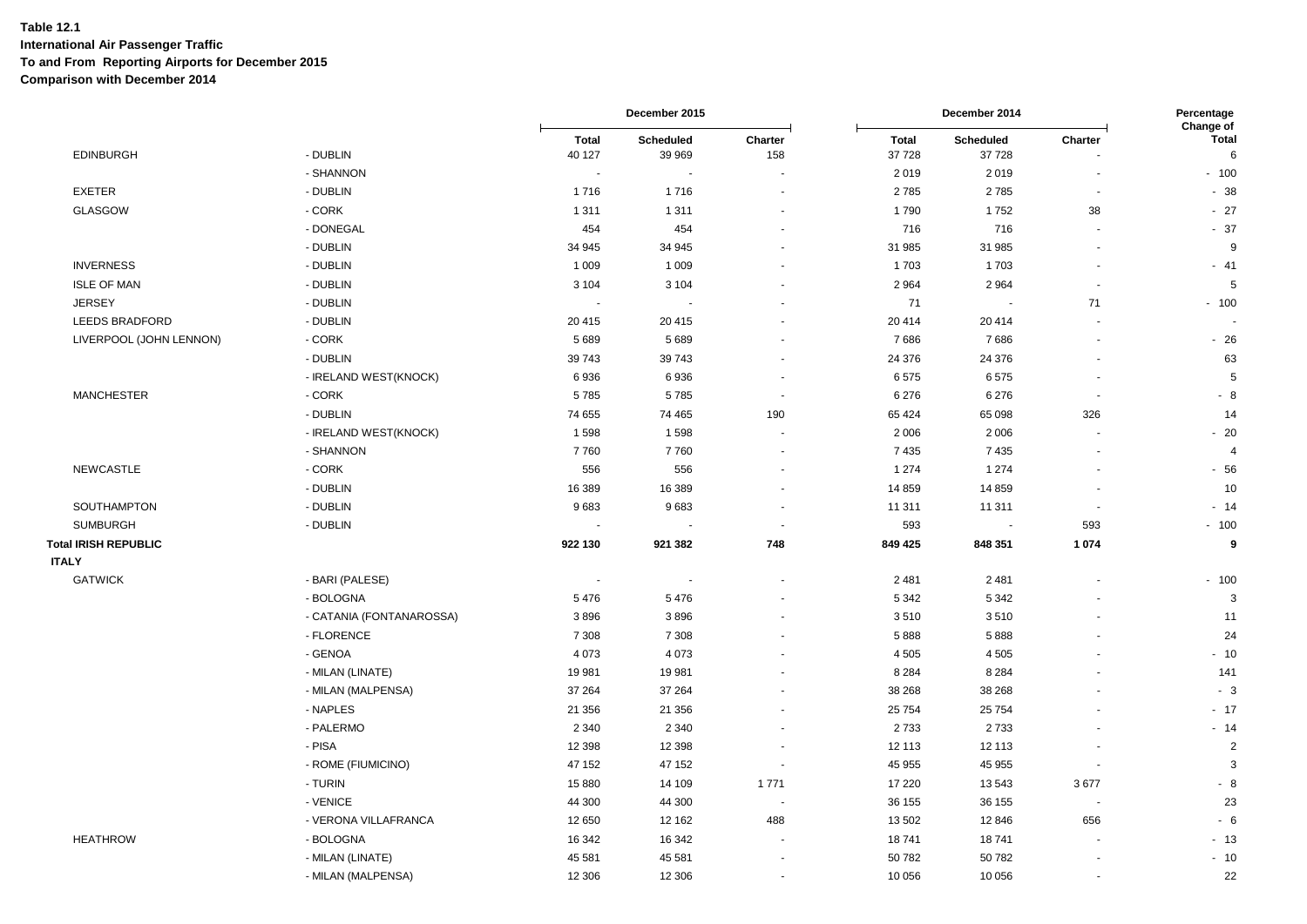**Table 12.1**
**International Air Passenger Traffic**
**To and From Reporting Airports for December 2015**
**Comparison with December 2014**

| | | December 2015 | | | December 2014 | | | Percentage Change of |
|---|---|---|---|---|---|---|---|---|
| | | Total | Scheduled | Charter | Total | Scheduled | Charter | Total |
| EDINBURGH | - DUBLIN | 40 127 | 39 969 | 158 | 37 728 | 37 728 | - | 6 |
| | - SHANNON | - | - | - | 2 019 | 2 019 | - | - 100 |
| EXETER | - DUBLIN | 1 716 | 1 716 | - | 2 785 | 2 785 | - | - 38 |
| GLASGOW | - CORK | 1 311 | 1 311 | - | 1 790 | 1 752 | 38 | - 27 |
| | - DONEGAL | 454 | 454 | - | 716 | 716 | - | - 37 |
| | - DUBLIN | 34 945 | 34 945 | - | 31 985 | 31 985 | - | 9 |
| INVERNESS | - DUBLIN | 1 009 | 1 009 | - | 1 703 | 1 703 | - | - 41 |
| ISLE OF MAN | - DUBLIN | 3 104 | 3 104 | - | 2 964 | 2 964 | - | 5 |
| JERSEY | - DUBLIN | - | - | - | 71 | - | 71 | - 100 |
| LEEDS BRADFORD | - DUBLIN | 20 415 | 20 415 | - | 20 414 | 20 414 | - | - |
| LIVERPOOL (JOHN LENNON) | - CORK | 5 689 | 5 689 | - | 7 686 | 7 686 | - | - 26 |
| | - DUBLIN | 39 743 | 39 743 | - | 24 376 | 24 376 | - | 63 |
| | - IRELAND WEST(KNOCK) | 6 936 | 6 936 | - | 6 575 | 6 575 | - | 5 |
| MANCHESTER | - CORK | 5 785 | 5 785 | - | 6 276 | 6 276 | - | - 8 |
| | - DUBLIN | 74 655 | 74 465 | 190 | 65 424 | 65 098 | 326 | 14 |
| | - IRELAND WEST(KNOCK) | 1 598 | 1 598 | - | 2 006 | 2 006 | - | - 20 |
| | - SHANNON | 7 760 | 7 760 | - | 7 435 | 7 435 | - | 4 |
| NEWCASTLE | - CORK | 556 | 556 | - | 1 274 | 1 274 | - | - 56 |
| | - DUBLIN | 16 389 | 16 389 | - | 14 859 | 14 859 | - | 10 |
| SOUTHAMPTON | - DUBLIN | 9 683 | 9 683 | - | 11 311 | 11 311 | - | - 14 |
| SUMBURGH | - DUBLIN | - | - | - | 593 | - | 593 | - 100 |
| **Total IRISH REPUBLIC** | | **922 130** | **921 382** | **748** | **849 425** | **848 351** | **1 074** | **9** |
| **ITALY** | | | | | | | | |
| GATWICK | - BARI (PALESE) | - | - | - | 2 481 | 2 481 | - | - 100 |
| | - BOLOGNA | 5 476 | 5 476 | - | 5 342 | 5 342 | - | 3 |
| | - CATANIA (FONTANAROSSA) | 3 896 | 3 896 | - | 3 510 | 3 510 | - | 11 |
| | - FLORENCE | 7 308 | 7 308 | - | 5 888 | 5 888 | - | 24 |
| | - GENOA | 4 073 | 4 073 | - | 4 505 | 4 505 | - | - 10 |
| | - MILAN (LINATE) | 19 981 | 19 981 | - | 8 284 | 8 284 | - | 141 |
| | - MILAN (MALPENSA) | 37 264 | 37 264 | - | 38 268 | 38 268 | - | - 3 |
| | - NAPLES | 21 356 | 21 356 | - | 25 754 | 25 754 | - | - 17 |
| | - PALERMO | 2 340 | 2 340 | - | 2 733 | 2 733 | - | - 14 |
| | - PISA | 12 398 | 12 398 | - | 12 113 | 12 113 | - | 2 |
| | - ROME (FIUMICINO) | 47 152 | 47 152 | - | 45 955 | 45 955 | - | 3 |
| | - TURIN | 15 880 | 14 109 | 1 771 | 17 220 | 13 543 | 3 677 | - 8 |
| | - VENICE | 44 300 | 44 300 | - | 36 155 | 36 155 | - | 23 |
| | - VERONA VILLAFRANCA | 12 650 | 12 162 | 488 | 13 502 | 12 846 | 656 | - 6 |
| HEATHROW | - BOLOGNA | 16 342 | 16 342 | - | 18 741 | 18 741 | - | - 13 |
| | - MILAN (LINATE) | 45 581 | 45 581 | - | 50 782 | 50 782 | - | - 10 |
| | - MILAN (MALPENSA) | 12 306 | 12 306 | - | 10 056 | 10 056 | - | 22 |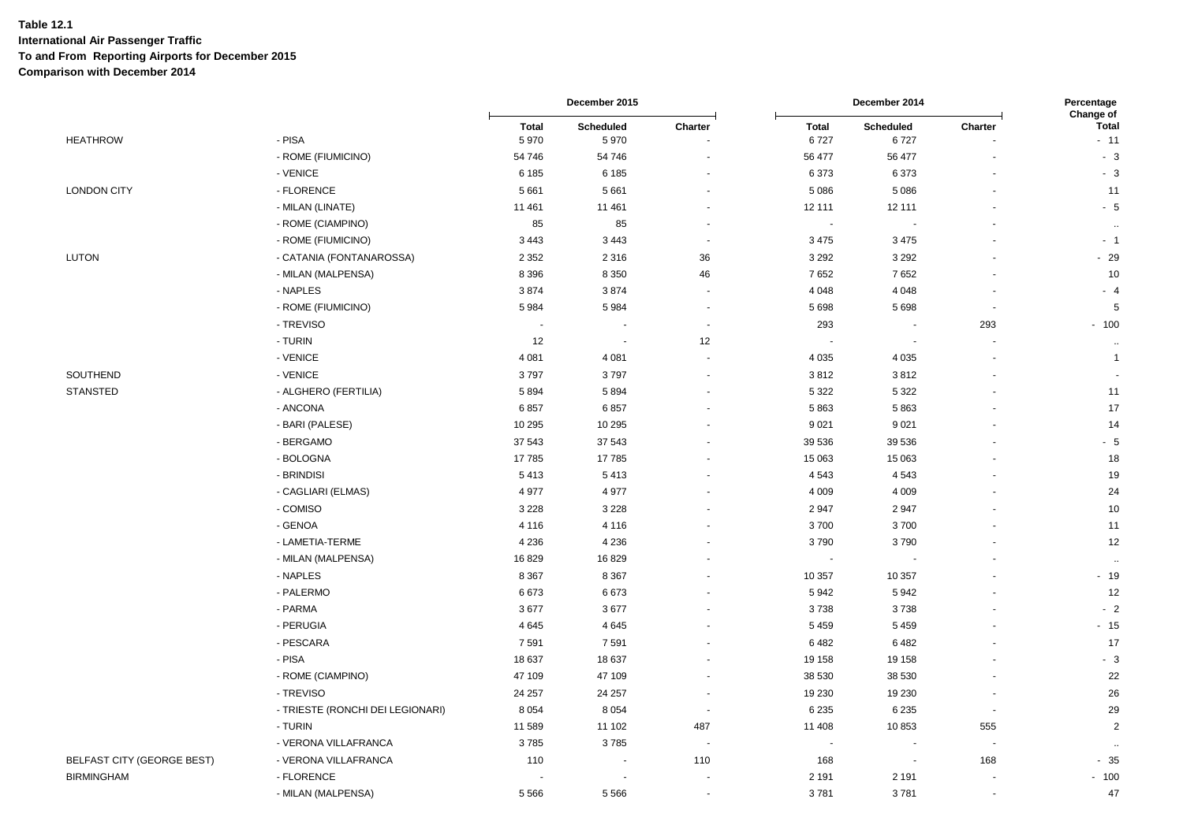**Table 12.1**
**International Air Passenger Traffic**
**To and From Reporting Airports for December 2015**
**Comparison with December 2014**

| | | December 2015 | | | December 2014 | | | Percentage Change of |
|---|---|---|---|---|---|---|---|---|
| | | Total | Scheduled | Charter | Total | Scheduled | Charter | Total |
| HEATHROW | - PISA | 5 970 | 5 970 | - | 6 727 | 6 727 | - | - 11 |
| | - ROME (FIUMICINO) | 54 746 | 54 746 | - | 56 477 | 56 477 | - | - 3 |
| | - VENICE | 6 185 | 6 185 | - | 6 373 | 6 373 | - | - 3 |
| LONDON CITY | - FLORENCE | 5 661 | 5 661 | - | 5 086 | 5 086 | - | 11 |
| | - MILAN (LINATE) | 11 461 | 11 461 | - | 12 111 | 12 111 | - | - 5 |
| | - ROME (CIAMPINO) | 85 | 85 | - | - | - | - | .. |
| | - ROME (FIUMICINO) | 3 443 | 3 443 | - | 3 475 | 3 475 | - | - 1 |
| LUTON | - CATANIA (FONTANAROSSA) | 2 352 | 2 316 | 36 | 3 292 | 3 292 | - | - 29 |
| | - MILAN (MALPENSA) | 8 396 | 8 350 | 46 | 7 652 | 7 652 | - | 10 |
| | - NAPLES | 3 874 | 3 874 | - | 4 048 | 4 048 | - | - 4 |
| | - ROME (FIUMICINO) | 5 984 | 5 984 | - | 5 698 | 5 698 | - | 5 |
| | - TREVISO | - | - | - | 293 | - | 293 | - 100 |
| | - TURIN | 12 | - | 12 | - | - | - | .. |
| | - VENICE | 4 081 | 4 081 | - | 4 035 | 4 035 | - | 1 |
| SOUTHEND | - VENICE | 3 797 | 3 797 | - | 3 812 | 3 812 | - | - |
| STANSTED | - ALGHERO (FERTILIA) | 5 894 | 5 894 | - | 5 322 | 5 322 | - | 11 |
| | - ANCONA | 6 857 | 6 857 | - | 5 863 | 5 863 | - | 17 |
| | - BARI (PALESE) | 10 295 | 10 295 | - | 9 021 | 9 021 | - | 14 |
| | - BERGAMO | 37 543 | 37 543 | - | 39 536 | 39 536 | - | - 5 |
| | - BOLOGNA | 17 785 | 17 785 | - | 15 063 | 15 063 | - | 18 |
| | - BRINDISI | 5 413 | 5 413 | - | 4 543 | 4 543 | - | 19 |
| | - CAGLIARI (ELMAS) | 4 977 | 4 977 | - | 4 009 | 4 009 | - | 24 |
| | - COMISO | 3 228 | 3 228 | - | 2 947 | 2 947 | - | 10 |
| | - GENOA | 4 116 | 4 116 | - | 3 700 | 3 700 | - | 11 |
| | - LAMETIA-TERME | 4 236 | 4 236 | - | 3 790 | 3 790 | - | 12 |
| | - MILAN (MALPENSA) | 16 829 | 16 829 | - | - | - | - | .. |
| | - NAPLES | 8 367 | 8 367 | - | 10 357 | 10 357 | - | - 19 |
| | - PALERMO | 6 673 | 6 673 | - | 5 942 | 5 942 | - | 12 |
| | - PARMA | 3 677 | 3 677 | - | 3 738 | 3 738 | - | - 2 |
| | - PERUGIA | 4 645 | 4 645 | - | 5 459 | 5 459 | - | - 15 |
| | - PESCARA | 7 591 | 7 591 | - | 6 482 | 6 482 | - | 17 |
| | - PISA | 18 637 | 18 637 | - | 19 158 | 19 158 | - | - 3 |
| | - ROME (CIAMPINO) | 47 109 | 47 109 | - | 38 530 | 38 530 | - | 22 |
| | - TREVISO | 24 257 | 24 257 | - | 19 230 | 19 230 | - | 26 |
| | - TRIESTE (RONCHI DEI LEGIONARI) | 8 054 | 8 054 | - | 6 235 | 6 235 | - | 29 |
| | - TURIN | 11 589 | 11 102 | 487 | 11 408 | 10 853 | 555 | 2 |
| | - VERONA VILLAFRANCA | 3 785 | 3 785 | - | - | - | - | .. |
| BELFAST CITY (GEORGE BEST) | - VERONA VILLAFRANCA | 110 | - | 110 | 168 | - | 168 | - 35 |
| BIRMINGHAM | - FLORENCE | - | - | - | 2 191 | 2 191 | - | - 100 |
| | - MILAN (MALPENSA) | 5 566 | 5 566 | - | 3 781 | 3 781 | - | 47 |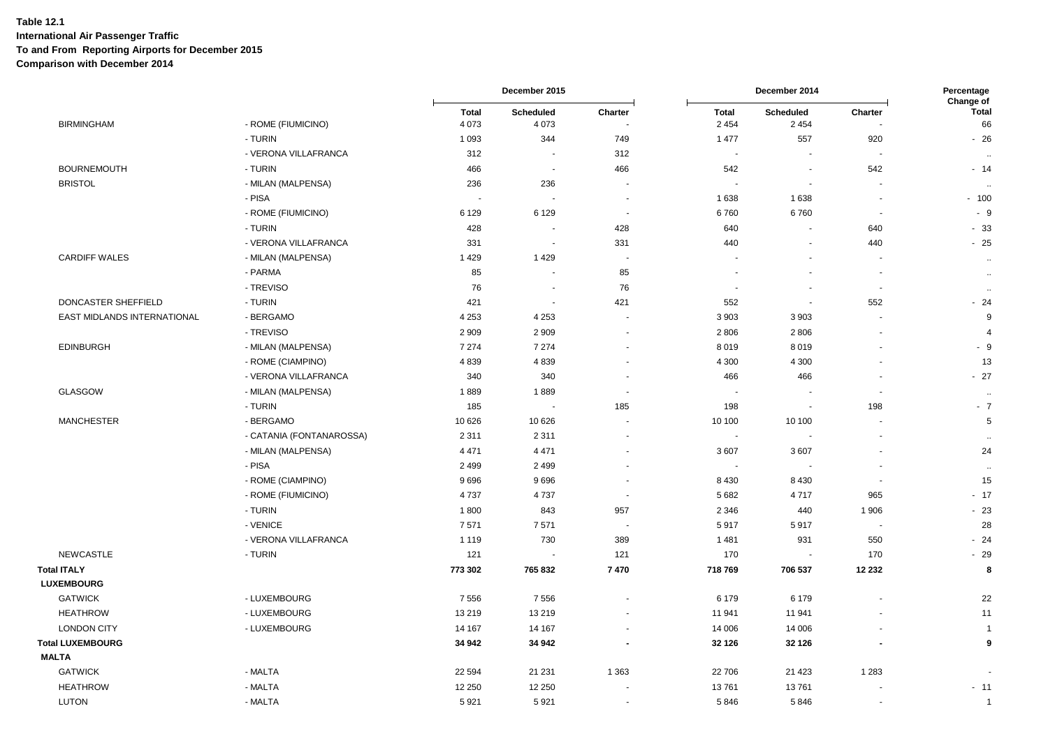**Table 12.1**
**International Air Passenger Traffic**
**To and From Reporting Airports for December 2015**
**Comparison with December 2014**

| | | December 2015 | | | December 2014 | | | Percentage Change of |
|---|---|---|---|---|---|---|---|---|
| | | Total | Scheduled | Charter | Total | Scheduled | Charter | Total |
| BIRMINGHAM | - ROME (FIUMICINO) | 4 073 | 4 073 | - | 2 454 | 2 454 | - | 66 |
| | - TURIN | 1 093 | 344 | 749 | 1 477 | 557 | 920 | - 26 |
| | - VERONA VILLAFRANCA | 312 | - | 312 | - | - | - | .. |
| BOURNEMOUTH | - TURIN | 466 | - | 466 | 542 | - | 542 | - 14 |
| BRISTOL | - MILAN (MALPENSA) | 236 | 236 | - | - | - | - | .. |
| | - PISA | - | - | - | 1 638 | 1 638 | - | - 100 |
| | - ROME (FIUMICINO) | 6 129 | 6 129 | - | 6 760 | 6 760 | - | - 9 |
| | - TURIN | 428 | - | 428 | 640 | - | 640 | - 33 |
| | - VERONA VILLAFRANCA | 331 | - | 331 | 440 | - | 440 | - 25 |
| CARDIFF WALES | - MILAN (MALPENSA) | 1 429 | 1 429 | - | - | - | - | .. |
| | - PARMA | 85 | - | 85 | - | - | - | .. |
| | - TREVISO | 76 | - | 76 | - | - | - | .. |
| DONCASTER SHEFFIELD | - TURIN | 421 | - | 421 | 552 | - | 552 | - 24 |
| EAST MIDLANDS INTERNATIONAL | - BERGAMO | 4 253 | 4 253 | - | 3 903 | 3 903 | - | 9 |
| | - TREVISO | 2 909 | 2 909 | - | 2 806 | 2 806 | - | 4 |
| EDINBURGH | - MILAN (MALPENSA) | 7 274 | 7 274 | - | 8 019 | 8 019 | - | - 9 |
| | - ROME (CIAMPINO) | 4 839 | 4 839 | - | 4 300 | 4 300 | - | 13 |
| | - VERONA VILLAFRANCA | 340 | 340 | - | 466 | 466 | - | - 27 |
| GLASGOW | - MILAN (MALPENSA) | 1 889 | 1 889 | - | - | - | - | .. |
| | - TURIN | 185 | - | 185 | 198 | - | 198 | - 7 |
| MANCHESTER | - BERGAMO | 10 626 | 10 626 | - | 10 100 | 10 100 | - | 5 |
| | - CATANIA (FONTANAROSSA) | 2 311 | 2 311 | - | - | - | - | .. |
| | - MILAN (MALPENSA) | 4 471 | 4 471 | - | 3 607 | 3 607 | - | 24 |
| | - PISA | 2 499 | 2 499 | - | - | - | - | .. |
| | - ROME (CIAMPINO) | 9 696 | 9 696 | - | 8 430 | 8 430 | - | 15 |
| | - ROME (FIUMICINO) | 4 737 | 4 737 | - | 5 682 | 4 717 | 965 | - 17 |
| | - TURIN | 1 800 | 843 | 957 | 2 346 | 440 | 1 906 | - 23 |
| | - VENICE | 7 571 | 7 571 | - | 5 917 | 5 917 | - | 28 |
| | - VERONA VILLAFRANCA | 1 119 | 730 | 389 | 1 481 | 931 | 550 | - 24 |
| NEWCASTLE | - TURIN | 121 | - | 121 | 170 | - | 170 | - 29 |
| **Total ITALY** | | **773 302** | **765 832** | **7 470** | **718 769** | **706 537** | **12 232** | **8** |
| **LUXEMBOURG** | | | | | | | | |
| GATWICK | - LUXEMBOURG | 7 556 | 7 556 | - | 6 179 | 6 179 | - | 22 |
| HEATHROW | - LUXEMBOURG | 13 219 | 13 219 | - | 11 941 | 11 941 | - | 11 |
| LONDON CITY | - LUXEMBOURG | 14 167 | 14 167 | - | 14 006 | 14 006 | - | 1 |
| **Total LUXEMBOURG** | | **34 942** | **34 942** | **-** | **32 126** | **32 126** | **-** | **9** |
| **MALTA** | | | | | | | | |
| GATWICK | - MALTA | 22 594 | 21 231 | 1 363 | 22 706 | 21 423 | 1 283 | - |
| HEATHROW | - MALTA | 12 250 | 12 250 | - | 13 761 | 13 761 | - | - 11 |
| LUTON | - MALTA | 5 921 | 5 921 | - | 5 846 | 5 846 | - | 1 |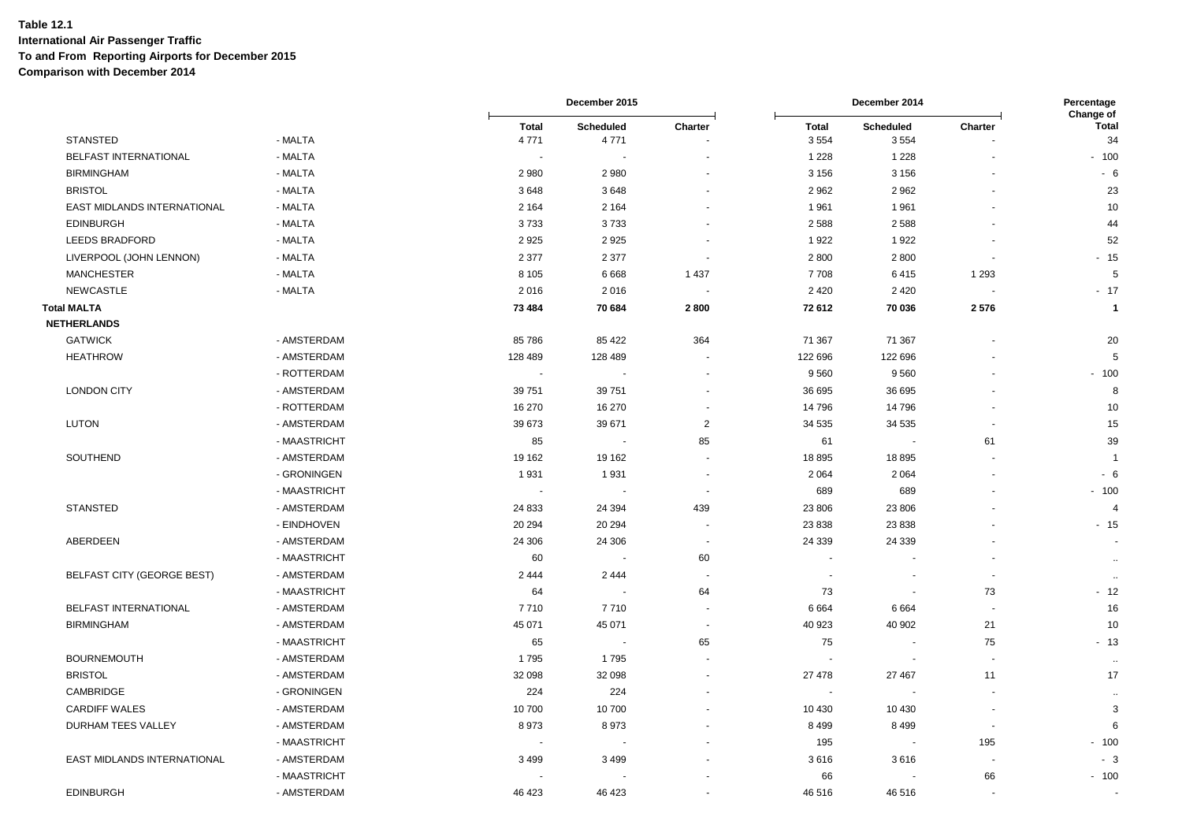**Table 12.1**
**International Air Passenger Traffic**
**To and From Reporting Airports for December 2015**
**Comparison with December 2014**

| | | December 2015 | | | December 2014 | | | Percentage Change of |
|---|---|---|---|---|---|---|---|---|
| | | **Total** | **Scheduled** | **Charter** | **Total** | **Scheduled** | **Charter** | **Total** |
| STANSTED | - MALTA | 4 771 | 4 771 | - | 3 554 | 3 554 | - | 34 |
| BELFAST INTERNATIONAL | - MALTA | - | - | - | 1 228 | 1 228 | - | - 100 |
| BIRMINGHAM | - MALTA | 2 980 | 2 980 | - | 3 156 | 3 156 | - | - 6 |
| BRISTOL | - MALTA | 3 648 | 3 648 | - | 2 962 | 2 962 | - | 23 |
| EAST MIDLANDS INTERNATIONAL | - MALTA | 2 164 | 2 164 | - | 1 961 | 1 961 | - | 10 |
| EDINBURGH | - MALTA | 3 733 | 3 733 | - | 2 588 | 2 588 | - | 44 |
| LEEDS BRADFORD | - MALTA | 2 925 | 2 925 | - | 1 922 | 1 922 | - | 52 |
| LIVERPOOL (JOHN LENNON) | - MALTA | 2 377 | 2 377 | - | 2 800 | 2 800 | - | - 15 |
| MANCHESTER | - MALTA | 8 105 | 6 668 | 1 437 | 7 708 | 6 415 | 1 293 | 5 |
| NEWCASTLE | - MALTA | 2 016 | 2 016 | - | 2 420 | 2 420 | - | - 17 |
| **Total MALTA** | | **73 484** | **70 684** | **2 800** | **72 612** | **70 036** | **2 576** | **1** |
| **NETHERLANDS** | | | | | | | | |
| GATWICK | - AMSTERDAM | 85 786 | 85 422 | 364 | 71 367 | 71 367 | - | 20 |
| HEATHROW | - AMSTERDAM | 128 489 | 128 489 | - | 122 696 | 122 696 | - | 5 |
| | - ROTTERDAM | - | - | - | 9 560 | 9 560 | - | - 100 |
| LONDON CITY | - AMSTERDAM | 39 751 | 39 751 | - | 36 695 | 36 695 | - | 8 |
| | - ROTTERDAM | 16 270 | 16 270 | - | 14 796 | 14 796 | - | 10 |
| LUTON | - AMSTERDAM | 39 673 | 39 671 | 2 | 34 535 | 34 535 | - | 15 |
| | - MAASTRICHT | 85 | - | 85 | 61 | - | 61 | 39 |
| SOUTHEND | - AMSTERDAM | 19 162 | 19 162 | - | 18 895 | 18 895 | - | 1 |
| | - GRONINGEN | 1 931 | 1 931 | - | 2 064 | 2 064 | - | - 6 |
| | - MAASTRICHT | - | - | - | 689 | 689 | - | - 100 |
| STANSTED | - AMSTERDAM | 24 833 | 24 394 | 439 | 23 806 | 23 806 | - | 4 |
| | - EINDHOVEN | 20 294 | 20 294 | - | 23 838 | 23 838 | - | - 15 |
| ABERDEEN | - AMSTERDAM | 24 306 | 24 306 | - | 24 339 | 24 339 | - | - |
| | - MAASTRICHT | 60 | - | 60 | - | - | - | .. |
| BELFAST CITY (GEORGE BEST) | - AMSTERDAM | 2 444 | 2 444 | - | - | - | - | .. |
| | - MAASTRICHT | 64 | - | 64 | 73 | - | 73 | - 12 |
| BELFAST INTERNATIONAL | - AMSTERDAM | 7 710 | 7 710 | - | 6 664 | 6 664 | - | 16 |
| BIRMINGHAM | - AMSTERDAM | 45 071 | 45 071 | - | 40 923 | 40 902 | 21 | 10 |
| | - MAASTRICHT | 65 | - | 65 | 75 | - | 75 | - 13 |
| BOURNEMOUTH | - AMSTERDAM | 1 795 | 1 795 | - | - | - | - | .. |
| BRISTOL | - AMSTERDAM | 32 098 | 32 098 | - | 27 478 | 27 467 | 11 | 17 |
| CAMBRIDGE | - GRONINGEN | 224 | 224 | - | - | - | - | .. |
| CARDIFF WALES | - AMSTERDAM | 10 700 | 10 700 | - | 10 430 | 10 430 | - | 3 |
| DURHAM TEES VALLEY | - AMSTERDAM | 8 973 | 8 973 | - | 8 499 | 8 499 | - | 6 |
| | - MAASTRICHT | - | - | - | 195 | - | 195 | - 100 |
| EAST MIDLANDS INTERNATIONAL | - AMSTERDAM | 3 499 | 3 499 | - | 3 616 | 3 616 | - | - 3 |
| | - MAASTRICHT | - | - | - | 66 | - | 66 | - 100 |
| EDINBURGH | - AMSTERDAM | 46 423 | 46 423 | - | 46 516 | 46 516 | - | - |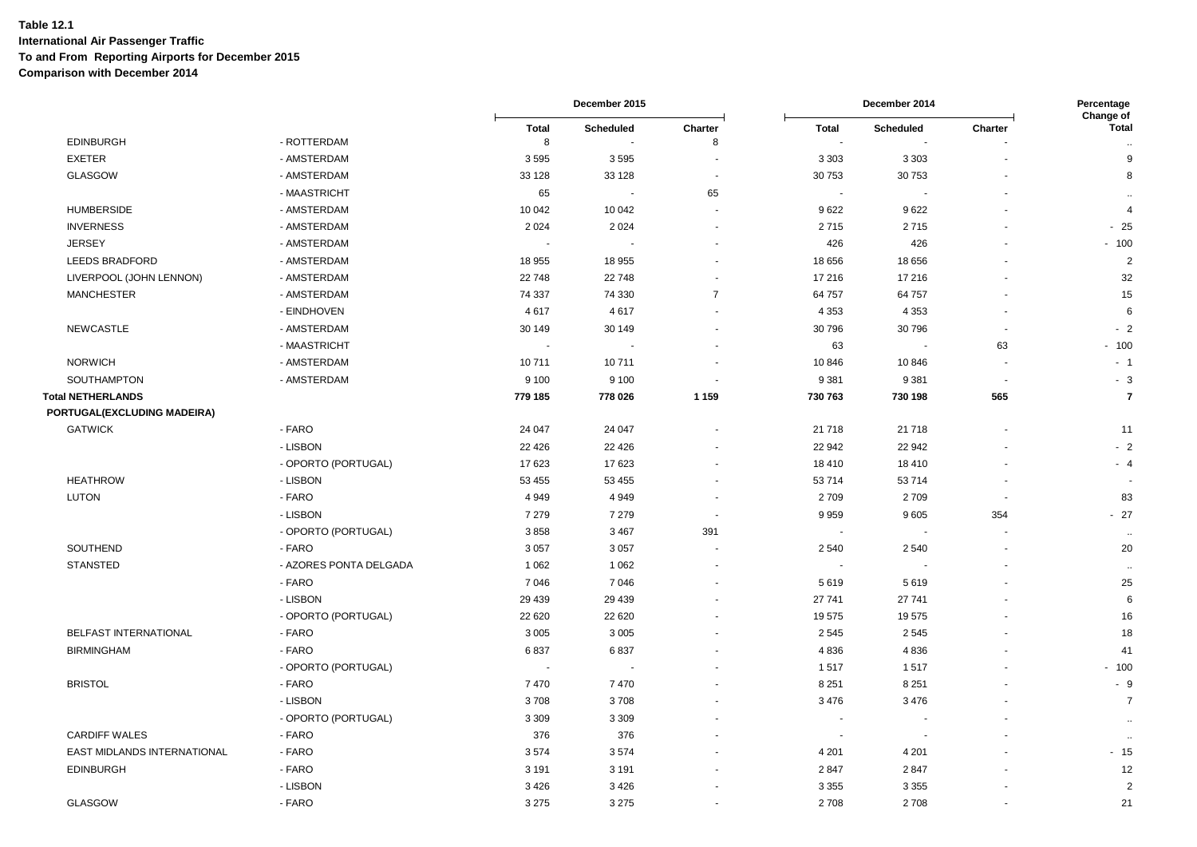**Table 12.1**
**International Air Passenger Traffic**
**To and From Reporting Airports for December 2015**
**Comparison with December 2014**

| | | December 2015 | | | December 2014 | | | Percentage Change of |
|---|---|---|---|---|---|---|---|---|
| | | Total | Scheduled | Charter | Total | Scheduled | Charter | Total |
| EDINBURGH | - ROTTERDAM | 8 | - | 8 | - | - | - | .. |
| EXETER | - AMSTERDAM | 3 595 | 3 595 | - | 3 303 | 3 303 | - | 9 |
| GLASGOW | - AMSTERDAM | 33 128 | 33 128 | - | 30 753 | 30 753 | - | 8 |
| | - MAASTRICHT | 65 | - | 65 | - | - | - | .. |
| HUMBERSIDE | - AMSTERDAM | 10 042 | 10 042 | - | 9 622 | 9 622 | - | 4 |
| INVERNESS | - AMSTERDAM | 2 024 | 2 024 | - | 2 715 | 2 715 | - | - 25 |
| JERSEY | - AMSTERDAM | - | - | - | 426 | 426 | - | - 100 |
| LEEDS BRADFORD | - AMSTERDAM | 18 955 | 18 955 | - | 18 656 | 18 656 | - | 2 |
| LIVERPOOL (JOHN LENNON) | - AMSTERDAM | 22 748 | 22 748 | - | 17 216 | 17 216 | - | 32 |
| MANCHESTER | - AMSTERDAM | 74 337 | 74 330 | 7 | 64 757 | 64 757 | - | 15 |
| | - EINDHOVEN | 4 617 | 4 617 | - | 4 353 | 4 353 | - | 6 |
| NEWCASTLE | - AMSTERDAM | 30 149 | 30 149 | - | 30 796 | 30 796 | - | - 2 |
| | - MAASTRICHT | - | - | - | 63 | - | 63 | - 100 |
| NORWICH | - AMSTERDAM | 10 711 | 10 711 | - | 10 846 | 10 846 | - | - 1 |
| SOUTHAMPTON | - AMSTERDAM | 9 100 | 9 100 | - | 9 381 | 9 381 | - | - 3 |
| **Total NETHERLANDS** | | **779 185** | **778 026** | **1 159** | **730 763** | **730 198** | **565** | **7** |
| **PORTUGAL(EXCLUDING MADEIRA)** | | | | | | | | |
| GATWICK | - FARO | 24 047 | 24 047 | - | 21 718 | 21 718 | - | 11 |
| | - LISBON | 22 426 | 22 426 | - | 22 942 | 22 942 | - | - 2 |
| | - OPORTO (PORTUGAL) | 17 623 | 17 623 | - | 18 410 | 18 410 | - | - 4 |
| HEATHROW | - LISBON | 53 455 | 53 455 | - | 53 714 | 53 714 | - | - |
| LUTON | - FARO | 4 949 | 4 949 | - | 2 709 | 2 709 | - | 83 |
| | - LISBON | 7 279 | 7 279 | - | 9 959 | 9 605 | 354 | - 27 |
| | - OPORTO (PORTUGAL) | 3 858 | 3 467 | 391 | - | - | - | .. |
| SOUTHEND | - FARO | 3 057 | 3 057 | - | 2 540 | 2 540 | - | 20 |
| STANSTED | - AZORES PONTA DELGADA | 1 062 | 1 062 | - | - | - | - | .. |
| | - FARO | 7 046 | 7 046 | - | 5 619 | 5 619 | - | 25 |
| | - LISBON | 29 439 | 29 439 | - | 27 741 | 27 741 | - | 6 |
| | - OPORTO (PORTUGAL) | 22 620 | 22 620 | - | 19 575 | 19 575 | - | 16 |
| BELFAST INTERNATIONAL | - FARO | 3 005 | 3 005 | - | 2 545 | 2 545 | - | 18 |
| BIRMINGHAM | - FARO | 6 837 | 6 837 | - | 4 836 | 4 836 | - | 41 |
| | - OPORTO (PORTUGAL) | - | - | - | 1 517 | 1 517 | - | - 100 |
| BRISTOL | - FARO | 7 470 | 7 470 | - | 8 251 | 8 251 | - | - 9 |
| | - LISBON | 3 708 | 3 708 | - | 3 476 | 3 476 | - | 7 |
| | - OPORTO (PORTUGAL) | 3 309 | 3 309 | - | - | - | - | .. |
| CARDIFF WALES | - FARO | 376 | 376 | - | - | - | - | .. |
| EAST MIDLANDS INTERNATIONAL | - FARO | 3 574 | 3 574 | - | 4 201 | 4 201 | - | - 15 |
| EDINBURGH | - FARO | 3 191 | 3 191 | - | 2 847 | 2 847 | - | 12 |
| | - LISBON | 3 426 | 3 426 | - | 3 355 | 3 355 | - | 2 |
| GLASGOW | - FARO | 3 275 | 3 275 | - | 2 708 | 2 708 | - | 21 |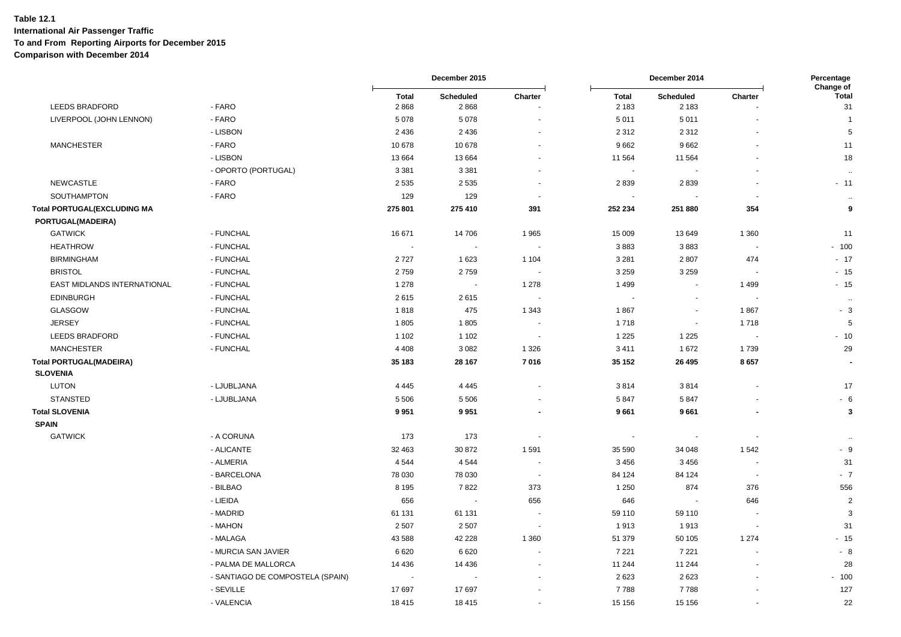**Table 12.1**
**International Air Passenger Traffic**
**To and From Reporting Airports for December 2015**
**Comparison with December 2014**

| | | December 2015 | | | December 2014 | | | Percentage Change of |
|---|---|---|---|---|---|---|---|---|
| | | Total | Scheduled | Charter | Total | Scheduled | Charter | Total |
| LEEDS BRADFORD | - FARO | 2 868 | 2 868 | - | 2 183 | 2 183 | - | 31 |
| LIVERPOOL (JOHN LENNON) | - FARO | 5 078 | 5 078 | - | 5 011 | 5 011 | - | 1 |
| | - LISBON | 2 436 | 2 436 | - | 2 312 | 2 312 | - | 5 |
| MANCHESTER | - FARO | 10 678 | 10 678 | - | 9 662 | 9 662 | - | 11 |
| | - LISBON | 13 664 | 13 664 | - | 11 564 | 11 564 | - | 18 |
| | - OPORTO (PORTUGAL) | 3 381 | 3 381 | - | - | - | - | .. |
| NEWCASTLE | - FARO | 2 535 | 2 535 | - | 2 839 | 2 839 | - | - 11 |
| SOUTHAMPTON | - FARO | 129 | 129 | - | - | - | - | .. |
| **Total PORTUGAL(EXCLUDING MA** | | **275 801** | **275 410** | **391** | **252 234** | **251 880** | **354** | **9** |
| **PORTUGAL(MADEIRA)** | | | | | | | | |
| GATWICK | - FUNCHAL | 16 671 | 14 706 | 1 965 | 15 009 | 13 649 | 1 360 | 11 |
| HEATHROW | - FUNCHAL | - | - | - | 3 883 | 3 883 | - | - 100 |
| BIRMINGHAM | - FUNCHAL | 2 727 | 1 623 | 1 104 | 3 281 | 2 807 | 474 | - 17 |
| BRISTOL | - FUNCHAL | 2 759 | 2 759 | - | 3 259 | 3 259 | - | - 15 |
| EAST MIDLANDS INTERNATIONAL | - FUNCHAL | 1 278 | - | 1 278 | 1 499 | - | 1 499 | - 15 |
| EDINBURGH | - FUNCHAL | 2 615 | 2 615 | - | - | - | - | .. |
| GLASGOW | - FUNCHAL | 1 818 | 475 | 1 343 | 1 867 | - | 1 867 | - 3 |
| JERSEY | - FUNCHAL | 1 805 | 1 805 | - | 1 718 | - | 1 718 | 5 |
| LEEDS BRADFORD | - FUNCHAL | 1 102 | 1 102 | - | 1 225 | 1 225 | - | - 10 |
| MANCHESTER | - FUNCHAL | 4 408 | 3 082 | 1 326 | 3 411 | 1 672 | 1 739 | 29 |
| **Total PORTUGAL(MADEIRA)** | | **35 183** | **28 167** | **7 016** | **35 152** | **26 495** | **8 657** | **-** |
| **SLOVENIA** | | | | | | | | |
| LUTON | - LJUBLJANA | 4 445 | 4 445 | - | 3 814 | 3 814 | - | 17 |
| STANSTED | - LJUBLJANA | 5 506 | 5 506 | - | 5 847 | 5 847 | - | - 6 |
| **Total SLOVENIA** | | **9 951** | **9 951** | **-** | **9 661** | **9 661** | **-** | **3** |
| **SPAIN** | | | | | | | | |
| GATWICK | - A CORUNA | 173 | 173 | - | - | - | - | .. |
| | - ALICANTE | 32 463 | 30 872 | 1 591 | 35 590 | 34 048 | 1 542 | - 9 |
| | - ALMERIA | 4 544 | 4 544 | - | 3 456 | 3 456 | - | 31 |
| | - BARCELONA | 78 030 | 78 030 | - | 84 124 | 84 124 | - | - 7 |
| | - BILBAO | 8 195 | 7 822 | 373 | 1 250 | 874 | 376 | 556 |
| | - LIEIDA | 656 | - | 656 | 646 | - | 646 | 2 |
| | - MADRID | 61 131 | 61 131 | - | 59 110 | 59 110 | - | 3 |
| | - MAHON | 2 507 | 2 507 | - | 1 913 | 1 913 | - | 31 |
| | - MALAGA | 43 588 | 42 228 | 1 360 | 51 379 | 50 105 | 1 274 | - 15 |
| | - MURCIA SAN JAVIER | 6 620 | 6 620 | - | 7 221 | 7 221 | - | - 8 |
| | - PALMA DE MALLORCA | 14 436 | 14 436 | - | 11 244 | 11 244 | - | 28 |
| | - SANTIAGO DE COMPOSTELA (SPAIN) | - | - | - | 2 623 | 2 623 | - | - 100 |
| | - SEVILLE | 17 697 | 17 697 | - | 7 788 | 7 788 | - | 127 |
| | - VALENCIA | 18 415 | 18 415 | - | 15 156 | 15 156 | - | 22 |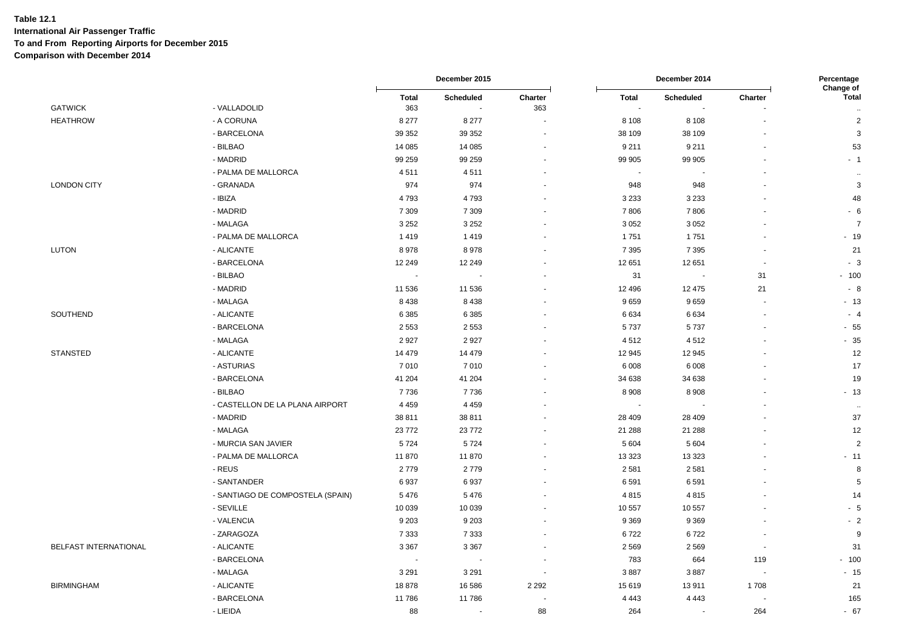**Table 12.1**
**International Air Passenger Traffic**
**To and From Reporting Airports for December 2015**
**Comparison with December 2014**

| | | December 2015 | | | December 2014 | | | Percentage Change of |
|---|---|---|---|---|---|---|---|---|
| | | Total | Scheduled | Charter | Total | Scheduled | Charter | Total |
| GATWICK | - VALLADOLID | 363 | - | 363 | - | - | - | .. |
| HEATHROW | - A CORUNA | 8 277 | 8 277 | - | 8 108 | 8 108 | - | 2 |
| | - BARCELONA | 39 352 | 39 352 | - | 38 109 | 38 109 | - | 3 |
| | - BILBAO | 14 085 | 14 085 | - | 9 211 | 9 211 | - | 53 |
| | - MADRID | 99 259 | 99 259 | - | 99 905 | 99 905 | - | - 1 |
| | - PALMA DE MALLORCA | 4 511 | 4 511 | - | - | - | - | .. |
| LONDON CITY | - GRANADA | 974 | 974 | - | 948 | 948 | - | 3 |
| | - IBIZA | 4 793 | 4 793 | - | 3 233 | 3 233 | - | 48 |
| | - MADRID | 7 309 | 7 309 | - | 7 806 | 7 806 | - | - 6 |
| | - MALAGA | 3 252 | 3 252 | - | 3 052 | 3 052 | - | 7 |
| | - PALMA DE MALLORCA | 1 419 | 1 419 | - | 1 751 | 1 751 | - | - 19 |
| LUTON | - ALICANTE | 8 978 | 8 978 | - | 7 395 | 7 395 | - | 21 |
| | - BARCELONA | 12 249 | 12 249 | - | 12 651 | 12 651 | - | - 3 |
| | - BILBAO | - | - | - | 31 | - | 31 | - 100 |
| | - MADRID | 11 536 | 11 536 | - | 12 496 | 12 475 | 21 | - 8 |
| | - MALAGA | 8 438 | 8 438 | - | 9 659 | 9 659 | - | - 13 |
| SOUTHEND | - ALICANTE | 6 385 | 6 385 | - | 6 634 | 6 634 | - | - 4 |
| | - BARCELONA | 2 553 | 2 553 | - | 5 737 | 5 737 | - | - 55 |
| | - MALAGA | 2 927 | 2 927 | - | 4 512 | 4 512 | - | - 35 |
| STANSTED | - ALICANTE | 14 479 | 14 479 | - | 12 945 | 12 945 | - | 12 |
| | - ASTURIAS | 7 010 | 7 010 | - | 6 008 | 6 008 | - | 17 |
| | - BARCELONA | 41 204 | 41 204 | - | 34 638 | 34 638 | - | 19 |
| | - BILBAO | 7 736 | 7 736 | - | 8 908 | 8 908 | - | - 13 |
| | - CASTELLON DE LA PLANA AIRPORT | 4 459 | 4 459 | - | - | - | - | .. |
| | - MADRID | 38 811 | 38 811 | - | 28 409 | 28 409 | - | 37 |
| | - MALAGA | 23 772 | 23 772 | - | 21 288 | 21 288 | - | 12 |
| | - MURCIA SAN JAVIER | 5 724 | 5 724 | - | 5 604 | 5 604 | - | 2 |
| | - PALMA DE MALLORCA | 11 870 | 11 870 | - | 13 323 | 13 323 | - | - 11 |
| | - REUS | 2 779 | 2 779 | - | 2 581 | 2 581 | - | 8 |
| | - SANTANDER | 6 937 | 6 937 | - | 6 591 | 6 591 | - | 5 |
| | - SANTIAGO DE COMPOSTELA (SPAIN) | 5 476 | 5 476 | - | 4 815 | 4 815 | - | 14 |
| | - SEVILLE | 10 039 | 10 039 | - | 10 557 | 10 557 | - | - 5 |
| | - VALENCIA | 9 203 | 9 203 | - | 9 369 | 9 369 | - | - 2 |
| | - ZARAGOZA | 7 333 | 7 333 | - | 6 722 | 6 722 | - | 9 |
| BELFAST INTERNATIONAL | - ALICANTE | 3 367 | 3 367 | - | 2 569 | 2 569 | - | 31 |
| | - BARCELONA | - | - | - | 783 | 664 | 119 | - 100 |
| | - MALAGA | 3 291 | 3 291 | - | 3 887 | 3 887 | - | - 15 |
| BIRMINGHAM | - ALICANTE | 18 878 | 16 586 | 2 292 | 15 619 | 13 911 | 1 708 | 21 |
| | - BARCELONA | 11 786 | 11 786 | - | 4 443 | 4 443 | - | 165 |
| | - LIEIDA | 88 | - | 88 | 264 | - | 264 | - 67 |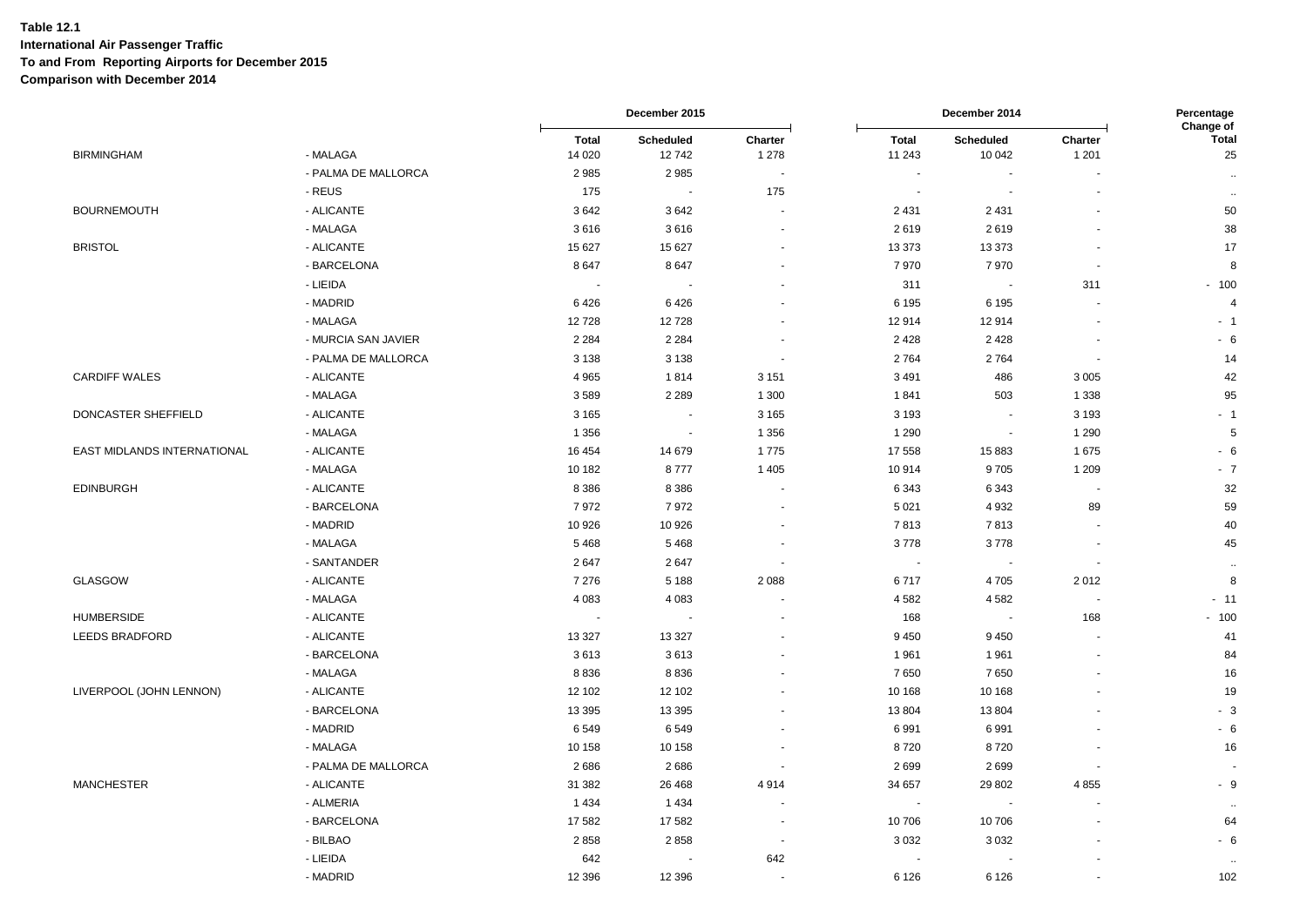**Table 12.1**
**International Air Passenger Traffic**
**To and From Reporting Airports for December 2015**
**Comparison with December 2014**

| | | December 2015 | | | December 2014 | | | Percentage Change of |
|---|---|---|---|---|---|---|---|---|
| | | Total | Scheduled | Charter | Total | Scheduled | Charter | Total |
| BIRMINGHAM | - MALAGA | 14 020 | 12 742 | 1 278 | 11 243 | 10 042 | 1 201 | 25 |
| | - PALMA DE MALLORCA | 2 985 | 2 985 | - | - | - | - | .. |
| | - REUS | 175 | - | 175 | - | - | - | .. |
| BOURNEMOUTH | - ALICANTE | 3 642 | 3 642 | - | 2 431 | 2 431 | - | 50 |
| | - MALAGA | 3 616 | 3 616 | - | 2 619 | 2 619 | - | 38 |
| BRISTOL | - ALICANTE | 15 627 | 15 627 | - | 13 373 | 13 373 | - | 17 |
| | - BARCELONA | 8 647 | 8 647 | - | 7 970 | 7 970 | - | 8 |
| | - LIEIDA | - | - | - | 311 | - | 311 | - 100 |
| | - MADRID | 6 426 | 6 426 | - | 6 195 | 6 195 | - | 4 |
| | - MALAGA | 12 728 | 12 728 | - | 12 914 | 12 914 | - | - 1 |
| | - MURCIA SAN JAVIER | 2 284 | 2 284 | - | 2 428 | 2 428 | - | - 6 |
| | - PALMA DE MALLORCA | 3 138 | 3 138 | - | 2 764 | 2 764 | - | 14 |
| CARDIFF WALES | - ALICANTE | 4 965 | 1 814 | 3 151 | 3 491 | 486 | 3 005 | 42 |
| | - MALAGA | 3 589 | 2 289 | 1 300 | 1 841 | 503 | 1 338 | 95 |
| DONCASTER SHEFFIELD | - ALICANTE | 3 165 | - | 3 165 | 3 193 | - | 3 193 | - 1 |
| | - MALAGA | 1 356 | - | 1 356 | 1 290 | - | 1 290 | 5 |
| EAST MIDLANDS INTERNATIONAL | - ALICANTE | 16 454 | 14 679 | 1 775 | 17 558 | 15 883 | 1 675 | - 6 |
| | - MALAGA | 10 182 | 8 777 | 1 405 | 10 914 | 9 705 | 1 209 | - 7 |
| EDINBURGH | - ALICANTE | 8 386 | 8 386 | - | 6 343 | 6 343 | - | 32 |
| | - BARCELONA | 7 972 | 7 972 | - | 5 021 | 4 932 | 89 | 59 |
| | - MADRID | 10 926 | 10 926 | - | 7 813 | 7 813 | - | 40 |
| | - MALAGA | 5 468 | 5 468 | - | 3 778 | 3 778 | - | 45 |
| | - SANTANDER | 2 647 | 2 647 | - | - | - | - | .. |
| GLASGOW | - ALICANTE | 7 276 | 5 188 | 2 088 | 6 717 | 4 705 | 2 012 | 8 |
| | - MALAGA | 4 083 | 4 083 | - | 4 582 | 4 582 | - | - 11 |
| HUMBERSIDE | - ALICANTE | - | - | - | 168 | - | 168 | - 100 |
| LEEDS BRADFORD | - ALICANTE | 13 327 | 13 327 | - | 9 450 | 9 450 | - | 41 |
| | - BARCELONA | 3 613 | 3 613 | - | 1 961 | 1 961 | - | 84 |
| | - MALAGA | 8 836 | 8 836 | - | 7 650 | 7 650 | - | 16 |
| LIVERPOOL (JOHN LENNON) | - ALICANTE | 12 102 | 12 102 | - | 10 168 | 10 168 | - | 19 |
| | - BARCELONA | 13 395 | 13 395 | - | 13 804 | 13 804 | - | - 3 |
| | - MADRID | 6 549 | 6 549 | - | 6 991 | 6 991 | - | - 6 |
| | - MALAGA | 10 158 | 10 158 | - | 8 720 | 8 720 | - | 16 |
| | - PALMA DE MALLORCA | 2 686 | 2 686 | - | 2 699 | 2 699 | - | - |
| MANCHESTER | - ALICANTE | 31 382 | 26 468 | 4 914 | 34 657 | 29 802 | 4 855 | - 9 |
| | - ALMERIA | 1 434 | 1 434 | - | - | - | - | .. |
| | - BARCELONA | 17 582 | 17 582 | - | 10 706 | 10 706 | - | 64 |
| | - BILBAO | 2 858 | 2 858 | - | 3 032 | 3 032 | - | - 6 |
| | - LIEIDA | 642 | - | 642 | - | - | - | .. |
| | - MADRID | 12 396 | 12 396 | - | 6 126 | 6 126 | - | 102 |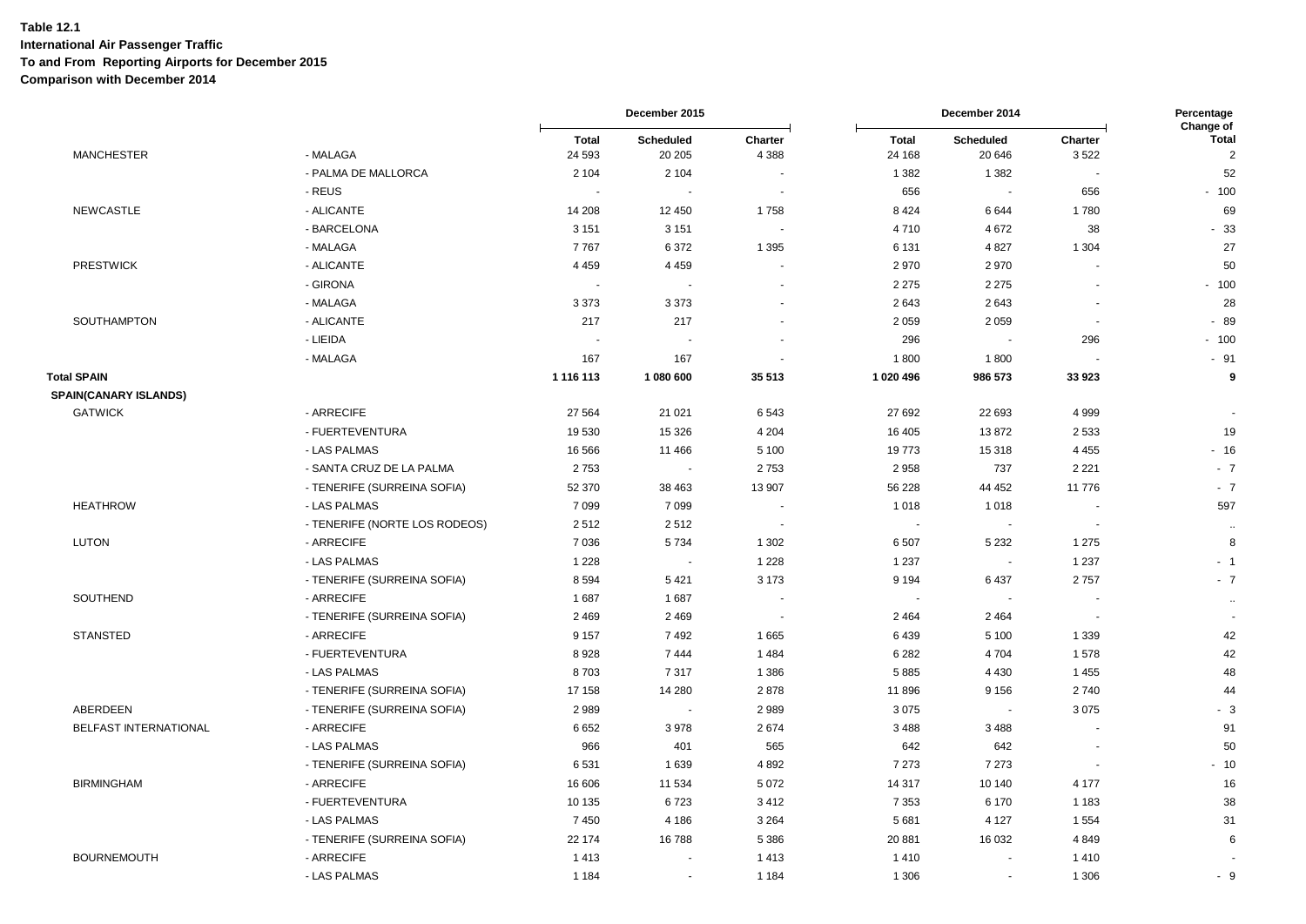**Table 12.1**
**International Air Passenger Traffic**
**To and From Reporting Airports for December 2015**
**Comparison with December 2014**

| | | December 2015 | | | December 2014 | | | Percentage Change of |
|---|---|---|---|---|---|---|---|---|
| | | Total | Scheduled | Charter | Total | Scheduled | Charter | Total |
| MANCHESTER | - MALAGA | 24 593 | 20 205 | 4 388 | 24 168 | 20 646 | 3 522 | 2 |
| | - PALMA DE MALLORCA | 2 104 | 2 104 | - | 1 382 | 1 382 | - | 52 |
| | - REUS | - | - | - | 656 | - | 656 | - 100 |
| NEWCASTLE | - ALICANTE | 14 208 | 12 450 | 1 758 | 8 424 | 6 644 | 1 780 | 69 |
| | - BARCELONA | 3 151 | 3 151 | - | 4 710 | 4 672 | 38 | - 33 |
| | - MALAGA | 7 767 | 6 372 | 1 395 | 6 131 | 4 827 | 1 304 | 27 |
| PRESTWICK | - ALICANTE | 4 459 | 4 459 | - | 2 970 | 2 970 | - | 50 |
| | - GIRONA | - | - | - | 2 275 | 2 275 | - | - 100 |
| | - MALAGA | 3 373 | 3 373 | - | 2 643 | 2 643 | - | 28 |
| SOUTHAMPTON | - ALICANTE | 217 | 217 | - | 2 059 | 2 059 | - | - 89 |
| | - LIEIDA | - | - | - | 296 | - | 296 | - 100 |
| | - MALAGA | 167 | 167 | - | 1 800 | 1 800 | - | - 91 |
| **Total SPAIN** | | **1 116 113** | **1 080 600** | **35 513** | **1 020 496** | **986 573** | **33 923** | **9** |
| **SPAIN(CANARY ISLANDS)** | | | | | | | | |
| GATWICK | - ARRECIFE | 27 564 | 21 021 | 6 543 | 27 692 | 22 693 | 4 999 | - |
| | - FUERTEVENTURA | 19 530 | 15 326 | 4 204 | 16 405 | 13 872 | 2 533 | 19 |
| | - LAS PALMAS | 16 566 | 11 466 | 5 100 | 19 773 | 15 318 | 4 455 | - 16 |
| | - SANTA CRUZ DE LA PALMA | 2 753 | - | 2 753 | 2 958 | 737 | 2 221 | - 7 |
| | - TENERIFE (SURREINA SOFIA) | 52 370 | 38 463 | 13 907 | 56 228 | 44 452 | 11 776 | - 7 |
| HEATHROW | - LAS PALMAS | 7 099 | 7 099 | - | 1 018 | 1 018 | - | 597 |
| | - TENERIFE (NORTE LOS RODEOS) | 2 512 | 2 512 | - | - | - | - | .. |
| LUTON | - ARRECIFE | 7 036 | 5 734 | 1 302 | 6 507 | 5 232 | 1 275 | 8 |
| | - LAS PALMAS | 1 228 | - | 1 228 | 1 237 | - | 1 237 | - 1 |
| | - TENERIFE (SURREINA SOFIA) | 8 594 | 5 421 | 3 173 | 9 194 | 6 437 | 2 757 | - 7 |
| SOUTHEND | - ARRECIFE | 1 687 | 1 687 | - | - | - | - | .. |
| | - TENERIFE (SURREINA SOFIA) | 2 469 | 2 469 | - | 2 464 | 2 464 | - | - |
| STANSTED | - ARRECIFE | 9 157 | 7 492 | 1 665 | 6 439 | 5 100 | 1 339 | 42 |
| | - FUERTEVENTURA | 8 928 | 7 444 | 1 484 | 6 282 | 4 704 | 1 578 | 42 |
| | - LAS PALMAS | 8 703 | 7 317 | 1 386 | 5 885 | 4 430 | 1 455 | 48 |
| | - TENERIFE (SURREINA SOFIA) | 17 158 | 14 280 | 2 878 | 11 896 | 9 156 | 2 740 | 44 |
| ABERDEEN | - TENERIFE (SURREINA SOFIA) | 2 989 | - | 2 989 | 3 075 | - | 3 075 | - 3 |
| BELFAST INTERNATIONAL | - ARRECIFE | 6 652 | 3 978 | 2 674 | 3 488 | 3 488 | - | 91 |
| | - LAS PALMAS | 966 | 401 | 565 | 642 | 642 | - | 50 |
| | - TENERIFE (SURREINA SOFIA) | 6 531 | 1 639 | 4 892 | 7 273 | 7 273 | - | - 10 |
| BIRMINGHAM | - ARRECIFE | 16 606 | 11 534 | 5 072 | 14 317 | 10 140 | 4 177 | 16 |
| | - FUERTEVENTURA | 10 135 | 6 723 | 3 412 | 7 353 | 6 170 | 1 183 | 38 |
| | - LAS PALMAS | 7 450 | 4 186 | 3 264 | 5 681 | 4 127 | 1 554 | 31 |
| | - TENERIFE (SURREINA SOFIA) | 22 174 | 16 788 | 5 386 | 20 881 | 16 032 | 4 849 | 6 |
| BOURNEMOUTH | - ARRECIFE | 1 413 | - | 1 413 | 1 410 | - | 1 410 | - |
| | - LAS PALMAS | 1 184 | - | 1 184 | 1 306 | - | 1 306 | - 9 |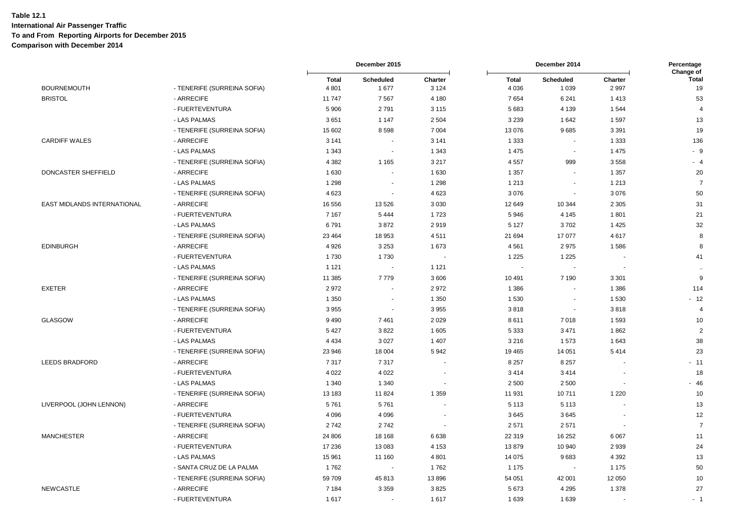**Table 12.1**
**International Air Passenger Traffic**
**To and From Reporting Airports for December 2015**
**Comparison with December 2014**

| | | December 2015 | | | December 2014 | | | Percentage Change of |
|---|---|---|---|---|---|---|---|---|
| | | Total | Scheduled | Charter | Total | Scheduled | Charter | Total |
| BOURNEMOUTH | - TENERIFE (SURREINA SOFIA) | 4 801 | 1 677 | 3 124 | 4 036 | 1 039 | 2 997 | 19 |
| BRISTOL | - ARRECIFE | 11 747 | 7 567 | 4 180 | 7 654 | 6 241 | 1 413 | 53 |
| | - FUERTEVENTURA | 5 906 | 2 791 | 3 115 | 5 683 | 4 139 | 1 544 | 4 |
| | - LAS PALMAS | 3 651 | 1 147 | 2 504 | 3 239 | 1 642 | 1 597 | 13 |
| | - TENERIFE (SURREINA SOFIA) | 15 602 | 8 598 | 7 004 | 13 076 | 9 685 | 3 391 | 19 |
| CARDIFF WALES | - ARRECIFE | 3 141 | - | 3 141 | 1 333 | - | 1 333 | 136 |
| | - LAS PALMAS | 1 343 | - | 1 343 | 1 475 | - | 1 475 | - 9 |
| | - TENERIFE (SURREINA SOFIA) | 4 382 | 1 165 | 3 217 | 4 557 | 999 | 3 558 | - 4 |
| DONCASTER SHEFFIELD | - ARRECIFE | 1 630 | - | 1 630 | 1 357 | - | 1 357 | 20 |
| | - LAS PALMAS | 1 298 | - | 1 298 | 1 213 | - | 1 213 | 7 |
| | - TENERIFE (SURREINA SOFIA) | 4 623 | - | 4 623 | 3 076 | - | 3 076 | 50 |
| EAST MIDLANDS INTERNATIONAL | - ARRECIFE | 16 556 | 13 526 | 3 030 | 12 649 | 10 344 | 2 305 | 31 |
| | - FUERTEVENTURA | 7 167 | 5 444 | 1 723 | 5 946 | 4 145 | 1 801 | 21 |
| | - LAS PALMAS | 6 791 | 3 872 | 2 919 | 5 127 | 3 702 | 1 425 | 32 |
| | - TENERIFE (SURREINA SOFIA) | 23 464 | 18 953 | 4 511 | 21 694 | 17 077 | 4 617 | 8 |
| EDINBURGH | - ARRECIFE | 4 926 | 3 253 | 1 673 | 4 561 | 2 975 | 1 586 | 8 |
| | - FUERTEVENTURA | 1 730 | 1 730 | - | 1 225 | 1 225 | - | 41 |
| | - LAS PALMAS | 1 121 | - | 1 121 | - | - | - | .. |
| | - TENERIFE (SURREINA SOFIA) | 11 385 | 7 779 | 3 606 | 10 491 | 7 190 | 3 301 | 9 |
| EXETER | - ARRECIFE | 2 972 | - | 2 972 | 1 386 | - | 1 386 | 114 |
| | - LAS PALMAS | 1 350 | - | 1 350 | 1 530 | - | 1 530 | - 12 |
| | - TENERIFE (SURREINA SOFIA) | 3 955 | - | 3 955 | 3 818 | - | 3 818 | 4 |
| GLASGOW | - ARRECIFE | 9 490 | 7 461 | 2 029 | 8 611 | 7 018 | 1 593 | 10 |
| | - FUERTEVENTURA | 5 427 | 3 822 | 1 605 | 5 333 | 3 471 | 1 862 | 2 |
| | - LAS PALMAS | 4 434 | 3 027 | 1 407 | 3 216 | 1 573 | 1 643 | 38 |
| | - TENERIFE (SURREINA SOFIA) | 23 946 | 18 004 | 5 942 | 19 465 | 14 051 | 5 414 | 23 |
| LEEDS BRADFORD | - ARRECIFE | 7 317 | 7 317 | - | 8 257 | 8 257 | - | - 11 |
| | - FUERTEVENTURA | 4 022 | 4 022 | - | 3 414 | 3 414 | - | 18 |
| | - LAS PALMAS | 1 340 | 1 340 | - | 2 500 | 2 500 | - | - 46 |
| | - TENERIFE (SURREINA SOFIA) | 13 183 | 11 824 | 1 359 | 11 931 | 10 711 | 1 220 | 10 |
| LIVERPOOL (JOHN LENNON) | - ARRECIFE | 5 761 | 5 761 | - | 5 113 | 5 113 | - | 13 |
| | - FUERTEVENTURA | 4 096 | 4 096 | - | 3 645 | 3 645 | - | 12 |
| | - TENERIFE (SURREINA SOFIA) | 2 742 | 2 742 | - | 2 571 | 2 571 | - | 7 |
| MANCHESTER | - ARRECIFE | 24 806 | 18 168 | 6 638 | 22 319 | 16 252 | 6 067 | 11 |
| | - FUERTEVENTURA | 17 236 | 13 083 | 4 153 | 13 879 | 10 940 | 2 939 | 24 |
| | - LAS PALMAS | 15 961 | 11 160 | 4 801 | 14 075 | 9 683 | 4 392 | 13 |
| | - SANTA CRUZ DE LA PALMA | 1 762 | - | 1 762 | 1 175 | - | 1 175 | 50 |
| | - TENERIFE (SURREINA SOFIA) | 59 709 | 45 813 | 13 896 | 54 051 | 42 001 | 12 050 | 10 |
| NEWCASTLE | - ARRECIFE | 7 184 | 3 359 | 3 825 | 5 673 | 4 295 | 1 378 | 27 |
| | - FUERTEVENTURA | 1 617 | - | 1 617 | 1 639 | 1 639 | - | - 1 |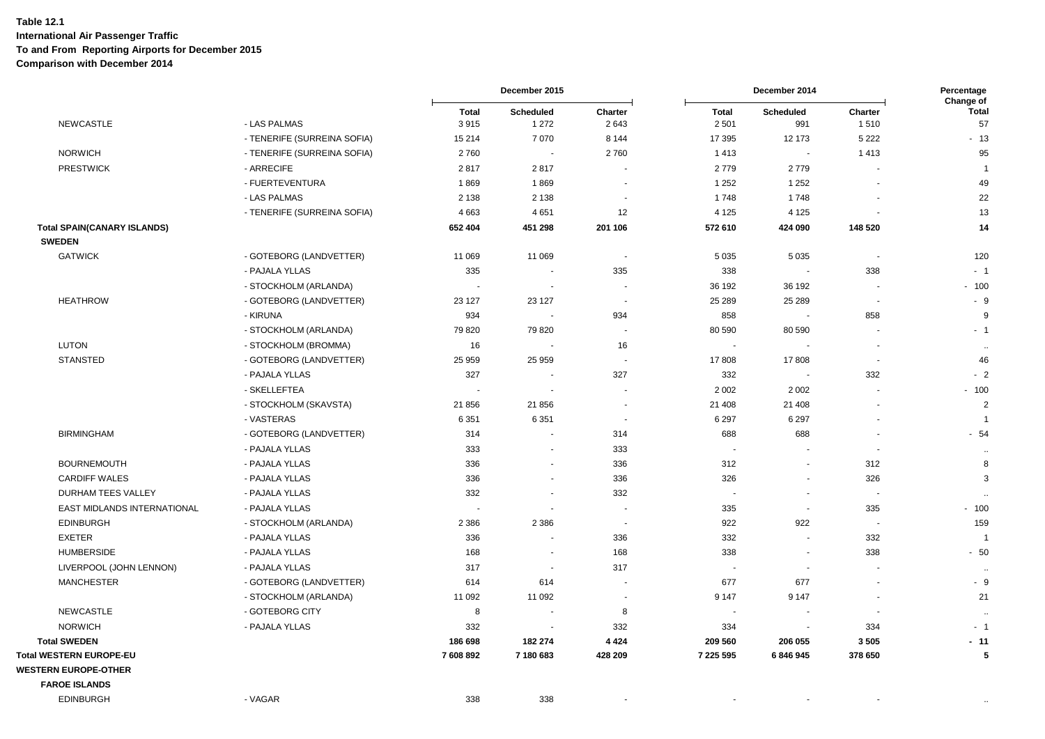**Table 12.1**
**International Air Passenger Traffic**
**To and From Reporting Airports for December 2015**
**Comparison with December 2014**

| | | December 2015 | | | December 2014 | | | Percentage Change of |
|---|---|---|---|---|---|---|---|---|
| | | Total | Scheduled | Charter | Total | Scheduled | Charter | Total |
| NEWCASTLE | - LAS PALMAS | 3 915 | 1 272 | 2 643 | 2 501 | 991 | 1 510 | 57 |
| | - TENERIFE (SURREINA SOFIA) | 15 214 | 7 070 | 8 144 | 17 395 | 12 173 | 5 222 | - 13 |
| NORWICH | - TENERIFE (SURREINA SOFIA) | 2 760 | - | 2 760 | 1 413 | - | 1 413 | 95 |
| PRESTWICK | - ARRECIFE | 2 817 | 2 817 | - | 2 779 | 2 779 | - | 1 |
| | - FUERTEVENTURA | 1 869 | 1 869 | - | 1 252 | 1 252 | - | 49 |
| | - LAS PALMAS | 2 138 | 2 138 | - | 1 748 | 1 748 | - | 22 |
| | - TENERIFE (SURREINA SOFIA) | 4 663 | 4 651 | 12 | 4 125 | 4 125 | - | 13 |
| **Total SPAIN(CANARY ISLANDS)** | | **652 404** | **451 298** | **201 106** | **572 610** | **424 090** | **148 520** | **14** |
| **SWEDEN** | | | | | | | | |
| GATWICK | - GOTEBORG (LANDVETTER) | 11 069 | 11 069 | - | 5 035 | 5 035 | - | 120 |
| | - PAJALA YLLAS | 335 | - | 335 | 338 | - | 338 | - 1 |
| | - STOCKHOLM (ARLANDA) | - | - | - | 36 192 | 36 192 | - | - 100 |
| HEATHROW | - GOTEBORG (LANDVETTER) | 23 127 | 23 127 | - | 25 289 | 25 289 | - | - 9 |
| | - KIRUNA | 934 | - | 934 | 858 | - | 858 | 9 |
| | - STOCKHOLM (ARLANDA) | 79 820 | 79 820 | - | 80 590 | 80 590 | - | - 1 |
| LUTON | - STOCKHOLM (BROMMA) | 16 | - | 16 | - | - | - | .. |
| STANSTED | - GOTEBORG (LANDVETTER) | 25 959 | 25 959 | - | 17 808 | 17 808 | - | 46 |
| | - PAJALA YLLAS | 327 | - | 327 | 332 | - | 332 | - 2 |
| | - SKELLEFTEA | - | - | - | 2 002 | 2 002 | - | - 100 |
| | - STOCKHOLM (SKAVSTA) | 21 856 | 21 856 | - | 21 408 | 21 408 | - | 2 |
| | - VASTERAS | 6 351 | 6 351 | - | 6 297 | 6 297 | - | 1 |
| BIRMINGHAM | - GOTEBORG (LANDVETTER) | 314 | - | 314 | 688 | 688 | - | - 54 |
| | - PAJALA YLLAS | 333 | - | 333 | - | - | - | .. |
| BOURNEMOUTH | - PAJALA YLLAS | 336 | - | 336 | 312 | - | 312 | 8 |
| CARDIFF WALES | - PAJALA YLLAS | 336 | - | 336 | 326 | - | 326 | 3 |
| DURHAM TEES VALLEY | - PAJALA YLLAS | 332 | - | 332 | - | - | - | .. |
| EAST MIDLANDS INTERNATIONAL | - PAJALA YLLAS | - | - | - | 335 | - | 335 | - 100 |
| EDINBURGH | - STOCKHOLM (ARLANDA) | 2 386 | 2 386 | - | 922 | 922 | - | 159 |
| EXETER | - PAJALA YLLAS | 336 | - | 336 | 332 | - | 332 | 1 |
| HUMBERSIDE | - PAJALA YLLAS | 168 | - | 168 | 338 | - | 338 | - 50 |
| LIVERPOOL (JOHN LENNON) | - PAJALA YLLAS | 317 | - | 317 | - | - | - | .. |
| MANCHESTER | - GOTEBORG (LANDVETTER) | 614 | 614 | - | 677 | 677 | - | - 9 |
| | - STOCKHOLM (ARLANDA) | 11 092 | 11 092 | - | 9 147 | 9 147 | - | 21 |
| NEWCASTLE | - GOTEBORG CITY | 8 | - | 8 | - | - | - | .. |
| NORWICH | - PAJALA YLLAS | 332 | - | 332 | 334 | - | 334 | - 1 |
| **Total SWEDEN** | | **186 698** | **182 274** | **4 424** | **209 560** | **206 055** | **3 505** | **- 11** |
| **Total WESTERN EUROPE-EU** | | **7 608 892** | **7 180 683** | **428 209** | **7 225 595** | **6 846 945** | **378 650** | **5** |
| **WESTERN EUROPE-OTHER** | | | | | | | | |
| **FAROE ISLANDS** | | | | | | | | |
| EDINBURGH | - VAGAR | 338 | 338 | - | - | - | - | .. |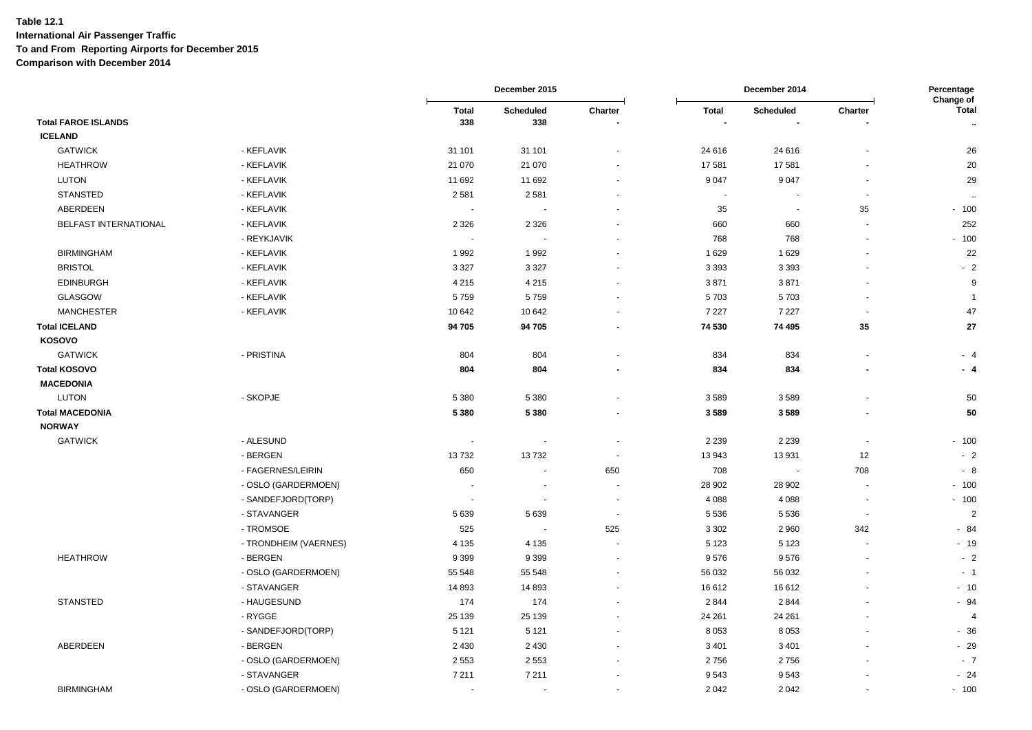**Table 12.1**
**International Air Passenger Traffic**
**To and From Reporting Airports for December 2015**
**Comparison with December 2014**

| | | December 2015 | | | December 2014 | | | Percentage Change of |
|---|---|---|---|---|---|---|---|---|
| | | Total | Scheduled | Charter | Total | Scheduled | Charter | Total |
| **Total FAROE ISLANDS** | | **338** | **338** | **-** | **-** | **-** | **-** | **..** |
| **ICELAND** | | | | | | | | |
| GATWICK | - KEFLAVIK | 31 101 | 31 101 | - | 24 616 | 24 616 | - | 26 |
| HEATHROW | - KEFLAVIK | 21 070 | 21 070 | - | 17 581 | 17 581 | - | 20 |
| LUTON | - KEFLAVIK | 11 692 | 11 692 | - | 9 047 | 9 047 | - | 29 |
| STANSTED | - KEFLAVIK | 2 581 | 2 581 | - | - | - | - | .. |
| ABERDEEN | - KEFLAVIK | - | - | - | 35 | - | 35 | - 100 |
| BELFAST INTERNATIONAL | - KEFLAVIK | 2 326 | 2 326 | - | 660 | 660 | - | 252 |
| | - REYKJAVIK | - | - | - | 768 | 768 | - | - 100 |
| BIRMINGHAM | - KEFLAVIK | 1 992 | 1 992 | - | 1 629 | 1 629 | - | 22 |
| BRISTOL | - KEFLAVIK | 3 327 | 3 327 | - | 3 393 | 3 393 | - | - 2 |
| EDINBURGH | - KEFLAVIK | 4 215 | 4 215 | - | 3 871 | 3 871 | - | 9 |
| GLASGOW | - KEFLAVIK | 5 759 | 5 759 | - | 5 703 | 5 703 | - | 1 |
| MANCHESTER | - KEFLAVIK | 10 642 | 10 642 | - | 7 227 | 7 227 | - | 47 |
| **Total ICELAND** | | **94 705** | **94 705** | **-** | **74 530** | **74 495** | **35** | **27** |
| **KOSOVO** | | | | | | | | |
| GATWICK | - PRISTINA | 804 | 804 | - | 834 | 834 | - | - 4 |
| **Total KOSOVO** | | **804** | **804** | **-** | **834** | **834** | **-** | **- 4** |
| **MACEDONIA** | | | | | | | | |
| LUTON | - SKOPJE | 5 380 | 5 380 | - | 3 589 | 3 589 | - | 50 |
| **Total MACEDONIA** | | **5 380** | **5 380** | **-** | **3 589** | **3 589** | **-** | **50** |
| **NORWAY** | | | | | | | | |
| GATWICK | - ALESUND | - | - | - | 2 239 | 2 239 | - | - 100 |
| | - BERGEN | 13 732 | 13 732 | - | 13 943 | 13 931 | 12 | - 2 |
| | - FAGERNES/LEIRIN | 650 | - | 650 | 708 | - | 708 | - 8 |
| | - OSLO (GARDERMOEN) | - | - | - | 28 902 | 28 902 | - | - 100 |
| | - SANDEFJORD(TORP) | - | - | - | 4 088 | 4 088 | - | - 100 |
| | - STAVANGER | 5 639 | 5 639 | - | 5 536 | 5 536 | - | 2 |
| | - TROMSOE | 525 | - | 525 | 3 302 | 2 960 | 342 | - 84 |
| | - TRONDHEIM (VAERNES) | 4 135 | 4 135 | - | 5 123 | 5 123 | - | - 19 |
| HEATHROW | - BERGEN | 9 399 | 9 399 | - | 9 576 | 9 576 | - | - 2 |
| | - OSLO (GARDERMOEN) | 55 548 | 55 548 | - | 56 032 | 56 032 | - | - 1 |
| | - STAVANGER | 14 893 | 14 893 | - | 16 612 | 16 612 | - | - 10 |
| STANSTED | - HAUGESUND | 174 | 174 | - | 2 844 | 2 844 | - | - 94 |
| | - RYGGE | 25 139 | 25 139 | - | 24 261 | 24 261 | - | 4 |
| | - SANDEFJORD(TORP) | 5 121 | 5 121 | - | 8 053 | 8 053 | - | - 36 |
| ABERDEEN | - BERGEN | 2 430 | 2 430 | - | 3 401 | 3 401 | - | - 29 |
| | - OSLO (GARDERMOEN) | 2 553 | 2 553 | - | 2 756 | 2 756 | - | - 7 |
| | - STAVANGER | 7 211 | 7 211 | - | 9 543 | 9 543 | - | - 24 |
| BIRMINGHAM | - OSLO (GARDERMOEN) | - | - | - | 2 042 | 2 042 | - | - 100 |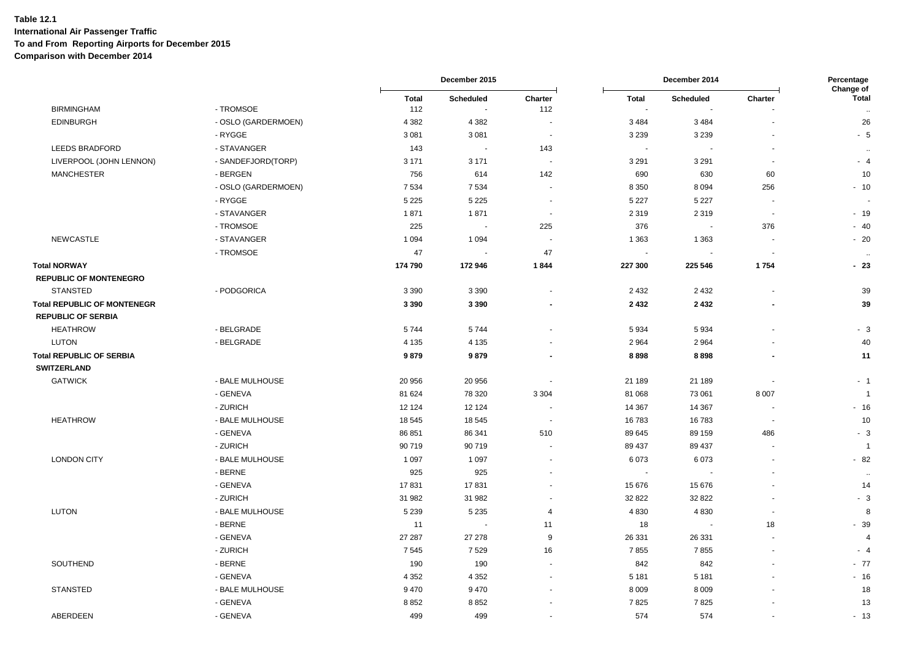**Table 12.1**
**International Air Passenger Traffic**
**To and From Reporting Airports for December 2015**
**Comparison with December 2014**

| | | December 2015 | | | December 2014 | | | Percentage Change of |
|---|---|---|---|---|---|---|---|---|
| | | Total | Scheduled | Charter | Total | Scheduled | Charter | Total |
| BIRMINGHAM | - TROMSOE | 112 | - | 112 | - | - | - | .. |
| EDINBURGH | - OSLO (GARDERMOEN) | 4 382 | 4 382 | - | 3 484 | 3 484 | - | 26 |
| | - RYGGE | 3 081 | 3 081 | - | 3 239 | 3 239 | - | - 5 |
| LEEDS BRADFORD | - STAVANGER | 143 | - | 143 | - | - | - | .. |
| LIVERPOOL (JOHN LENNON) | - SANDEFJORD(TORP) | 3 171 | 3 171 | - | 3 291 | 3 291 | - | - 4 |
| MANCHESTER | - BERGEN | 756 | 614 | 142 | 690 | 630 | 60 | 10 |
| | - OSLO (GARDERMOEN) | 7 534 | 7 534 | - | 8 350 | 8 094 | 256 | - 10 |
| | - RYGGE | 5 225 | 5 225 | - | 5 227 | 5 227 | - | - |
| | - STAVANGER | 1 871 | 1 871 | - | 2 319 | 2 319 | - | - 19 |
| | - TROMSOE | 225 | - | 225 | 376 | - | 376 | - 40 |
| NEWCASTLE | - STAVANGER | 1 094 | 1 094 | - | 1 363 | 1 363 | - | - 20 |
| | - TROMSOE | 47 | - | 47 | - | - | - | .. |
| **Total NORWAY** | | **174 790** | **172 946** | **1 844** | **227 300** | **225 546** | **1 754** | **- 23** |
| **REPUBLIC OF MONTENEGRO** | | | | | | | | |
| STANSTED | - PODGORICA | 3 390 | 3 390 | - | 2 432 | 2 432 | - | 39 |
| **Total REPUBLIC OF MONTENEGR** | | **3 390** | **3 390** | **-** | **2 432** | **2 432** | **-** | **39** |
| **REPUBLIC OF SERBIA** | | | | | | | | |
| HEATHROW | - BELGRADE | 5 744 | 5 744 | - | 5 934 | 5 934 | - | - 3 |
| LUTON | - BELGRADE | 4 135 | 4 135 | - | 2 964 | 2 964 | - | 40 |
| **Total REPUBLIC OF SERBIA** | | **9 879** | **9 879** | **-** | **8 898** | **8 898** | **-** | **11** |
| **SWITZERLAND** | | | | | | | | |
| GATWICK | - BALE MULHOUSE | 20 956 | 20 956 | - | 21 189 | 21 189 | - | - 1 |
| | - GENEVA | 81 624 | 78 320 | 3 304 | 81 068 | 73 061 | 8 007 | 1 |
| | - ZURICH | 12 124 | 12 124 | - | 14 367 | 14 367 | - | - 16 |
| HEATHROW | - BALE MULHOUSE | 18 545 | 18 545 | - | 16 783 | 16 783 | - | 10 |
| | - GENEVA | 86 851 | 86 341 | 510 | 89 645 | 89 159 | 486 | - 3 |
| | - ZURICH | 90 719 | 90 719 | - | 89 437 | 89 437 | - | 1 |
| LONDON CITY | - BALE MULHOUSE | 1 097 | 1 097 | - | 6 073 | 6 073 | - | - 82 |
| | - BERNE | 925 | 925 | - | - | - | - | .. |
| | - GENEVA | 17 831 | 17 831 | - | 15 676 | 15 676 | - | 14 |
| | - ZURICH | 31 982 | 31 982 | - | 32 822 | 32 822 | - | - 3 |
| LUTON | - BALE MULHOUSE | 5 239 | 5 235 | 4 | 4 830 | 4 830 | - | 8 |
| | - BERNE | 11 | - | 11 | 18 | - | 18 | - 39 |
| | - GENEVA | 27 287 | 27 278 | 9 | 26 331 | 26 331 | - | 4 |
| | - ZURICH | 7 545 | 7 529 | 16 | 7 855 | 7 855 | - | - 4 |
| SOUTHEND | - BERNE | 190 | 190 | - | 842 | 842 | - | - 77 |
| | - GENEVA | 4 352 | 4 352 | - | 5 181 | 5 181 | - | - 16 |
| STANSTED | - BALE MULHOUSE | 9 470 | 9 470 | - | 8 009 | 8 009 | - | 18 |
| | - GENEVA | 8 852 | 8 852 | - | 7 825 | 7 825 | - | 13 |
| ABERDEEN | - GENEVA | 499 | 499 | - | 574 | 574 | - | - 13 |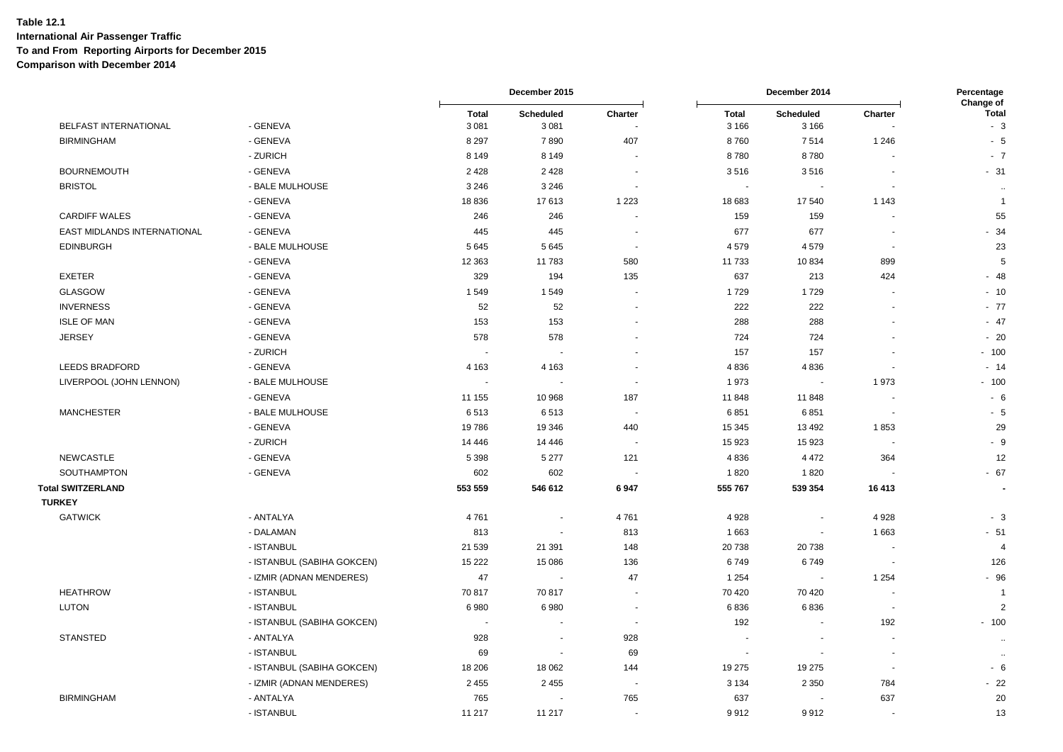**Table 12.1**
**International Air Passenger Traffic**
**To and From Reporting Airports for December 2015**
**Comparison with December 2014**

| | | December 2015 | | | December 2014 | | | Percentage Change of |
|---|---|---|---|---|---|---|---|---|
| | | Total | Scheduled | Charter | Total | Scheduled | Charter | Total |
| BELFAST INTERNATIONAL | - GENEVA | 3 081 | 3 081 | - | 3 166 | 3 166 | - | - 3 |
| BIRMINGHAM | - GENEVA | 8 297 | 7 890 | 407 | 8 760 | 7 514 | 1 246 | - 5 |
| | - ZURICH | 8 149 | 8 149 | - | 8 780 | 8 780 | - | - 7 |
| BOURNEMOUTH | - GENEVA | 2 428 | 2 428 | - | 3 516 | 3 516 | - | - 31 |
| BRISTOL | - BALE MULHOUSE | 3 246 | 3 246 | - | - | - | - | .. |
| | - GENEVA | 18 836 | 17 613 | 1 223 | 18 683 | 17 540 | 1 143 | 1 |
| CARDIFF WALES | - GENEVA | 246 | 246 | - | 159 | 159 | - | 55 |
| EAST MIDLANDS INTERNATIONAL | - GENEVA | 445 | 445 | - | 677 | 677 | - | - 34 |
| EDINBURGH | - BALE MULHOUSE | 5 645 | 5 645 | - | 4 579 | 4 579 | - | 23 |
| | - GENEVA | 12 363 | 11 783 | 580 | 11 733 | 10 834 | 899 | 5 |
| EXETER | - GENEVA | 329 | 194 | 135 | 637 | 213 | 424 | - 48 |
| GLASGOW | - GENEVA | 1 549 | 1 549 | - | 1 729 | 1 729 | - | - 10 |
| INVERNESS | - GENEVA | 52 | 52 | - | 222 | 222 | - | - 77 |
| ISLE OF MAN | - GENEVA | 153 | 153 | - | 288 | 288 | - | - 47 |
| JERSEY | - GENEVA | 578 | 578 | - | 724 | 724 | - | - 20 |
| | - ZURICH | - | - | - | 157 | 157 | - | - 100 |
| LEEDS BRADFORD | - GENEVA | 4 163 | 4 163 | - | 4 836 | 4 836 | - | - 14 |
| LIVERPOOL (JOHN LENNON) | - BALE MULHOUSE | - | - | - | 1 973 | - | 1 973 | - 100 |
| | - GENEVA | 11 155 | 10 968 | 187 | 11 848 | 11 848 | - | - 6 |
| MANCHESTER | - BALE MULHOUSE | 6 513 | 6 513 | - | 6 851 | 6 851 | - | - 5 |
| | - GENEVA | 19 786 | 19 346 | 440 | 15 345 | 13 492 | 1 853 | 29 |
| | - ZURICH | 14 446 | 14 446 | - | 15 923 | 15 923 | - | - 9 |
| NEWCASTLE | - GENEVA | 5 398 | 5 277 | 121 | 4 836 | 4 472 | 364 | 12 |
| SOUTHAMPTON | - GENEVA | 602 | 602 | - | 1 820 | 1 820 | - | - 67 |
| **Total SWITZERLAND** | | **553 559** | **546 612** | **6 947** | **555 767** | **539 354** | **16 413** | **-** |
| **TURKEY** | | | | | | | | |
| GATWICK | - ANTALYA | 4 761 | - | 4 761 | 4 928 | - | 4 928 | - 3 |
| | - DALAMAN | 813 | - | 813 | 1 663 | - | 1 663 | - 51 |
| | - ISTANBUL | 21 539 | 21 391 | 148 | 20 738 | 20 738 | - | 4 |
| | - ISTANBUL (SABIHA GOKCEN) | 15 222 | 15 086 | 136 | 6 749 | 6 749 | - | 126 |
| | - IZMIR (ADNAN MENDERES) | 47 | - | 47 | 1 254 | - | 1 254 | - 96 |
| HEATHROW | - ISTANBUL | 70 817 | 70 817 | - | 70 420 | 70 420 | - | 1 |
| LUTON | - ISTANBUL | 6 980 | 6 980 | - | 6 836 | 6 836 | - | 2 |
| | - ISTANBUL (SABIHA GOKCEN) | - | - | - | 192 | - | 192 | - 100 |
| STANSTED | - ANTALYA | 928 | - | 928 | - | - | - | .. |
| | - ISTANBUL | 69 | - | 69 | - | - | - | .. |
| | - ISTANBUL (SABIHA GOKCEN) | 18 206 | 18 062 | 144 | 19 275 | 19 275 | - | - 6 |
| | - IZMIR (ADNAN MENDERES) | 2 455 | 2 455 | - | 3 134 | 2 350 | 784 | - 22 |
| BIRMINGHAM | - ANTALYA | 765 | - | 765 | 637 | - | 637 | 20 |
| | - ISTANBUL | 11 217 | 11 217 | - | 9 912 | 9 912 | - | 13 |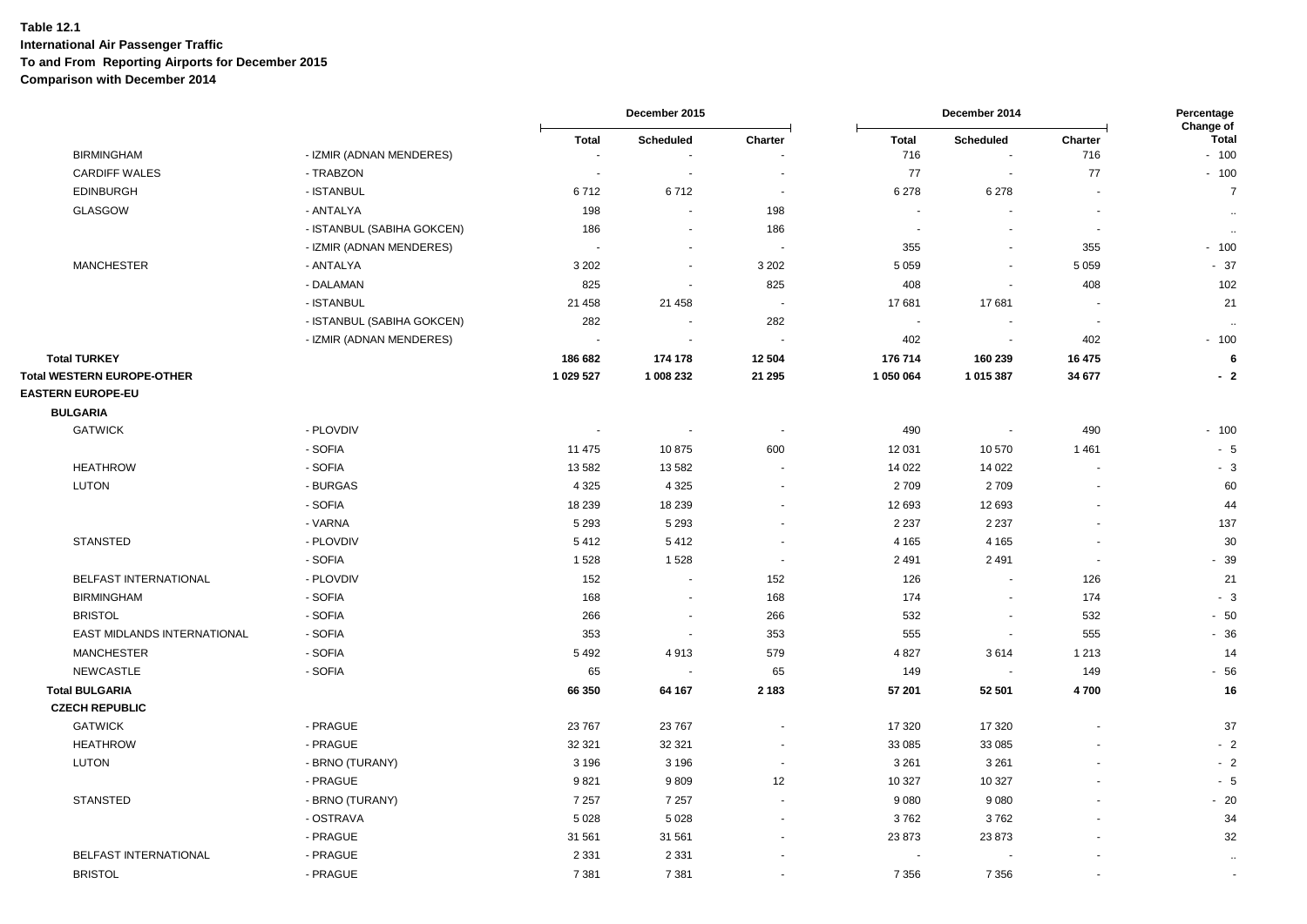**Table 12.1**
**International Air Passenger Traffic**
**To and From Reporting Airports for December 2015**
**Comparison with December 2014**

| | | December 2015 | | | December 2014 | | | Percentage Change of |
|---|---|---|---|---|---|---|---|---|
| | | Total | Scheduled | Charter | Total | Scheduled | Charter | Total |
| BIRMINGHAM | - IZMIR (ADNAN MENDERES) | - | - | - | 716 | - | 716 | - 100 |
| CARDIFF WALES | - TRABZON | - | - | - | 77 | - | 77 | - 100 |
| EDINBURGH | - ISTANBUL | 6 712 | 6 712 | - | 6 278 | 6 278 | - | 7 |
| GLASGOW | - ANTALYA | 198 | - | 198 | - | - | - | .. |
| | - ISTANBUL (SABIHA GOKCEN) | 186 | - | 186 | - | - | - | .. |
| | - IZMIR (ADNAN MENDERES) | - | - | - | 355 | - | 355 | - 100 |
| MANCHESTER | - ANTALYA | 3 202 | - | 3 202 | 5 059 | - | 5 059 | - 37 |
| | - DALAMAN | 825 | - | 825 | 408 | - | 408 | 102 |
| | - ISTANBUL | 21 458 | 21 458 | - | 17 681 | 17 681 | - | 21 |
| | - ISTANBUL (SABIHA GOKCEN) | 282 | - | 282 | - | - | - | .. |
| | - IZMIR (ADNAN MENDERES) | - | - | - | 402 | - | 402 | - 100 |
| **Total TURKEY** | | **186 682** | **174 178** | **12 504** | **176 714** | **160 239** | **16 475** | **6** |
| **Total WESTERN EUROPE-OTHER** | | **1 029 527** | **1 008 232** | **21 295** | **1 050 064** | **1 015 387** | **34 677** | **- 2** |
| **EASTERN EUROPE-EU** | | | | | | | | |
| **BULGARIA** | | | | | | | | |
| GATWICK | - PLOVDIV | - | - | - | 490 | - | 490 | - 100 |
| | - SOFIA | 11 475 | 10 875 | 600 | 12 031 | 10 570 | 1 461 | - 5 |
| HEATHROW | - SOFIA | 13 582 | 13 582 | - | 14 022 | 14 022 | - | - 3 |
| LUTON | - BURGAS | 4 325 | 4 325 | - | 2 709 | 2 709 | - | 60 |
| | - SOFIA | 18 239 | 18 239 | - | 12 693 | 12 693 | - | 44 |
| | - VARNA | 5 293 | 5 293 | - | 2 237 | 2 237 | - | 137 |
| STANSTED | - PLOVDIV | 5 412 | 5 412 | - | 4 165 | 4 165 | - | 30 |
| | - SOFIA | 1 528 | 1 528 | - | 2 491 | 2 491 | - | - 39 |
| BELFAST INTERNATIONAL | - PLOVDIV | 152 | - | 152 | 126 | - | 126 | 21 |
| BIRMINGHAM | - SOFIA | 168 | - | 168 | 174 | - | 174 | - 3 |
| BRISTOL | - SOFIA | 266 | - | 266 | 532 | - | 532 | - 50 |
| EAST MIDLANDS INTERNATIONAL | - SOFIA | 353 | - | 353 | 555 | - | 555 | - 36 |
| MANCHESTER | - SOFIA | 5 492 | 4 913 | 579 | 4 827 | 3 614 | 1 213 | 14 |
| NEWCASTLE | - SOFIA | 65 | - | 65 | 149 | - | 149 | - 56 |
| **Total BULGARIA** | | **66 350** | **64 167** | **2 183** | **57 201** | **52 501** | **4 700** | **16** |
| **CZECH REPUBLIC** | | | | | | | | |
| GATWICK | - PRAGUE | 23 767 | 23 767 | - | 17 320 | 17 320 | - | 37 |
| HEATHROW | - PRAGUE | 32 321 | 32 321 | - | 33 085 | 33 085 | - | - 2 |
| LUTON | - BRNO (TURANY) | 3 196 | 3 196 | - | 3 261 | 3 261 | - | - 2 |
| | - PRAGUE | 9 821 | 9 809 | 12 | 10 327 | 10 327 | - | - 5 |
| STANSTED | - BRNO (TURANY) | 7 257 | 7 257 | - | 9 080 | 9 080 | - | - 20 |
| | - OSTRAVA | 5 028 | 5 028 | - | 3 762 | 3 762 | - | 34 |
| | - PRAGUE | 31 561 | 31 561 | - | 23 873 | 23 873 | - | 32 |
| BELFAST INTERNATIONAL | - PRAGUE | 2 331 | 2 331 | - | - | - | - | .. |
| BRISTOL | - PRAGUE | 7 381 | 7 381 | - | 7 356 | 7 356 | - | - |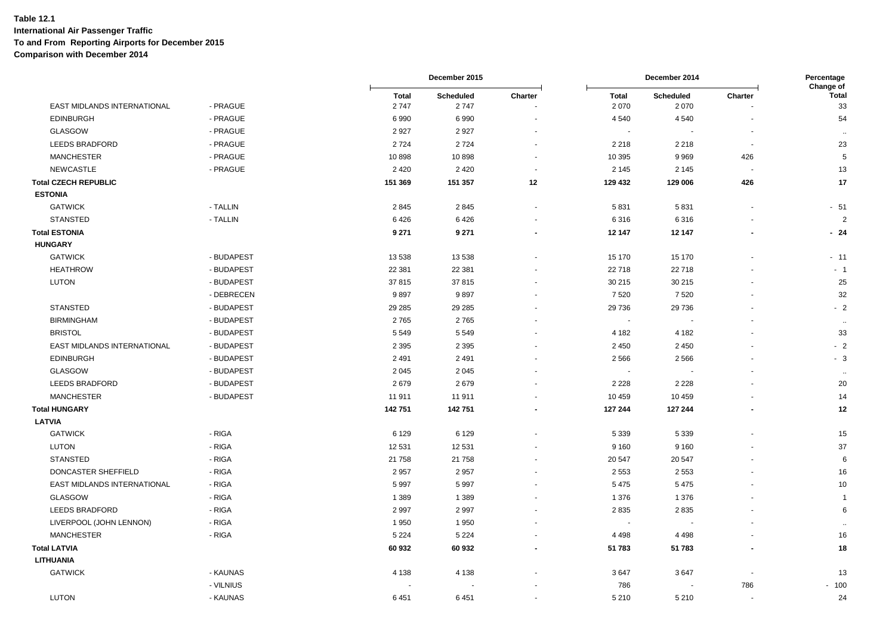**Table 12.1**
**International Air Passenger Traffic**
**To and From Reporting Airports for December 2015**
**Comparison with December 2014**

| | | December 2015 | | | December 2014 | | | Percentage Change of |
|---|---|---|---|---|---|---|---|---|
| | | Total | Scheduled | Charter | Total | Scheduled | Charter | Total |
| EAST MIDLANDS INTERNATIONAL | - PRAGUE | 2 747 | 2 747 | - | 2 070 | 2 070 | - | 33 |
| EDINBURGH | - PRAGUE | 6 990 | 6 990 | - | 4 540 | 4 540 | - | 54 |
| GLASGOW | - PRAGUE | 2 927 | 2 927 | - | - | - | - | .. |
| LEEDS BRADFORD | - PRAGUE | 2 724 | 2 724 | - | 2 218 | 2 218 | - | 23 |
| MANCHESTER | - PRAGUE | 10 898 | 10 898 | - | 10 395 | 9 969 | 426 | 5 |
| NEWCASTLE | - PRAGUE | 2 420 | 2 420 | - | 2 145 | 2 145 | - | 13 |
| **Total CZECH REPUBLIC** | | **151 369** | **151 357** | **12** | **129 432** | **129 006** | **426** | **17** |
| **ESTONIA** | | | | | | | | |
| GATWICK | - TALLIN | 2 845 | 2 845 | - | 5 831 | 5 831 | - | - 51 |
| STANSTED | - TALLIN | 6 426 | 6 426 | - | 6 316 | 6 316 | - | 2 |
| **Total ESTONIA** | | **9 271** | **9 271** | **-** | **12 147** | **12 147** | **-** | **- 24** |
| **HUNGARY** | | | | | | | | |
| GATWICK | - BUDAPEST | 13 538 | 13 538 | - | 15 170 | 15 170 | - | - 11 |
| HEATHROW | - BUDAPEST | 22 381 | 22 381 | - | 22 718 | 22 718 | - | - 1 |
| LUTON | - BUDAPEST | 37 815 | 37 815 | - | 30 215 | 30 215 | - | 25 |
| | - DEBRECEN | 9 897 | 9 897 | - | 7 520 | 7 520 | - | 32 |
| STANSTED | - BUDAPEST | 29 285 | 29 285 | - | 29 736 | 29 736 | - | - 2 |
| BIRMINGHAM | - BUDAPEST | 2 765 | 2 765 | - | - | - | - | .. |
| BRISTOL | - BUDAPEST | 5 549 | 5 549 | - | 4 182 | 4 182 | - | 33 |
| EAST MIDLANDS INTERNATIONAL | - BUDAPEST | 2 395 | 2 395 | - | 2 450 | 2 450 | - | - 2 |
| EDINBURGH | - BUDAPEST | 2 491 | 2 491 | - | 2 566 | 2 566 | - | - 3 |
| GLASGOW | - BUDAPEST | 2 045 | 2 045 | - | - | - | - | .. |
| LEEDS BRADFORD | - BUDAPEST | 2 679 | 2 679 | - | 2 228 | 2 228 | - | 20 |
| MANCHESTER | - BUDAPEST | 11 911 | 11 911 | - | 10 459 | 10 459 | - | 14 |
| **Total HUNGARY** | | **142 751** | **142 751** | **-** | **127 244** | **127 244** | **-** | **12** |
| **LATVIA** | | | | | | | | |
| GATWICK | - RIGA | 6 129 | 6 129 | - | 5 339 | 5 339 | - | 15 |
| LUTON | - RIGA | 12 531 | 12 531 | - | 9 160 | 9 160 | - | 37 |
| STANSTED | - RIGA | 21 758 | 21 758 | - | 20 547 | 20 547 | - | 6 |
| DONCASTER SHEFFIELD | - RIGA | 2 957 | 2 957 | - | 2 553 | 2 553 | - | 16 |
| EAST MIDLANDS INTERNATIONAL | - RIGA | 5 997 | 5 997 | - | 5 475 | 5 475 | - | 10 |
| GLASGOW | - RIGA | 1 389 | 1 389 | - | 1 376 | 1 376 | - | 1 |
| LEEDS BRADFORD | - RIGA | 2 997 | 2 997 | - | 2 835 | 2 835 | - | 6 |
| LIVERPOOL (JOHN LENNON) | - RIGA | 1 950 | 1 950 | - | - | - | - | .. |
| MANCHESTER | - RIGA | 5 224 | 5 224 | - | 4 498 | 4 498 | - | 16 |
| **Total LATVIA** | | **60 932** | **60 932** | **-** | **51 783** | **51 783** | **-** | **18** |
| **LITHUANIA** | | | | | | | | |
| GATWICK | - KAUNAS | 4 138 | 4 138 | - | 3 647 | 3 647 | - | 13 |
| | - VILNIUS | - | - | - | 786 | - | 786 | - 100 |
| LUTON | - KAUNAS | 6 451 | 6 451 | - | 5 210 | 5 210 | - | 24 |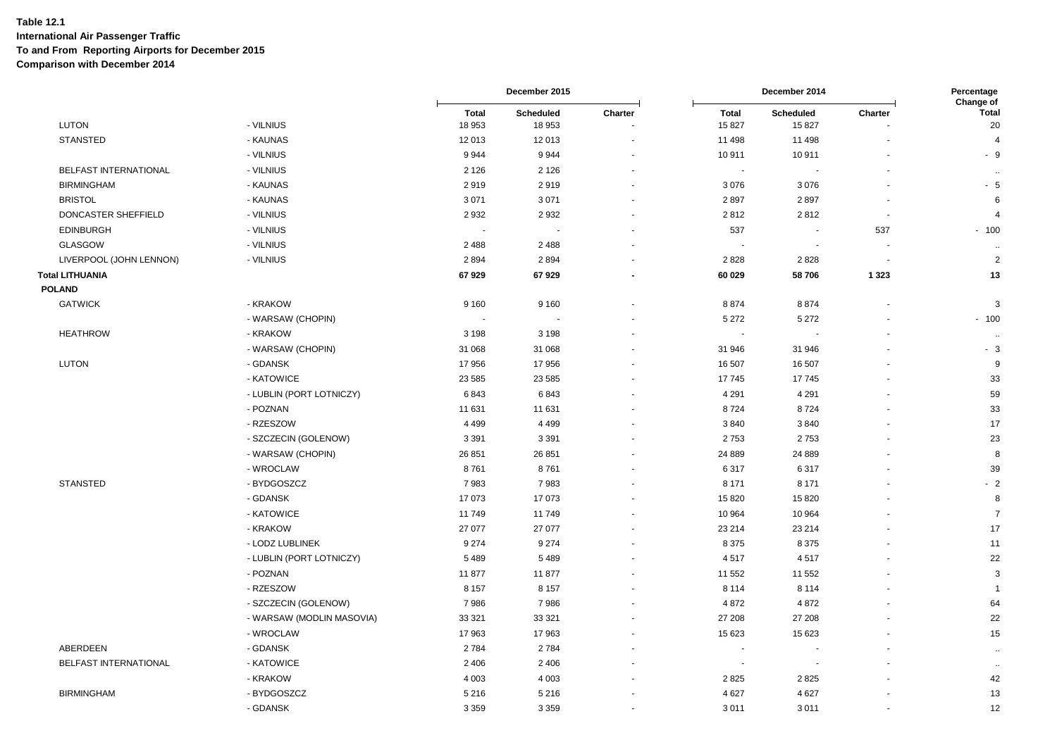**Table 12.1**
**International Air Passenger Traffic**
**To and From Reporting Airports for December 2015**
**Comparison with December 2014**

| | | December 2015 | | | December 2014 | | | Percentage Change of |
|---|---|---|---|---|---|---|---|---|
| | | Total | Scheduled | Charter | Total | Scheduled | Charter | Total |
| LUTON | - VILNIUS | 18 953 | 18 953 | - | 15 827 | 15 827 | - | 20 |
| STANSTED | - KAUNAS | 12 013 | 12 013 | - | 11 498 | 11 498 | - | 4 |
| | - VILNIUS | 9 944 | 9 944 | - | 10 911 | 10 911 | - | - 9 |
| BELFAST INTERNATIONAL | - VILNIUS | 2 126 | 2 126 | - | - | - | - | .. |
| BIRMINGHAM | - KAUNAS | 2 919 | 2 919 | - | 3 076 | 3 076 | - | - 5 |
| BRISTOL | - KAUNAS | 3 071 | 3 071 | - | 2 897 | 2 897 | - | 6 |
| DONCASTER SHEFFIELD | - VILNIUS | 2 932 | 2 932 | - | 2 812 | 2 812 | - | 4 |
| EDINBURGH | - VILNIUS | - | - | - | 537 | - | 537 | - 100 |
| GLASGOW | - VILNIUS | 2 488 | 2 488 | - | - | - | - | .. |
| LIVERPOOL (JOHN LENNON) | - VILNIUS | 2 894 | 2 894 | - | 2 828 | 2 828 | - | 2 |
| **Total LITHUANIA** | | **67 929** | **67 929** | **-** | **60 029** | **58 706** | **1 323** | **13** |
| **POLAND** | | | | | | | | |
| GATWICK | - KRAKOW | 9 160 | 9 160 | - | 8 874 | 8 874 | - | 3 |
| | - WARSAW (CHOPIN) | - | - | - | 5 272 | 5 272 | - | - 100 |
| HEATHROW | - KRAKOW | 3 198 | 3 198 | - | - | - | - | .. |
| | - WARSAW (CHOPIN) | 31 068 | 31 068 | - | 31 946 | 31 946 | - | - 3 |
| LUTON | - GDANSK | 17 956 | 17 956 | - | 16 507 | 16 507 | - | 9 |
| | - KATOWICE | 23 585 | 23 585 | - | 17 745 | 17 745 | - | 33 |
| | - LUBLIN (PORT LOTNICZY) | 6 843 | 6 843 | - | 4 291 | 4 291 | - | 59 |
| | - POZNAN | 11 631 | 11 631 | - | 8 724 | 8 724 | - | 33 |
| | - RZESZOW | 4 499 | 4 499 | - | 3 840 | 3 840 | - | 17 |
| | - SZCZECIN (GOLENOW) | 3 391 | 3 391 | - | 2 753 | 2 753 | - | 23 |
| | - WARSAW (CHOPIN) | 26 851 | 26 851 | - | 24 889 | 24 889 | - | 8 |
| | - WROCLAW | 8 761 | 8 761 | - | 6 317 | 6 317 | - | 39 |
| STANSTED | - BYDGOSZCZ | 7 983 | 7 983 | - | 8 171 | 8 171 | - | - 2 |
| | - GDANSK | 17 073 | 17 073 | - | 15 820 | 15 820 | - | 8 |
| | - KATOWICE | 11 749 | 11 749 | - | 10 964 | 10 964 | - | 7 |
| | - KRAKOW | 27 077 | 27 077 | - | 23 214 | 23 214 | - | 17 |
| | - LODZ LUBLINEK | 9 274 | 9 274 | - | 8 375 | 8 375 | - | 11 |
| | - LUBLIN (PORT LOTNICZY) | 5 489 | 5 489 | - | 4 517 | 4 517 | - | 22 |
| | - POZNAN | 11 877 | 11 877 | - | 11 552 | 11 552 | - | 3 |
| | - RZESZOW | 8 157 | 8 157 | - | 8 114 | 8 114 | - | 1 |
| | - SZCZECIN (GOLENOW) | 7 986 | 7 986 | - | 4 872 | 4 872 | - | 64 |
| | - WARSAW (MODLIN MASOVIA) | 33 321 | 33 321 | - | 27 208 | 27 208 | - | 22 |
| | - WROCLAW | 17 963 | 17 963 | - | 15 623 | 15 623 | - | 15 |
| ABERDEEN | - GDANSK | 2 784 | 2 784 | - | - | - | - | .. |
| BELFAST INTERNATIONAL | - KATOWICE | 2 406 | 2 406 | - | - | - | - | .. |
| | - KRAKOW | 4 003 | 4 003 | - | 2 825 | 2 825 | - | 42 |
| BIRMINGHAM | - BYDGOSZCZ | 5 216 | 5 216 | - | 4 627 | 4 627 | - | 13 |
| | - GDANSK | 3 359 | 3 359 | - | 3 011 | 3 011 | - | 12 |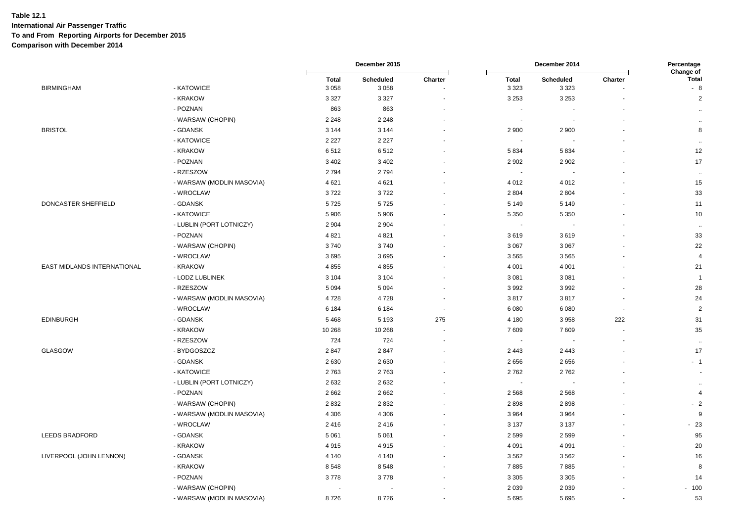**Table 12.1**
**International Air Passenger Traffic**
**To and From Reporting Airports for December 2015**
**Comparison with December 2014**

| | | December 2015 | | | December 2014 | | | Percentage Change of |
|---|---|---|---|---|---|---|---|---|
| | | Total | Scheduled | Charter | Total | Scheduled | Charter | Total |
| BIRMINGHAM | - KATOWICE | 3 058 | 3 058 | - | 3 323 | 3 323 | - | - 8 |
| | - KRAKOW | 3 327 | 3 327 | - | 3 253 | 3 253 | - | 2 |
| | - POZNAN | 863 | 863 | - | - | - | - | .. |
| | - WARSAW (CHOPIN) | 2 248 | 2 248 | - | - | - | - | .. |
| BRISTOL | - GDANSK | 3 144 | 3 144 | - | 2 900 | 2 900 | - | 8 |
| | - KATOWICE | 2 227 | 2 227 | - | - | - | - | .. |
| | - KRAKOW | 6 512 | 6 512 | - | 5 834 | 5 834 | - | 12 |
| | - POZNAN | 3 402 | 3 402 | - | 2 902 | 2 902 | - | 17 |
| | - RZESZOW | 2 794 | 2 794 | - | - | - | - | .. |
| | - WARSAW (MODLIN MASOVIA) | 4 621 | 4 621 | - | 4 012 | 4 012 | - | 15 |
| | - WROCLAW | 3 722 | 3 722 | - | 2 804 | 2 804 | - | 33 |
| DONCASTER SHEFFIELD | - GDANSK | 5 725 | 5 725 | - | 5 149 | 5 149 | - | 11 |
| | - KATOWICE | 5 906 | 5 906 | - | 5 350 | 5 350 | - | 10 |
| | - LUBLIN (PORT LOTNICZY) | 2 904 | 2 904 | - | - | - | - | .. |
| | - POZNAN | 4 821 | 4 821 | - | 3 619 | 3 619 | - | 33 |
| | - WARSAW (CHOPIN) | 3 740 | 3 740 | - | 3 067 | 3 067 | - | 22 |
| | - WROCLAW | 3 695 | 3 695 | - | 3 565 | 3 565 | - | 4 |
| EAST MIDLANDS INTERNATIONAL | - KRAKOW | 4 855 | 4 855 | - | 4 001 | 4 001 | - | 21 |
| | - LODZ LUBLINEK | 3 104 | 3 104 | - | 3 081 | 3 081 | - | 1 |
| | - RZESZOW | 5 094 | 5 094 | - | 3 992 | 3 992 | - | 28 |
| | - WARSAW (MODLIN MASOVIA) | 4 728 | 4 728 | - | 3 817 | 3 817 | - | 24 |
| | - WROCLAW | 6 184 | 6 184 | - | 6 080 | 6 080 | - | 2 |
| EDINBURGH | - GDANSK | 5 468 | 5 193 | 275 | 4 180 | 3 958 | 222 | 31 |
| | - KRAKOW | 10 268 | 10 268 | - | 7 609 | 7 609 | - | 35 |
| | - RZESZOW | 724 | 724 | - | - | - | - | .. |
| GLASGOW | - BYDGOSZCZ | 2 847 | 2 847 | - | 2 443 | 2 443 | - | 17 |
| | - GDANSK | 2 630 | 2 630 | - | 2 656 | 2 656 | - | - 1 |
| | - KATOWICE | 2 763 | 2 763 | - | 2 762 | 2 762 | - | - |
| | - LUBLIN (PORT LOTNICZY) | 2 632 | 2 632 | - | - | - | - | .. |
| | - POZNAN | 2 662 | 2 662 | - | 2 568 | 2 568 | - | 4 |
| | - WARSAW (CHOPIN) | 2 832 | 2 832 | - | 2 898 | 2 898 | - | - 2 |
| | - WARSAW (MODLIN MASOVIA) | 4 306 | 4 306 | - | 3 964 | 3 964 | - | 9 |
| | - WROCLAW | 2 416 | 2 416 | - | 3 137 | 3 137 | - | - 23 |
| LEEDS BRADFORD | - GDANSK | 5 061 | 5 061 | - | 2 599 | 2 599 | - | 95 |
| | - KRAKOW | 4 915 | 4 915 | - | 4 091 | 4 091 | - | 20 |
| LIVERPOOL (JOHN LENNON) | - GDANSK | 4 140 | 4 140 | - | 3 562 | 3 562 | - | 16 |
| | - KRAKOW | 8 548 | 8 548 | - | 7 885 | 7 885 | - | 8 |
| | - POZNAN | 3 778 | 3 778 | - | 3 305 | 3 305 | - | 14 |
| | - WARSAW (CHOPIN) | - | - | - | 2 039 | 2 039 | - | - 100 |
| | - WARSAW (MODLIN MASOVIA) | 8 726 | 8 726 | - | 5 695 | 5 695 | - | 53 |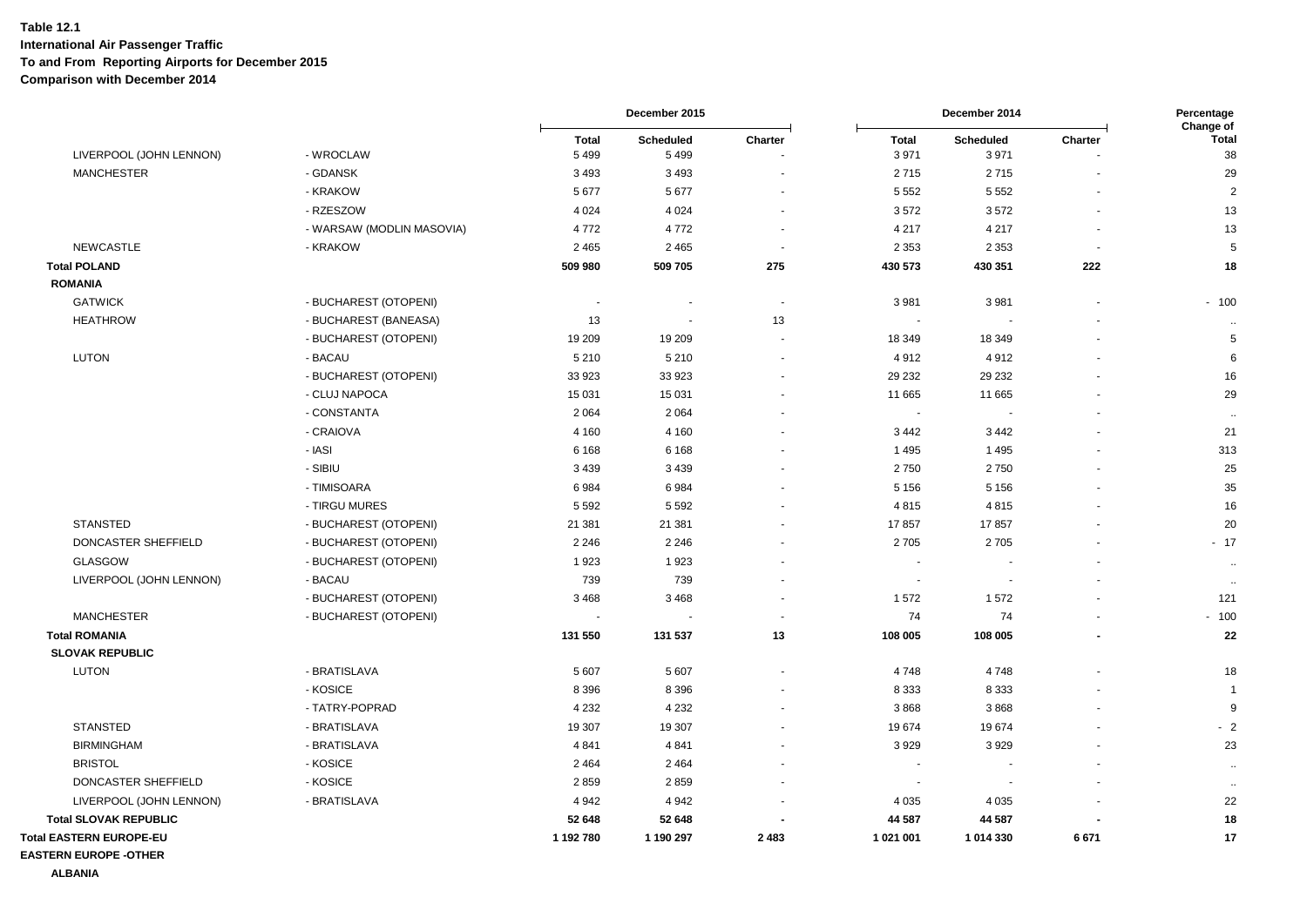**Table 12.1**
**International Air Passenger Traffic**
**To and From Reporting Airports for December 2015**
**Comparison with December 2014**

| | | December 2015 | | | December 2014 | | | Percentage Change of |
|---|---|---|---|---|---|---|---|---|
| | | Total | Scheduled | Charter | Total | Scheduled | Charter | Total |
| LIVERPOOL (JOHN LENNON) | - WROCLAW | 5 499 | 5 499 | - | 3 971 | 3 971 | - | 38 |
| MANCHESTER | - GDANSK | 3 493 | 3 493 | - | 2 715 | 2 715 | - | 29 |
| | - KRAKOW | 5 677 | 5 677 | - | 5 552 | 5 552 | - | 2 |
| | - RZESZOW | 4 024 | 4 024 | - | 3 572 | 3 572 | - | 13 |
| | - WARSAW (MODLIN MASOVIA) | 4 772 | 4 772 | - | 4 217 | 4 217 | - | 13 |
| NEWCASTLE | - KRAKOW | 2 465 | 2 465 | - | 2 353 | 2 353 | - | 5 |
| **Total POLAND** | | **509 980** | **509 705** | **275** | **430 573** | **430 351** | **222** | **18** |
| **ROMANIA** | | | | | | | | |
| GATWICK | - BUCHAREST (OTOPENI) | - | - | - | 3 981 | 3 981 | - | - 100 |
| HEATHROW | - BUCHAREST (BANEASA) | 13 | - | 13 | - | - | - | .. |
| | - BUCHAREST (OTOPENI) | 19 209 | 19 209 | - | 18 349 | 18 349 | - | 5 |
| LUTON | - BACAU | 5 210 | 5 210 | - | 4 912 | 4 912 | - | 6 |
| | - BUCHAREST (OTOPENI) | 33 923 | 33 923 | - | 29 232 | 29 232 | - | 16 |
| | - CLUJ NAPOCA | 15 031 | 15 031 | - | 11 665 | 11 665 | - | 29 |
| | - CONSTANTA | 2 064 | 2 064 | - | - | - | - | .. |
| | - CRAIOVA | 4 160 | 4 160 | - | 3 442 | 3 442 | - | 21 |
| | - IASI | 6 168 | 6 168 | - | 1 495 | 1 495 | - | 313 |
| | - SIBIU | 3 439 | 3 439 | - | 2 750 | 2 750 | - | 25 |
| | - TIMISOARA | 6 984 | 6 984 | - | 5 156 | 5 156 | - | 35 |
| | - TIRGU MURES | 5 592 | 5 592 | - | 4 815 | 4 815 | - | 16 |
| STANSTED | - BUCHAREST (OTOPENI) | 21 381 | 21 381 | - | 17 857 | 17 857 | - | 20 |
| DONCASTER SHEFFIELD | - BUCHAREST (OTOPENI) | 2 246 | 2 246 | - | 2 705 | 2 705 | - | - 17 |
| GLASGOW | - BUCHAREST (OTOPENI) | 1 923 | 1 923 | - | - | - | - | .. |
| LIVERPOOL (JOHN LENNON) | - BACAU | 739 | 739 | - | - | - | - | .. |
| | - BUCHAREST (OTOPENI) | 3 468 | 3 468 | - | 1 572 | 1 572 | - | 121 |
| MANCHESTER | - BUCHAREST (OTOPENI) | - | - | - | 74 | 74 | - | - 100 |
| **Total ROMANIA** | | **131 550** | **131 537** | **13** | **108 005** | **108 005** | **-** | **22** |
| **SLOVAK REPUBLIC** | | | | | | | | |
| LUTON | - BRATISLAVA | 5 607 | 5 607 | - | 4 748 | 4 748 | - | 18 |
| | - KOSICE | 8 396 | 8 396 | - | 8 333 | 8 333 | - | 1 |
| | - TATRY-POPRAD | 4 232 | 4 232 | - | 3 868 | 3 868 | - | 9 |
| STANSTED | - BRATISLAVA | 19 307 | 19 307 | - | 19 674 | 19 674 | - | - 2 |
| BIRMINGHAM | - BRATISLAVA | 4 841 | 4 841 | - | 3 929 | 3 929 | - | 23 |
| BRISTOL | - KOSICE | 2 464 | 2 464 | - | - | - | - | .. |
| DONCASTER SHEFFIELD | - KOSICE | 2 859 | 2 859 | - | - | - | - | .. |
| LIVERPOOL (JOHN LENNON) | - BRATISLAVA | 4 942 | 4 942 | - | 4 035 | 4 035 | - | 22 |
| **Total SLOVAK REPUBLIC** | | **52 648** | **52 648** | **-** | **44 587** | **44 587** | **-** | **18** |
| **Total EASTERN EUROPE-EU** | | **1 192 780** | **1 190 297** | **2 483** | **1 021 001** | **1 014 330** | **6 671** | **17** |
| **EASTERN EUROPE -OTHER** | | | | | | | | |
| **ALBANIA** | | | | | | | | |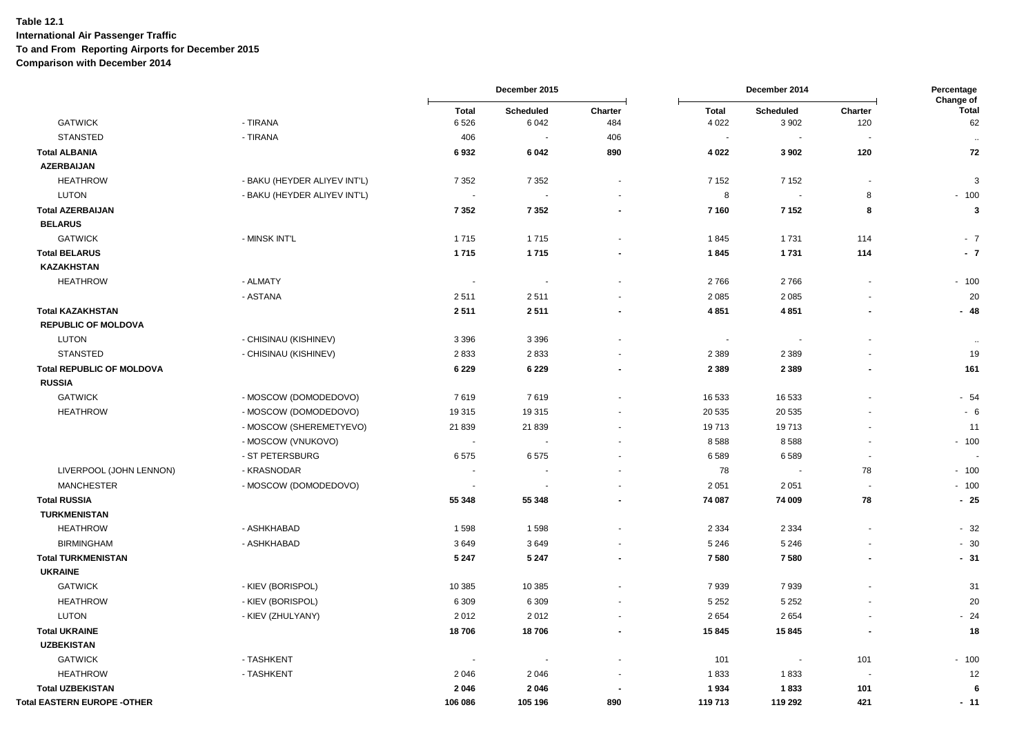**Table 12.1**
**International Air Passenger Traffic**
**To and From Reporting Airports for December 2015**
**Comparison with December 2014**

| | | December 2015 | | | December 2014 | | | Percentage Change of |
|---|---|---|---|---|---|---|---|---|
| | | Total | Scheduled | Charter | Total | Scheduled | Charter | Total |
| GATWICK | - TIRANA | 6 526 | 6 042 | 484 | 4 022 | 3 902 | 120 | 62 |
| STANSTED | - TIRANA | 406 | - | 406 | - | - | - | .. |
| **Total ALBANIA** | | **6 932** | **6 042** | **890** | **4 022** | **3 902** | **120** | **72** |
| **AZERBAIJAN** | | | | | | | | |
| HEATHROW | - BAKU (HEYDER ALIYEV INT'L) | 7 352 | 7 352 | - | 7 152 | 7 152 | - | 3 |
| LUTON | - BAKU (HEYDER ALIYEV INT'L) | - | - | - | 8 | - | 8 | - 100 |
| **Total AZERBAIJAN** | | **7 352** | **7 352** | **-** | **7 160** | **7 152** | **8** | **3** |
| **BELARUS** | | | | | | | | |
| GATWICK | - MINSK INT'L | 1 715 | 1 715 | - | 1 845 | 1 731 | 114 | - 7 |
| **Total BELARUS** | | **1 715** | **1 715** | **-** | **1 845** | **1 731** | **114** | **- 7** |
| **KAZAKHSTAN** | | | | | | | | |
| HEATHROW | - ALMATY | - | - | - | 2 766 | 2 766 | - | - 100 |
| | - ASTANA | 2 511 | 2 511 | - | 2 085 | 2 085 | - | 20 |
| **Total KAZAKHSTAN** | | **2 511** | **2 511** | **-** | **4 851** | **4 851** | **-** | **- 48** |
| **REPUBLIC OF MOLDOVA** | | | | | | | | |
| LUTON | - CHISINAU (KISHINEV) | 3 396 | 3 396 | - | - | - | - | .. |
| STANSTED | - CHISINAU (KISHINEV) | 2 833 | 2 833 | - | 2 389 | 2 389 | - | 19 |
| **Total REPUBLIC OF MOLDOVA** | | **6 229** | **6 229** | **-** | **2 389** | **2 389** | **-** | **161** |
| **RUSSIA** | | | | | | | | |
| GATWICK | - MOSCOW (DOMODEDOVO) | 7 619 | 7 619 | - | 16 533 | 16 533 | - | - 54 |
| HEATHROW | - MOSCOW (DOMODEDOVO) | 19 315 | 19 315 | - | 20 535 | 20 535 | - | - 6 |
| | - MOSCOW (SHEREMETYEVO) | 21 839 | 21 839 | - | 19 713 | 19 713 | - | 11 |
| | - MOSCOW (VNUKOVO) | - | - | - | 8 588 | 8 588 | - | - 100 |
| | - ST PETERSBURG | 6 575 | 6 575 | - | 6 589 | 6 589 | - | - |
| LIVERPOOL (JOHN LENNON) | - KRASNODAR | - | - | - | 78 | - | 78 | - 100 |
| MANCHESTER | - MOSCOW (DOMODEDOVO) | - | - | - | 2 051 | 2 051 | - | - 100 |
| **Total RUSSIA** | | **55 348** | **55 348** | **-** | **74 087** | **74 009** | **78** | **- 25** |
| **TURKMENISTAN** | | | | | | | | |
| HEATHROW | - ASHKHABAD | 1 598 | 1 598 | - | 2 334 | 2 334 | - | - 32 |
| BIRMINGHAM | - ASHKHABAD | 3 649 | 3 649 | - | 5 246 | 5 246 | - | - 30 |
| **Total TURKMENISTAN** | | **5 247** | **5 247** | **-** | **7 580** | **7 580** | **-** | **- 31** |
| **UKRAINE** | | | | | | | | |
| GATWICK | - KIEV (BORISPOL) | 10 385 | 10 385 | - | 7 939 | 7 939 | - | 31 |
| HEATHROW | - KIEV (BORISPOL) | 6 309 | 6 309 | - | 5 252 | 5 252 | - | 20 |
| LUTON | - KIEV (ZHULYANY) | 2 012 | 2 012 | - | 2 654 | 2 654 | - | - 24 |
| **Total UKRAINE** | | **18 706** | **18 706** | **-** | **15 845** | **15 845** | **-** | **18** |
| **UZBEKISTAN** | | | | | | | | |
| GATWICK | - TASHKENT | - | - | - | 101 | - | 101 | - 100 |
| HEATHROW | - TASHKENT | 2 046 | 2 046 | - | 1 833 | 1 833 | - | 12 |
| **Total UZBEKISTAN** | | **2 046** | **2 046** | **-** | **1 934** | **1 833** | **101** | **6** |
| **Total EASTERN EUROPE -OTHER** | | **106 086** | **105 196** | **890** | **119 713** | **119 292** | **421** | **- 11** |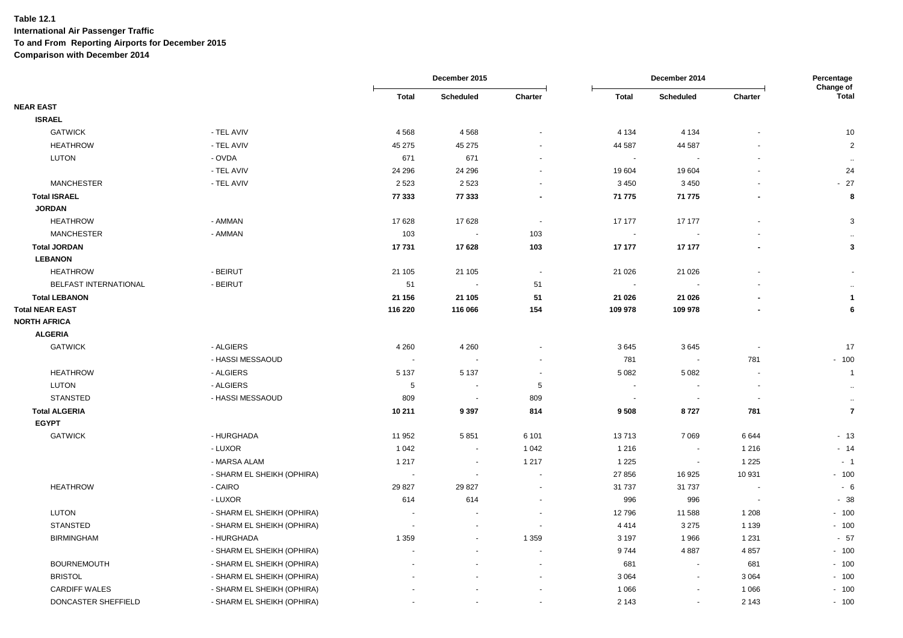**Table 12.1**
**International Air Passenger Traffic**
**To and From Reporting Airports for December 2015**
**Comparison with December 2014**

| | | December 2015 | | | December 2014 | | | Percentage Change of |
|---|---|---|---|---|---|---|---|---|
| | | Total | Scheduled | Charter | Total | Scheduled | Charter | Total |
| **NEAR EAST** | | | | | | | | |
| **ISRAEL** | | | | | | | | |
| GATWICK | - TEL AVIV | 4 568 | 4 568 | - | 4 134 | 4 134 | - | 10 |
| HEATHROW | - TEL AVIV | 45 275 | 45 275 | - | 44 587 | 44 587 | - | 2 |
| LUTON | - OVDA | 671 | 671 | - | - | - | - | .. |
| | - TEL AVIV | 24 296 | 24 296 | - | 19 604 | 19 604 | - | 24 |
| MANCHESTER | - TEL AVIV | 2 523 | 2 523 | - | 3 450 | 3 450 | - | - 27 |
| **Total ISRAEL** | | **77 333** | **77 333** | **-** | **71 775** | **71 775** | **-** | **8** |
| **JORDAN** | | | | | | | | |
| HEATHROW | - AMMAN | 17 628 | 17 628 | - | 17 177 | 17 177 | - | 3 |
| MANCHESTER | - AMMAN | 103 | - | 103 | - | - | - | .. |
| **Total JORDAN** | | **17 731** | **17 628** | **103** | **17 177** | **17 177** | **-** | **3** |
| **LEBANON** | | | | | | | | |
| HEATHROW | - BEIRUT | 21 105 | 21 105 | - | 21 026 | 21 026 | - | - |
| BELFAST INTERNATIONAL | - BEIRUT | 51 | - | 51 | - | - | - | .. |
| **Total LEBANON** | | **21 156** | **21 105** | **51** | **21 026** | **21 026** | **-** | **1** |
| **Total NEAR EAST** | | **116 220** | **116 066** | **154** | **109 978** | **109 978** | **-** | **6** |
| **NORTH AFRICA** | | | | | | | | |
| **ALGERIA** | | | | | | | | |
| GATWICK | - ALGIERS | 4 260 | 4 260 | - | 3 645 | 3 645 | - | 17 |
| | - HASSI MESSAOUD | - | - | - | 781 | - | 781 | - 100 |
| HEATHROW | - ALGIERS | 5 137 | 5 137 | - | 5 082 | 5 082 | - | 1 |
| LUTON | - ALGIERS | 5 | - | 5 | - | - | - | .. |
| STANSTED | - HASSI MESSAOUD | 809 | - | 809 | - | - | - | .. |
| **Total ALGERIA** | | **10 211** | **9 397** | **814** | **9 508** | **8 727** | **781** | **7** |
| **EGYPT** | | | | | | | | |
| GATWICK | - HURGHADA | 11 952 | 5 851 | 6 101 | 13 713 | 7 069 | 6 644 | - 13 |
| | - LUXOR | 1 042 | - | 1 042 | 1 216 | - | 1 216 | - 14 |
| | - MARSA ALAM | 1 217 | - | 1 217 | 1 225 | - | 1 225 | - 1 |
| | - SHARM EL SHEIKH (OPHIRA) | - | - | - | 27 856 | 16 925 | 10 931 | - 100 |
| HEATHROW | - CAIRO | 29 827 | 29 827 | - | 31 737 | 31 737 | - | - 6 |
| | - LUXOR | 614 | 614 | - | 996 | 996 | - | - 38 |
| LUTON | - SHARM EL SHEIKH (OPHIRA) | - | - | - | 12 796 | 11 588 | 1 208 | - 100 |
| STANSTED | - SHARM EL SHEIKH (OPHIRA) | - | - | - | 4 414 | 3 275 | 1 139 | - 100 |
| BIRMINGHAM | - HURGHADA | 1 359 | - | 1 359 | 3 197 | 1 966 | 1 231 | - 57 |
| | - SHARM EL SHEIKH (OPHIRA) | - | - | - | 9 744 | 4 887 | 4 857 | - 100 |
| BOURNEMOUTH | - SHARM EL SHEIKH (OPHIRA) | - | - | - | 681 | - | 681 | - 100 |
| BRISTOL | - SHARM EL SHEIKH (OPHIRA) | - | - | - | 3 064 | - | 3 064 | - 100 |
| CARDIFF WALES | - SHARM EL SHEIKH (OPHIRA) | - | - | - | 1 066 | - | 1 066 | - 100 |
| DONCASTER SHEFFIELD | - SHARM EL SHEIKH (OPHIRA) | - | - | - | 2 143 | - | 2 143 | - 100 |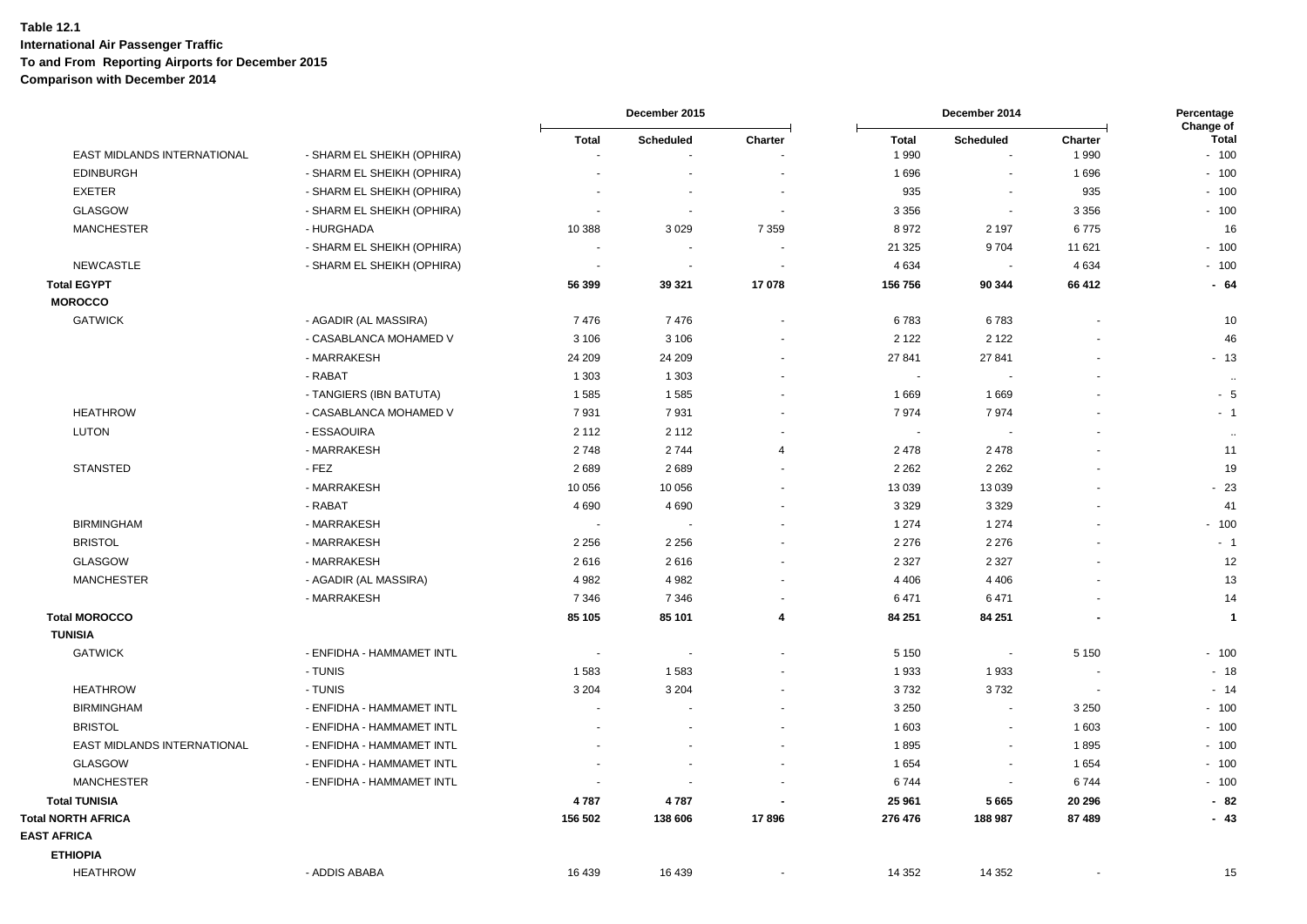**Table 12.1**
**International Air Passenger Traffic**
**To and From Reporting Airports for December 2015**
**Comparison with December 2014**

| | | December 2015 | | | December 2014 | | | Percentage Change of |
|---|---|---|---|---|---|---|---|---|
| | | Total | Scheduled | Charter | Total | Scheduled | Charter | Total |
| EAST MIDLANDS INTERNATIONAL | - SHARM EL SHEIKH (OPHIRA) | - | - | - | 1 990 | - | 1 990 | - 100 |
| EDINBURGH | - SHARM EL SHEIKH (OPHIRA) | - | - | - | 1 696 | - | 1 696 | - 100 |
| EXETER | - SHARM EL SHEIKH (OPHIRA) | - | - | - | 935 | - | 935 | - 100 |
| GLASGOW | - SHARM EL SHEIKH (OPHIRA) | - | - | - | 3 356 | - | 3 356 | - 100 |
| MANCHESTER | - HURGHADA | 10 388 | 3 029 | 7 359 | 8 972 | 2 197 | 6 775 | 16 |
| | - SHARM EL SHEIKH (OPHIRA) | - | - | - | 21 325 | 9 704 | 11 621 | - 100 |
| NEWCASTLE | - SHARM EL SHEIKH (OPHIRA) | - | - | - | 4 634 | - | 4 634 | - 100 |
| **Total EGYPT** | | **56 399** | **39 321** | **17 078** | **156 756** | **90 344** | **66 412** | **- 64** |
| **MOROCCO** | | | | | | | | |
| GATWICK | - AGADIR (AL MASSIRA) | 7 476 | 7 476 | - | 6 783 | 6 783 | - | 10 |
| | - CASABLANCA MOHAMED V | 3 106 | 3 106 | - | 2 122 | 2 122 | - | 46 |
| | - MARRAKESH | 24 209 | 24 209 | - | 27 841 | 27 841 | - | - 13 |
| | - RABAT | 1 303 | 1 303 | - | - | - | - | .. |
| | - TANGIERS (IBN BATUTA) | 1 585 | 1 585 | - | 1 669 | 1 669 | - | - 5 |
| HEATHROW | - CASABLANCA MOHAMED V | 7 931 | 7 931 | - | 7 974 | 7 974 | - | - 1 |
| LUTON | - ESSAOUIRA | 2 112 | 2 112 | - | - | - | - | .. |
| | - MARRAKESH | 2 748 | 2 744 | 4 | 2 478 | 2 478 | - | 11 |
| STANSTED | - FEZ | 2 689 | 2 689 | - | 2 262 | 2 262 | - | 19 |
| | - MARRAKESH | 10 056 | 10 056 | - | 13 039 | 13 039 | - | - 23 |
| | - RABAT | 4 690 | 4 690 | - | 3 329 | 3 329 | - | 41 |
| BIRMINGHAM | - MARRAKESH | - | - | - | 1 274 | 1 274 | - | - 100 |
| BRISTOL | - MARRAKESH | 2 256 | 2 256 | - | 2 276 | 2 276 | - | - 1 |
| GLASGOW | - MARRAKESH | 2 616 | 2 616 | - | 2 327 | 2 327 | - | 12 |
| MANCHESTER | - AGADIR (AL MASSIRA) | 4 982 | 4 982 | - | 4 406 | 4 406 | - | 13 |
| | - MARRAKESH | 7 346 | 7 346 | - | 6 471 | 6 471 | - | 14 |
| **Total MOROCCO** | | **85 105** | **85 101** | **4** | **84 251** | **84 251** | **-** | **1** |
| **TUNISIA** | | | | | | | | |
| GATWICK | - ENFIDHA - HAMMAMET INTL | - | - | - | 5 150 | - | 5 150 | - 100 |
| | - TUNIS | 1 583 | 1 583 | - | 1 933 | 1 933 | - | - 18 |
| HEATHROW | - TUNIS | 3 204 | 3 204 | - | 3 732 | 3 732 | - | - 14 |
| BIRMINGHAM | - ENFIDHA - HAMMAMET INTL | - | - | - | 3 250 | - | 3 250 | - 100 |
| BRISTOL | - ENFIDHA - HAMMAMET INTL | - | - | - | 1 603 | - | 1 603 | - 100 |
| EAST MIDLANDS INTERNATIONAL | - ENFIDHA - HAMMAMET INTL | - | - | - | 1 895 | - | 1 895 | - 100 |
| GLASGOW | - ENFIDHA - HAMMAMET INTL | - | - | - | 1 654 | - | 1 654 | - 100 |
| MANCHESTER | - ENFIDHA - HAMMAMET INTL | - | - | - | 6 744 | - | 6 744 | - 100 |
| **Total TUNISIA** | | **4 787** | **4 787** | **-** | **25 961** | **5 665** | **20 296** | **- 82** |
| **Total NORTH AFRICA** | | **156 502** | **138 606** | **17 896** | **276 476** | **188 987** | **87 489** | **- 43** |
| **EAST AFRICA** | | | | | | | | |
| **ETHIOPIA** | | | | | | | | |
| HEATHROW | - ADDIS ABABA | 16 439 | 16 439 | - | 14 352 | 14 352 | - | 15 |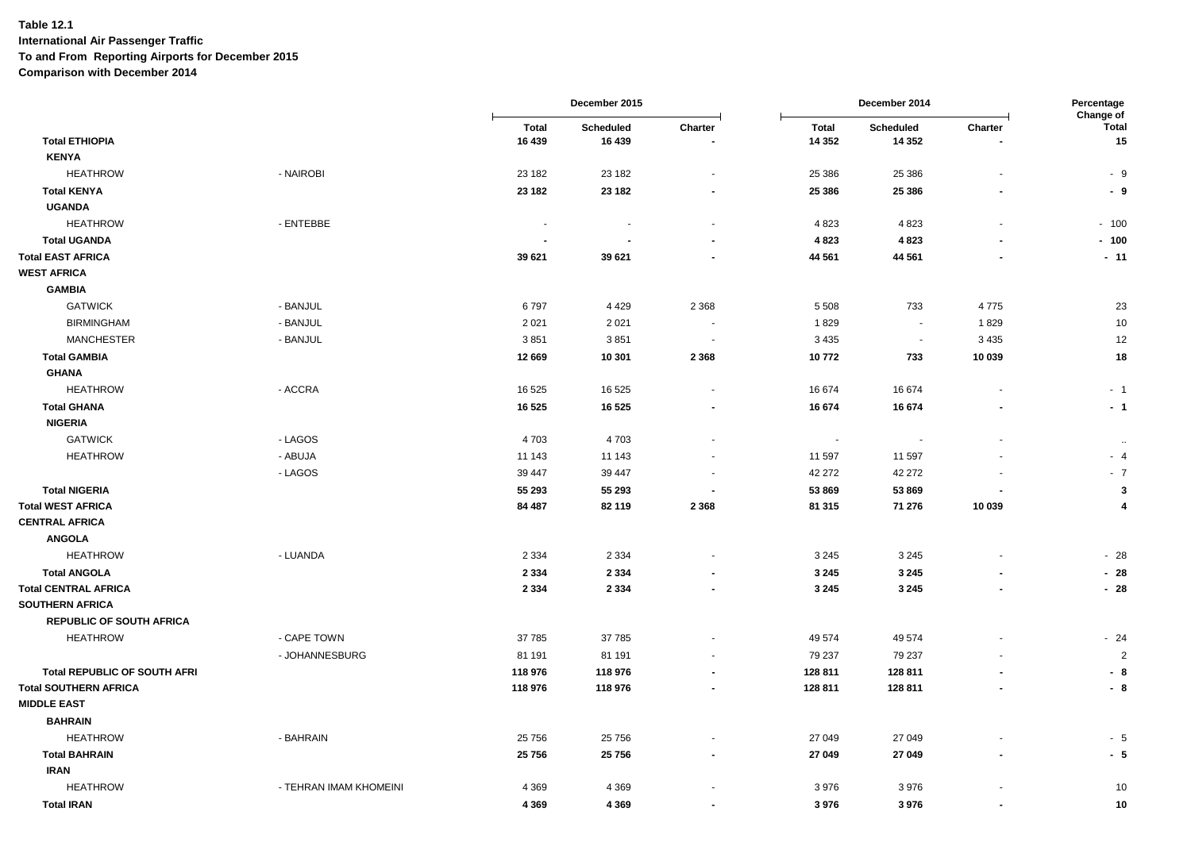**Table 12.1**
**International Air Passenger Traffic**
**To and From Reporting Airports for December 2015**
**Comparison with December 2014**

| | | December 2015 | | | December 2014 | | | Percentage Change of |
|---|---|---|---|---|---|---|---|---|
| | | Total | Scheduled | Charter | Total | Scheduled | Charter | Total |
| **Total ETHIOPIA** | | **16 439** | **16 439** | **-** | **14 352** | **14 352** | **-** | **15** |
| **KENYA** | | | | | | | | |
| HEATHROW | - NAIROBI | 23 182 | 23 182 | - | 25 386 | 25 386 | - | - 9 |
| **Total KENYA** | | **23 182** | **23 182** | **-** | **25 386** | **25 386** | **-** | **- 9** |
| **UGANDA** | | | | | | | | |
| HEATHROW | - ENTEBBE | - | - | - | 4 823 | 4 823 | - | - 100 |
| **Total UGANDA** | | **-** | **-** | **-** | **4 823** | **4 823** | **-** | **- 100** |
| **Total EAST AFRICA** | | **39 621** | **39 621** | **-** | **44 561** | **44 561** | **-** | **- 11** |
| **WEST AFRICA** | | | | | | | | |
| **GAMBIA** | | | | | | | | |
| GATWICK | - BANJUL | 6 797 | 4 429 | 2 368 | 5 508 | 733 | 4 775 | 23 |
| BIRMINGHAM | - BANJUL | 2 021 | 2 021 | - | 1 829 | - | 1 829 | 10 |
| MANCHESTER | - BANJUL | 3 851 | 3 851 | - | 3 435 | - | 3 435 | 12 |
| **Total GAMBIA** | | **12 669** | **10 301** | **2 368** | **10 772** | **733** | **10 039** | **18** |
| **GHANA** | | | | | | | | |
| HEATHROW | - ACCRA | 16 525 | 16 525 | - | 16 674 | 16 674 | - | - 1 |
| **Total GHANA** | | **16 525** | **16 525** | **-** | **16 674** | **16 674** | **-** | **- 1** |
| **NIGERIA** | | | | | | | | |
| GATWICK | - LAGOS | 4 703 | 4 703 | - | - | - | - | .. |
| HEATHROW | - ABUJA | 11 143 | 11 143 | - | 11 597 | 11 597 | - | - 4 |
| | - LAGOS | 39 447 | 39 447 | - | 42 272 | 42 272 | - | - 7 |
| **Total NIGERIA** | | **55 293** | **55 293** | **-** | **53 869** | **53 869** | **-** | **3** |
| **Total WEST AFRICA** | | **84 487** | **82 119** | **2 368** | **81 315** | **71 276** | **10 039** | **4** |
| **CENTRAL AFRICA** | | | | | | | | |
| **ANGOLA** | | | | | | | | |
| HEATHROW | - LUANDA | 2 334 | 2 334 | - | 3 245 | 3 245 | - | - 28 |
| **Total ANGOLA** | | **2 334** | **2 334** | **-** | **3 245** | **3 245** | **-** | **- 28** |
| **Total CENTRAL AFRICA** | | **2 334** | **2 334** | **-** | **3 245** | **3 245** | **-** | **- 28** |
| **SOUTHERN AFRICA** | | | | | | | | |
| **REPUBLIC OF SOUTH AFRICA** | | | | | | | | |
| HEATHROW | - CAPE TOWN | 37 785 | 37 785 | - | 49 574 | 49 574 | - | - 24 |
| | - JOHANNESBURG | 81 191 | 81 191 | - | 79 237 | 79 237 | - | 2 |
| **Total REPUBLIC OF SOUTH AFRI** | | **118 976** | **118 976** | **-** | **128 811** | **128 811** | **-** | **- 8** |
| **Total SOUTHERN AFRICA** | | **118 976** | **118 976** | **-** | **128 811** | **128 811** | **-** | **- 8** |
| **MIDDLE EAST** | | | | | | | | |
| **BAHRAIN** | | | | | | | | |
| HEATHROW | - BAHRAIN | 25 756 | 25 756 | - | 27 049 | 27 049 | - | - 5 |
| **Total BAHRAIN** | | **25 756** | **25 756** | **-** | **27 049** | **27 049** | **-** | **- 5** |
| **IRAN** | | | | | | | | |
| HEATHROW | - TEHRAN IMAM KHOMEINI | 4 369 | 4 369 | - | 3 976 | 3 976 | - | 10 |
| **Total IRAN** | | **4 369** | **4 369** | **-** | **3 976** | **3 976** | **-** | **10** |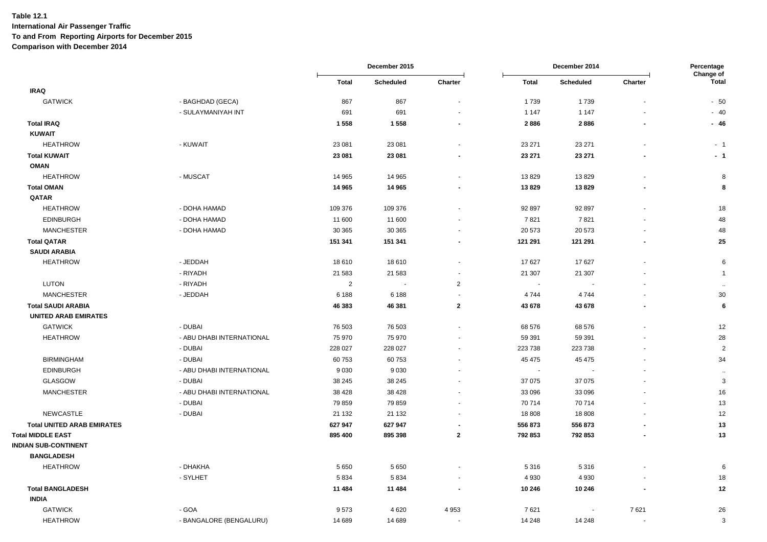**Table 12.1**
**International Air Passenger Traffic**
**To and From Reporting Airports for December 2015**
**Comparison with December 2014**

| | | December 2015 | | | December 2014 | | | Percentage Change of |
|---|---|---|---|---|---|---|---|---|
| | | Total | Scheduled | Charter | Total | Scheduled | Charter | Total |
| **IRAQ** | | | | | | | | |
| GATWICK | - BAGHDAD (GECA) | 867 | 867 | - | 1 739 | 1 739 | - | - 50 |
| | - SULAYMANIYAH INT | 691 | 691 | - | 1 147 | 1 147 | - | - 40 |
| **Total IRAQ** | | **1 558** | **1 558** | **-** | **2 886** | **2 886** | **-** | **- 46** |
| **KUWAIT** | | | | | | | | |
| HEATHROW | - KUWAIT | 23 081 | 23 081 | - | 23 271 | 23 271 | - | - 1 |
| **Total KUWAIT** | | **23 081** | **23 081** | **-** | **23 271** | **23 271** | **-** | **- 1** |
| **OMAN** | | | | | | | | |
| HEATHROW | - MUSCAT | 14 965 | 14 965 | - | 13 829 | 13 829 | - | 8 |
| **Total OMAN** | | **14 965** | **14 965** | **-** | **13 829** | **13 829** | **-** | **8** |
| **QATAR** | | | | | | | | |
| HEATHROW | - DOHA HAMAD | 109 376 | 109 376 | - | 92 897 | 92 897 | - | 18 |
| EDINBURGH | - DOHA HAMAD | 11 600 | 11 600 | - | 7 821 | 7 821 | - | 48 |
| MANCHESTER | - DOHA HAMAD | 30 365 | 30 365 | - | 20 573 | 20 573 | - | 48 |
| **Total QATAR** | | **151 341** | **151 341** | **-** | **121 291** | **121 291** | **-** | **25** |
| **SAUDI ARABIA** | | | | | | | | |
| HEATHROW | - JEDDAH | 18 610 | 18 610 | - | 17 627 | 17 627 | - | 6 |
| | - RIYADH | 21 583 | 21 583 | - | 21 307 | 21 307 | - | 1 |
| LUTON | - RIYADH | 2 | - | 2 | - | - | - | .. |
| MANCHESTER | - JEDDAH | 6 188 | 6 188 | - | 4 744 | 4 744 | - | 30 |
| **Total SAUDI ARABIA** | | **46 383** | **46 381** | **2** | **43 678** | **43 678** | **-** | **6** |
| **UNITED ARAB EMIRATES** | | | | | | | | |
| GATWICK | - DUBAI | 76 503 | 76 503 | - | 68 576 | 68 576 | - | 12 |
| HEATHROW | - ABU DHABI INTERNATIONAL | 75 970 | 75 970 | - | 59 391 | 59 391 | - | 28 |
| | - DUBAI | 228 027 | 228 027 | - | 223 738 | 223 738 | - | 2 |
| BIRMINGHAM | - DUBAI | 60 753 | 60 753 | - | 45 475 | 45 475 | - | 34 |
| EDINBURGH | - ABU DHABI INTERNATIONAL | 9 030 | 9 030 | - | - | - | - | .. |
| GLASGOW | - DUBAI | 38 245 | 38 245 | - | 37 075 | 37 075 | - | 3 |
| MANCHESTER | - ABU DHABI INTERNATIONAL | 38 428 | 38 428 | - | 33 096 | 33 096 | - | 16 |
| | - DUBAI | 79 859 | 79 859 | - | 70 714 | 70 714 | - | 13 |
| NEWCASTLE | - DUBAI | 21 132 | 21 132 | - | 18 808 | 18 808 | - | 12 |
| **Total UNITED ARAB EMIRATES** | | **627 947** | **627 947** | **-** | **556 873** | **556 873** | **-** | **13** |
| **Total MIDDLE EAST** | | **895 400** | **895 398** | **2** | **792 853** | **792 853** | **-** | **13** |
| **INDIAN SUB-CONTINENT** | | | | | | | | |
| **BANGLADESH** | | | | | | | | |
| HEATHROW | - DHAKHA | 5 650 | 5 650 | - | 5 316 | 5 316 | - | 6 |
| | - SYLHET | 5 834 | 5 834 | - | 4 930 | 4 930 | - | 18 |
| **Total BANGLADESH** | | **11 484** | **11 484** | **-** | **10 246** | **10 246** | **-** | **12** |
| **INDIA** | | | | | | | | |
| GATWICK | - GOA | 9 573 | 4 620 | 4 953 | 7 621 | - | 7 621 | 26 |
| HEATHROW | - BANGALORE (BENGALURU) | 14 689 | 14 689 | - | 14 248 | 14 248 | - | 3 |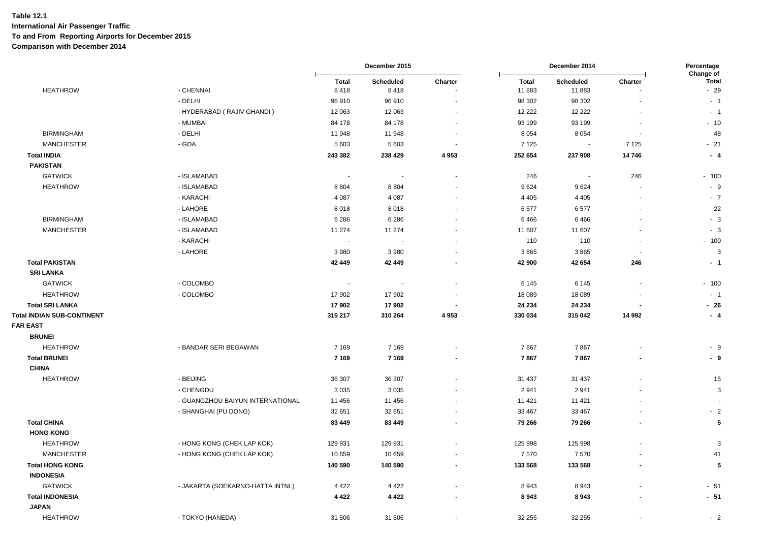**Table 12.1**
**International Air Passenger Traffic**
**To and From Reporting Airports for December 2015**
**Comparison with December 2014**

| | | December 2015 | | | December 2014 | | | Percentage Change of |
|---|---|---|---|---|---|---|---|---|
| | | Total | Scheduled | Charter | Total | Scheduled | Charter | Total |
| HEATHROW | - CHENNAI | 8 418 | 8 418 | - | 11 883 | 11 883 | - | - 29 |
| | - DELHI | 96 910 | 96 910 | - | 98 302 | 98 302 | - | - 1 |
| | - HYDERABAD ( RAJIV GHANDI ) | 12 063 | 12 063 | - | 12 222 | 12 222 | - | - 1 |
| | - MUMBAI | 84 178 | 84 178 | - | 93 199 | 93 199 | - | - 10 |
| BIRMINGHAM | - DELHI | 11 948 | 11 948 | - | 8 054 | 8 054 | - | 48 |
| MANCHESTER | - GOA | 5 603 | 5 603 | - | 7 125 | - | 7 125 | - 21 |
| **Total INDIA** | | **243 382** | **238 429** | **4 953** | **252 654** | **237 908** | **14 746** | **- 4** |
| **PAKISTAN** | | | | | | | | |
| GATWICK | - ISLAMABAD | - | - | - | 246 | - | 246 | - 100 |
| HEATHROW | - ISLAMABAD | 8 804 | 8 804 | - | 9 624 | 9 624 | - | - 9 |
| | - KARACHI | 4 087 | 4 087 | - | 4 405 | 4 405 | - | - 7 |
| | - LAHORE | 8 018 | 8 018 | - | 6 577 | 6 577 | - | 22 |
| BIRMINGHAM | - ISLAMABAD | 6 286 | 6 286 | - | 6 466 | 6 466 | - | - 3 |
| MANCHESTER | - ISLAMABAD | 11 274 | 11 274 | - | 11 607 | 11 607 | - | - 3 |
| | - KARACHI | - | - | - | 110 | 110 | - | - 100 |
| | - LAHORE | 3 980 | 3 980 | - | 3 865 | 3 865 | - | 3 |
| **Total PAKISTAN** | | **42 449** | **42 449** | **-** | **42 900** | **42 654** | **246** | **- 1** |
| **SRI LANKA** | | | | | | | | |
| GATWICK | - COLOMBO | - | - | - | 6 145 | 6 145 | - | - 100 |
| HEATHROW | - COLOMBO | 17 902 | 17 902 | - | 18 089 | 18 089 | - | - 1 |
| **Total SRI LANKA** | | **17 902** | **17 902** | **-** | **24 234** | **24 234** | **-** | **- 26** |
| **Total INDIAN SUB-CONTINENT** | | **315 217** | **310 264** | **4 953** | **330 034** | **315 042** | **14 992** | **- 4** |
| **FAR EAST** | | | | | | | | |
| **BRUNEI** | | | | | | | | |
| HEATHROW | - BANDAR SERI BEGAWAN | 7 169 | 7 169 | - | 7 867 | 7 867 | - | - 9 |
| **Total BRUNEI** | | **7 169** | **7 169** | **-** | **7 867** | **7 867** | **-** | **- 9** |
| **CHINA** | | | | | | | | |
| HEATHROW | - BEIJING | 36 307 | 36 307 | - | 31 437 | 31 437 | - | 15 |
| | - CHENGDU | 3 035 | 3 035 | - | 2 941 | 2 941 | - | 3 |
| | - GUANGZHOU BAIYUN INTERNATIONAL | 11 456 | 11 456 | - | 11 421 | 11 421 | - | - |
| | - SHANGHAI (PU DONG) | 32 651 | 32 651 | - | 33 467 | 33 467 | - | - 2 |
| **Total CHINA** | | **83 449** | **83 449** | **-** | **79 266** | **79 266** | **-** | **5** |
| **HONG KONG** | | | | | | | | |
| HEATHROW | - HONG KONG (CHEK LAP KOK) | 129 931 | 129 931 | - | 125 998 | 125 998 | - | 3 |
| MANCHESTER | - HONG KONG (CHEK LAP KOK) | 10 659 | 10 659 | - | 7 570 | 7 570 | - | 41 |
| **Total HONG KONG** | | **140 590** | **140 590** | **-** | **133 568** | **133 568** | **-** | **5** |
| **INDONESIA** | | | | | | | | |
| GATWICK | - JAKARTA (SOEKARNO-HATTA INTNL) | 4 422 | 4 422 | - | 8 943 | 8 943 | - | - 51 |
| **Total INDONESIA** | | **4 422** | **4 422** | **-** | **8 943** | **8 943** | **-** | **- 51** |
| **JAPAN** | | | | | | | | |
| HEATHROW | - TOKYO (HANEDA) | 31 506 | 31 506 | - | 32 255 | 32 255 | - | - 2 |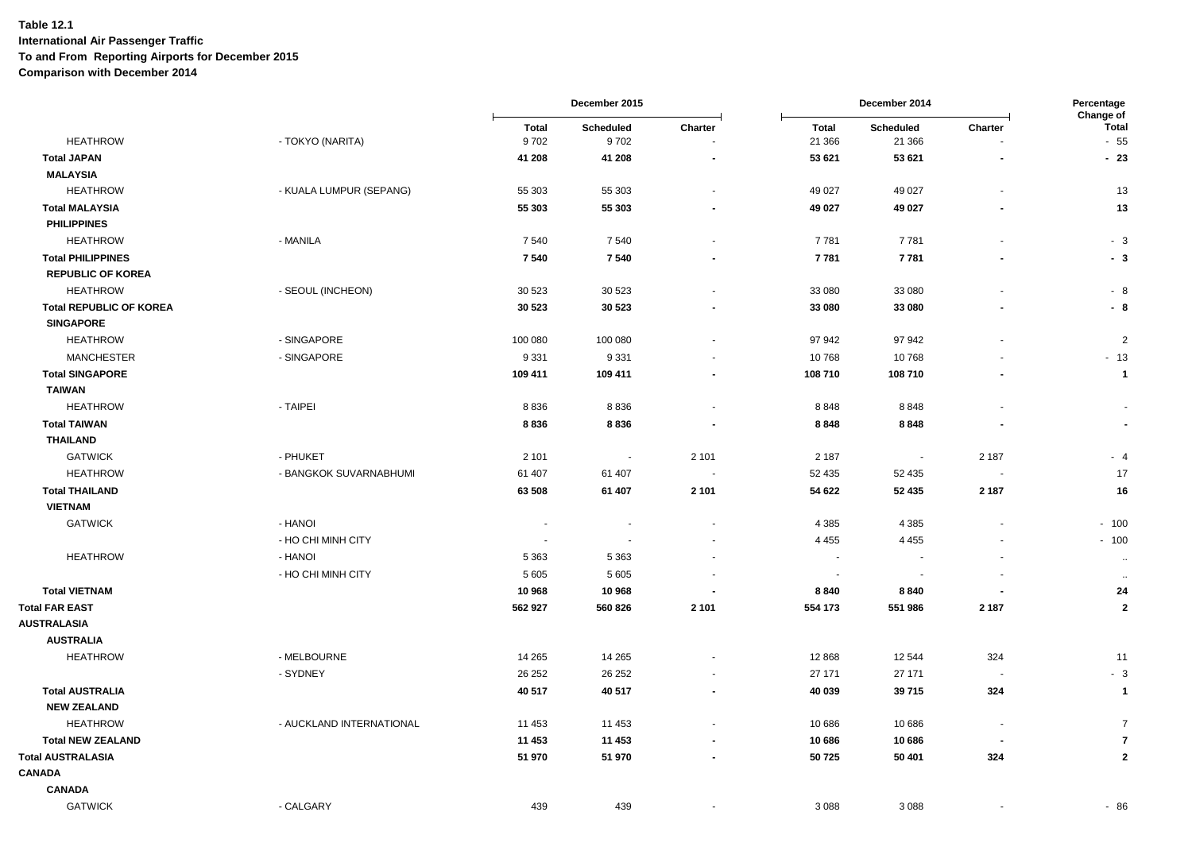**Table 12.1**
**International Air Passenger Traffic**
**To and From Reporting Airports for December 2015**
**Comparison with December 2014**

| | | December 2015 | | | December 2014 | | | Percentage Change of |
|---|---|---|---|---|---|---|---|---|
| | | Total | Scheduled | Charter | Total | Scheduled | Charter | Total |
| HEATHROW | - TOKYO (NARITA) | 9 702 | 9 702 | - | 21 366 | 21 366 | - | - 55 |
| **Total JAPAN** | | **41 208** | **41 208** | **-** | **53 621** | **53 621** | **-** | **- 23** |
| **MALAYSIA** | | | | | | | | |
| HEATHROW | - KUALA LUMPUR (SEPANG) | 55 303 | 55 303 | - | 49 027 | 49 027 | - | 13 |
| **Total MALAYSIA** | | **55 303** | **55 303** | **-** | **49 027** | **49 027** | **-** | **13** |
| **PHILIPPINES** | | | | | | | | |
| HEATHROW | - MANILA | 7 540 | 7 540 | - | 7 781 | 7 781 | - | - 3 |
| **Total PHILIPPINES** | | **7 540** | **7 540** | **-** | **7 781** | **7 781** | **-** | **- 3** |
| **REPUBLIC OF KOREA** | | | | | | | | |
| HEATHROW | - SEOUL (INCHEON) | 30 523 | 30 523 | - | 33 080 | 33 080 | - | - 8 |
| **Total REPUBLIC OF KOREA** | | **30 523** | **30 523** | **-** | **33 080** | **33 080** | **-** | **- 8** |
| **SINGAPORE** | | | | | | | | |
| HEATHROW | - SINGAPORE | 100 080 | 100 080 | - | 97 942 | 97 942 | - | 2 |
| MANCHESTER | - SINGAPORE | 9 331 | 9 331 | - | 10 768 | 10 768 | - | - 13 |
| **Total SINGAPORE** | | **109 411** | **109 411** | **-** | **108 710** | **108 710** | **-** | **1** |
| **TAIWAN** | | | | | | | | |
| HEATHROW | - TAIPEI | 8 836 | 8 836 | - | 8 848 | 8 848 | - | - |
| **Total TAIWAN** | | **8 836** | **8 836** | **-** | **8 848** | **8 848** | **-** | **-** |
| **THAILAND** | | | | | | | | |
| GATWICK | - PHUKET | 2 101 | - | 2 101 | 2 187 | - | 2 187 | - 4 |
| HEATHROW | - BANGKOK SUVARNABHUMI | 61 407 | 61 407 | - | 52 435 | 52 435 | - | 17 |
| **Total THAILAND** | | **63 508** | **61 407** | **2 101** | **54 622** | **52 435** | **2 187** | **16** |
| **VIETNAM** | | | | | | | | |
| GATWICK | - HANOI | - | - | - | 4 385 | 4 385 | - | - 100 |
| | - HO CHI MINH CITY | - | - | - | 4 455 | 4 455 | - | - 100 |
| HEATHROW | - HANOI | 5 363 | 5 363 | - | - | - | - | .. |
| | - HO CHI MINH CITY | 5 605 | 5 605 | - | - | - | - | .. |
| **Total VIETNAM** | | **10 968** | **10 968** | **-** | **8 840** | **8 840** | **-** | **24** |
| **Total FAR EAST** | | **562 927** | **560 826** | **2 101** | **554 173** | **551 986** | **2 187** | **2** |
| **AUSTRALASIA** | | | | | | | | |
| **AUSTRALIA** | | | | | | | | |
| HEATHROW | - MELBOURNE | 14 265 | 14 265 | - | 12 868 | 12 544 | 324 | 11 |
| | - SYDNEY | 26 252 | 26 252 | - | 27 171 | 27 171 | - | - 3 |
| **Total AUSTRALIA** | | **40 517** | **40 517** | **-** | **40 039** | **39 715** | **324** | **1** |
| **NEW ZEALAND** | | | | | | | | |
| HEATHROW | - AUCKLAND INTERNATIONAL | 11 453 | 11 453 | - | 10 686 | 10 686 | - | 7 |
| **Total NEW ZEALAND** | | **11 453** | **11 453** | **-** | **10 686** | **10 686** | **-** | **7** |
| **Total AUSTRALASIA** | | **51 970** | **51 970** | **-** | **50 725** | **50 401** | **324** | **2** |
| **CANADA** | | | | | | | | |
| **CANADA** | | | | | | | | |
| GATWICK | - CALGARY | 439 | 439 | - | 3 088 | 3 088 | - | - 86 |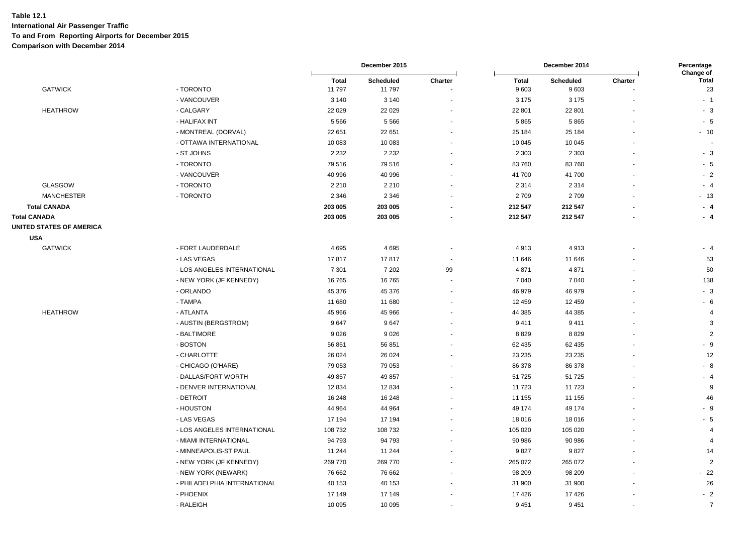**Table 12.1**
**International Air Passenger Traffic**
**To and From Reporting Airports for December 2015**
**Comparison with December 2014**

| | | December 2015 | | | December 2014 | | | Percentage Change of |
|---|---|---|---|---|---|---|---|---|
| | | Total | Scheduled | Charter | Total | Scheduled | Charter | Total |
| GATWICK | - TORONTO | 11 797 | 11 797 | - | 9 603 | 9 603 | - | 23 |
| | - VANCOUVER | 3 140 | 3 140 | - | 3 175 | 3 175 | - | - 1 |
| HEATHROW | - CALGARY | 22 029 | 22 029 | - | 22 801 | 22 801 | - | - 3 |
| | - HALIFAX INT | 5 566 | 5 566 | - | 5 865 | 5 865 | - | - 5 |
| | - MONTREAL (DORVAL) | 22 651 | 22 651 | - | 25 184 | 25 184 | - | - 10 |
| | - OTTAWA INTERNATIONAL | 10 083 | 10 083 | - | 10 045 | 10 045 | - | - |
| | - ST JOHNS | 2 232 | 2 232 | - | 2 303 | 2 303 | - | - 3 |
| | - TORONTO | 79 516 | 79 516 | - | 83 760 | 83 760 | - | - 5 |
| | - VANCOUVER | 40 996 | 40 996 | - | 41 700 | 41 700 | - | - 2 |
| GLASGOW | - TORONTO | 2 210 | 2 210 | - | 2 314 | 2 314 | - | - 4 |
| MANCHESTER | - TORONTO | 2 346 | 2 346 | - | 2 709 | 2 709 | - | - 13 |
| **Total CANADA** | | **203 005** | **203 005** | **-** | **212 547** | **212 547** | **-** | **- 4** |
| **Total CANADA** | | **203 005** | **203 005** | **-** | **212 547** | **212 547** | **-** | **- 4** |
| **UNITED STATES OF AMERICA** | | | | | | | | |
| **USA** | | | | | | | | |
| GATWICK | - FORT LAUDERDALE | 4 695 | 4 695 | - | 4 913 | 4 913 | - | - 4 |
| | - LAS VEGAS | 17 817 | 17 817 | - | 11 646 | 11 646 | - | 53 |
| | - LOS ANGELES INTERNATIONAL | 7 301 | 7 202 | 99 | 4 871 | 4 871 | - | 50 |
| | - NEW YORK (JF KENNEDY) | 16 765 | 16 765 | - | 7 040 | 7 040 | - | 138 |
| | - ORLANDO | 45 376 | 45 376 | - | 46 979 | 46 979 | - | - 3 |
| | - TAMPA | 11 680 | 11 680 | - | 12 459 | 12 459 | - | - 6 |
| HEATHROW | - ATLANTA | 45 966 | 45 966 | - | 44 385 | 44 385 | - | 4 |
| | - AUSTIN (BERGSTROM) | 9 647 | 9 647 | - | 9 411 | 9 411 | - | 3 |
| | - BALTIMORE | 9 026 | 9 026 | - | 8 829 | 8 829 | - | 2 |
| | - BOSTON | 56 851 | 56 851 | - | 62 435 | 62 435 | - | - 9 |
| | - CHARLOTTE | 26 024 | 26 024 | - | 23 235 | 23 235 | - | 12 |
| | - CHICAGO (O'HARE) | 79 053 | 79 053 | - | 86 378 | 86 378 | - | - 8 |
| | - DALLAS/FORT WORTH | 49 857 | 49 857 | - | 51 725 | 51 725 | - | - 4 |
| | - DENVER INTERNATIONAL | 12 834 | 12 834 | - | 11 723 | 11 723 | - | 9 |
| | - DETROIT | 16 248 | 16 248 | - | 11 155 | 11 155 | - | 46 |
| | - HOUSTON | 44 964 | 44 964 | - | 49 174 | 49 174 | - | - 9 |
| | - LAS VEGAS | 17 194 | 17 194 | - | 18 016 | 18 016 | - | - 5 |
| | - LOS ANGELES INTERNATIONAL | 108 732 | 108 732 | - | 105 020 | 105 020 | - | 4 |
| | - MIAMI INTERNATIONAL | 94 793 | 94 793 | - | 90 986 | 90 986 | - | 4 |
| | - MINNEAPOLIS-ST PAUL | 11 244 | 11 244 | - | 9 827 | 9 827 | - | 14 |
| | - NEW YORK (JF KENNEDY) | 269 770 | 269 770 | - | 265 072 | 265 072 | - | 2 |
| | - NEW YORK (NEWARK) | 76 662 | 76 662 | - | 98 209 | 98 209 | - | - 22 |
| | - PHILADELPHIA INTERNATIONAL | 40 153 | 40 153 | - | 31 900 | 31 900 | - | 26 |
| | - PHOENIX | 17 149 | 17 149 | - | 17 426 | 17 426 | - | - 2 |
| | - RALEIGH | 10 095 | 10 095 | - | 9 451 | 9 451 | - | 7 |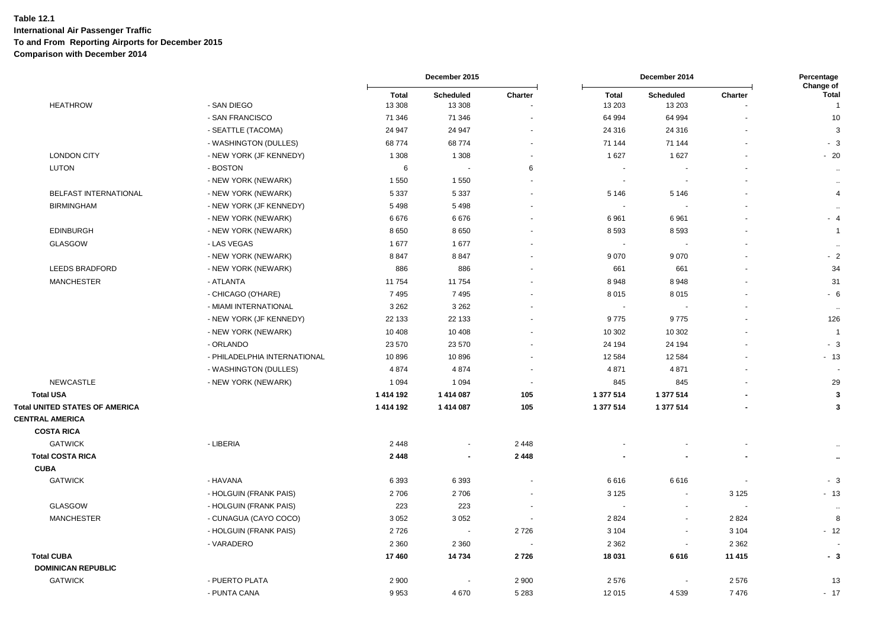**Table 12.1**
**International Air Passenger Traffic**
**To and From Reporting Airports for December 2015**
**Comparison with December 2014**

| | | December 2015 | | | December 2014 | | | Percentage Change of |
|---|---|---|---|---|---|---|---|---|
| | | Total | Scheduled | Charter | Total | Scheduled | Charter | Total |
| HEATHROW | - SAN DIEGO | 13 308 | 13 308 | - | 13 203 | 13 203 | - | 1 |
| | - SAN FRANCISCO | 71 346 | 71 346 | - | 64 994 | 64 994 | - | 10 |
| | - SEATTLE (TACOMA) | 24 947 | 24 947 | - | 24 316 | 24 316 | - | 3 |
| | - WASHINGTON (DULLES) | 68 774 | 68 774 | - | 71 144 | 71 144 | - | - 3 |
| LONDON CITY | - NEW YORK (JF KENNEDY) | 1 308 | 1 308 | - | 1 627 | 1 627 | - | - 20 |
| LUTON | - BOSTON | 6 | - | 6 | - | - | - | .. |
| | - NEW YORK (NEWARK) | 1 550 | 1 550 | - | - | - | - | .. |
| BELFAST INTERNATIONAL | - NEW YORK (NEWARK) | 5 337 | 5 337 | - | 5 146 | 5 146 | - | 4 |
| BIRMINGHAM | - NEW YORK (JF KENNEDY) | 5 498 | 5 498 | - | - | - | - | .. |
| | - NEW YORK (NEWARK) | 6 676 | 6 676 | - | 6 961 | 6 961 | - | - 4 |
| EDINBURGH | - NEW YORK (NEWARK) | 8 650 | 8 650 | - | 8 593 | 8 593 | - | 1 |
| GLASGOW | - LAS VEGAS | 1 677 | 1 677 | - | - | - | - | .. |
| | - NEW YORK (NEWARK) | 8 847 | 8 847 | - | 9 070 | 9 070 | - | - 2 |
| LEEDS BRADFORD | - NEW YORK (NEWARK) | 886 | 886 | - | 661 | 661 | - | 34 |
| MANCHESTER | - ATLANTA | 11 754 | 11 754 | - | 8 948 | 8 948 | - | 31 |
| | - CHICAGO (O'HARE) | 7 495 | 7 495 | - | 8 015 | 8 015 | - | - 6 |
| | - MIAMI INTERNATIONAL | 3 262 | 3 262 | - | - | - | - | .. |
| | - NEW YORK (JF KENNEDY) | 22 133 | 22 133 | - | 9 775 | 9 775 | - | 126 |
| | - NEW YORK (NEWARK) | 10 408 | 10 408 | - | 10 302 | 10 302 | - | 1 |
| | - ORLANDO | 23 570 | 23 570 | - | 24 194 | 24 194 | - | - 3 |
| | - PHILADELPHIA INTERNATIONAL | 10 896 | 10 896 | - | 12 584 | 12 584 | - | - 13 |
| | - WASHINGTON (DULLES) | 4 874 | 4 874 | - | 4 871 | 4 871 | - | - |
| NEWCASTLE | - NEW YORK (NEWARK) | 1 094 | 1 094 | - | 845 | 845 | - | 29 |
| **Total USA** | | **1 414 192** | **1 414 087** | **105** | **1 377 514** | **1 377 514** | **-** | **3** |
| **Total UNITED STATES OF AMERICA** | | **1 414 192** | **1 414 087** | **105** | **1 377 514** | **1 377 514** | **-** | **3** |
| **CENTRAL AMERICA** | | | | | | | | |
| **COSTA RICA** | | | | | | | | |
| GATWICK | - LIBERIA | 2 448 | - | 2 448 | - | - | - | .. |
| **Total COSTA RICA** | | **2 448** | **-** | **2 448** | **-** | **-** | **-** | **..** |
| **CUBA** | | | | | | | | |
| GATWICK | - HAVANA | 6 393 | 6 393 | - | 6 616 | 6 616 | - | - 3 |
| | - HOLGUIN (FRANK PAIS) | 2 706 | 2 706 | - | 3 125 | - | 3 125 | - 13 |
| GLASGOW | - HOLGUIN (FRANK PAIS) | 223 | 223 | - | - | - | - | .. |
| MANCHESTER | - CUNAGUA (CAYO COCO) | 3 052 | 3 052 | - | 2 824 | - | 2 824 | 8 |
| | - HOLGUIN (FRANK PAIS) | 2 726 | - | 2 726 | 3 104 | - | 3 104 | - 12 |
| | - VARADERO | 2 360 | 2 360 | - | 2 362 | - | 2 362 | - |
| **Total CUBA** | | **17 460** | **14 734** | **2 726** | **18 031** | **6 616** | **11 415** | **- 3** |
| **DOMINICAN REPUBLIC** | | | | | | | | |
| GATWICK | - PUERTO PLATA | 2 900 | - | 2 900 | 2 576 | - | 2 576 | 13 |
| | - PUNTA CANA | 9 953 | 4 670 | 5 283 | 12 015 | 4 539 | 7 476 | - 17 |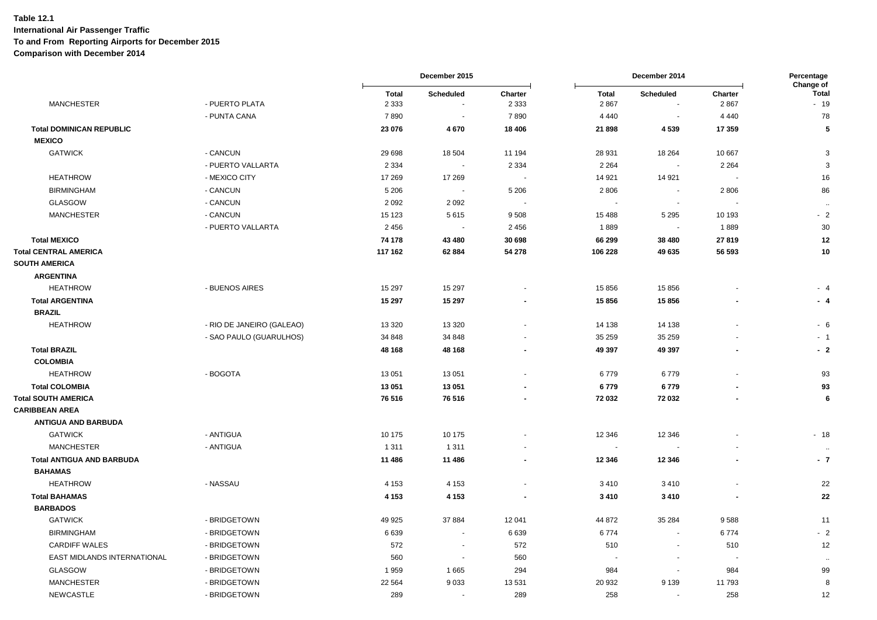**Table 12.1**
**International Air Passenger Traffic**
**To and From Reporting Airports for December 2015**
**Comparison with December 2014**

| | | December 2015 | | | December 2014 | | | Percentage Change of |
|---|---|---|---|---|---|---|---|---|
| | | Total | Scheduled | Charter | Total | Scheduled | Charter | Total |
| MANCHESTER | - PUERTO PLATA | 2 333 | - | 2 333 | 2 867 | - | 2 867 | - 19 |
| | - PUNTA CANA | 7 890 | - | 7 890 | 4 440 | - | 4 440 | 78 |
| **Total DOMINICAN REPUBLIC** | | **23 076** | **4 670** | **18 406** | **21 898** | **4 539** | **17 359** | **5** |
| **MEXICO** | | | | | | | | |
| GATWICK | - CANCUN | 29 698 | 18 504 | 11 194 | 28 931 | 18 264 | 10 667 | 3 |
| | - PUERTO VALLARTA | 2 334 | - | 2 334 | 2 264 | - | 2 264 | 3 |
| HEATHROW | - MEXICO CITY | 17 269 | 17 269 | - | 14 921 | 14 921 | - | 16 |
| BIRMINGHAM | - CANCUN | 5 206 | - | 5 206 | 2 806 | - | 2 806 | 86 |
| GLASGOW | - CANCUN | 2 092 | 2 092 | - | - | - | - | .. |
| MANCHESTER | - CANCUN | 15 123 | 5 615 | 9 508 | 15 488 | 5 295 | 10 193 | - 2 |
| | - PUERTO VALLARTA | 2 456 | - | 2 456 | 1 889 | - | 1 889 | 30 |
| **Total MEXICO** | | **74 178** | **43 480** | **30 698** | **66 299** | **38 480** | **27 819** | **12** |
| **Total CENTRAL AMERICA** | | **117 162** | **62 884** | **54 278** | **106 228** | **49 635** | **56 593** | **10** |
| **SOUTH AMERICA** | | | | | | | | |
| **ARGENTINA** | | | | | | | | |
| HEATHROW | - BUENOS AIRES | 15 297 | 15 297 | - | 15 856 | 15 856 | - | - 4 |
| **Total ARGENTINA** | | **15 297** | **15 297** | **-** | **15 856** | **15 856** | **-** | **- 4** |
| **BRAZIL** | | | | | | | | |
| HEATHROW | - RIO DE JANEIRO (GALEAO) | 13 320 | 13 320 | - | 14 138 | 14 138 | - | - 6 |
| | - SAO PAULO (GUARULHOS) | 34 848 | 34 848 | - | 35 259 | 35 259 | - | - 1 |
| **Total BRAZIL** | | **48 168** | **48 168** | **-** | **49 397** | **49 397** | **-** | **- 2** |
| **COLOMBIA** | | | | | | | | |
| HEATHROW | - BOGOTA | 13 051 | 13 051 | - | 6 779 | 6 779 | - | 93 |
| **Total COLOMBIA** | | **13 051** | **13 051** | **-** | **6 779** | **6 779** | **-** | **93** |
| **Total SOUTH AMERICA** | | **76 516** | **76 516** | **-** | **72 032** | **72 032** | **-** | **6** |
| **CARIBBEAN AREA** | | | | | | | | |
| **ANTIGUA AND BARBUDA** | | | | | | | | |
| GATWICK | - ANTIGUA | 10 175 | 10 175 | - | 12 346 | 12 346 | - | - 18 |
| MANCHESTER | - ANTIGUA | 1 311 | 1 311 | - | - | - | - | .. |
| **Total ANTIGUA AND BARBUDA** | | **11 486** | **11 486** | **-** | **12 346** | **12 346** | **-** | **- 7** |
| **BAHAMAS** | | | | | | | | |
| HEATHROW | - NASSAU | 4 153 | 4 153 | - | 3 410 | 3 410 | - | 22 |
| **Total BAHAMAS** | | **4 153** | **4 153** | **-** | **3 410** | **3 410** | **-** | **22** |
| **BARBADOS** | | | | | | | | |
| GATWICK | - BRIDGETOWN | 49 925 | 37 884 | 12 041 | 44 872 | 35 284 | 9 588 | 11 |
| BIRMINGHAM | - BRIDGETOWN | 6 639 | - | 6 639 | 6 774 | - | 6 774 | - 2 |
| CARDIFF WALES | - BRIDGETOWN | 572 | - | 572 | 510 | - | 510 | 12 |
| EAST MIDLANDS INTERNATIONAL | - BRIDGETOWN | 560 | - | 560 | - | - | - | .. |
| GLASGOW | - BRIDGETOWN | 1 959 | 1 665 | 294 | 984 | - | 984 | 99 |
| MANCHESTER | - BRIDGETOWN | 22 564 | 9 033 | 13 531 | 20 932 | 9 139 | 11 793 | 8 |
| NEWCASTLE | - BRIDGETOWN | 289 | - | 289 | 258 | - | 258 | 12 |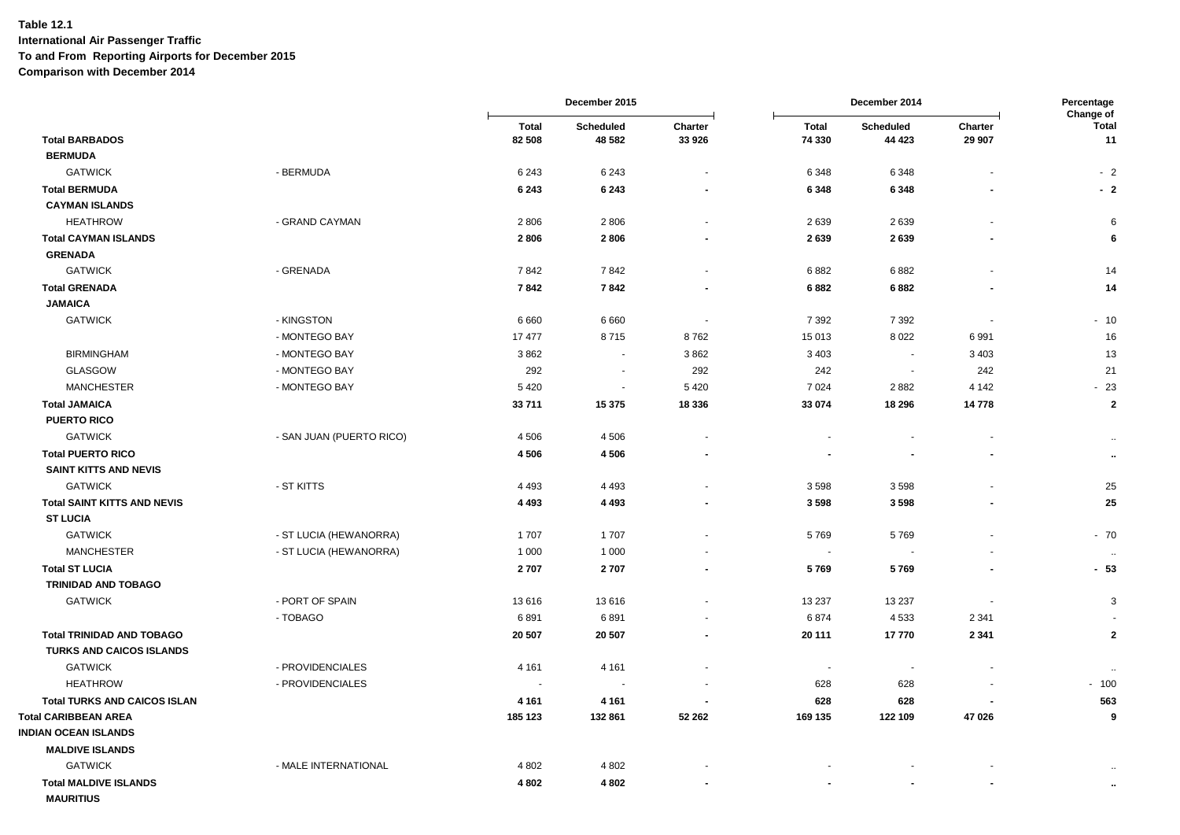**Table 12.1**
**International Air Passenger Traffic**
**To and From Reporting Airports for December 2015**
**Comparison with December 2014**

| | | December 2015 | | | December 2014 | | | Percentage Change of |
|---|---|---|---|---|---|---|---|---|
| | | Total | Scheduled | Charter | Total | Scheduled | Charter | Total |
| **Total BARBADOS** | | **82 508** | **48 582** | **33 926** | **74 330** | **44 423** | **29 907** | **11** |
| **BERMUDA** | | | | | | | | |
| GATWICK | - BERMUDA | 6 243 | 6 243 | - | 6 348 | 6 348 | - | - 2 |
| **Total BERMUDA** | | **6 243** | **6 243** | **-** | **6 348** | **6 348** | **-** | **- 2** |
| **CAYMAN ISLANDS** | | | | | | | | |
| HEATHROW | - GRAND CAYMAN | 2 806 | 2 806 | - | 2 639 | 2 639 | - | 6 |
| **Total CAYMAN ISLANDS** | | **2 806** | **2 806** | **-** | **2 639** | **2 639** | **-** | **6** |
| **GRENADA** | | | | | | | | |
| GATWICK | - GRENADA | 7 842 | 7 842 | - | 6 882 | 6 882 | - | 14 |
| **Total GRENADA** | | **7 842** | **7 842** | **-** | **6 882** | **6 882** | **-** | **14** |
| **JAMAICA** | | | | | | | | |
| GATWICK | - KINGSTON | 6 660 | 6 660 | - | 7 392 | 7 392 | - | - 10 |
| | - MONTEGO BAY | 17 477 | 8 715 | 8 762 | 15 013 | 8 022 | 6 991 | 16 |
| BIRMINGHAM | - MONTEGO BAY | 3 862 | - | 3 862 | 3 403 | - | 3 403 | 13 |
| GLASGOW | - MONTEGO BAY | 292 | - | 292 | 242 | - | 242 | 21 |
| MANCHESTER | - MONTEGO BAY | 5 420 | - | 5 420 | 7 024 | 2 882 | 4 142 | - 23 |
| **Total JAMAICA** | | **33 711** | **15 375** | **18 336** | **33 074** | **18 296** | **14 778** | **2** |
| **PUERTO RICO** | | | | | | | | |
| GATWICK | - SAN JUAN (PUERTO RICO) | 4 506 | 4 506 | - | - | - | - | .. |
| **Total PUERTO RICO** | | **4 506** | **4 506** | **-** | **-** | **-** | **-** | **..** |
| **SAINT KITTS AND NEVIS** | | | | | | | | |
| GATWICK | - ST KITTS | 4 493 | 4 493 | - | 3 598 | 3 598 | - | 25 |
| **Total SAINT KITTS AND NEVIS** | | **4 493** | **4 493** | **-** | **3 598** | **3 598** | **-** | **25** |
| **ST LUCIA** | | | | | | | | |
| GATWICK | - ST LUCIA (HEWANORRA) | 1 707 | 1 707 | - | 5 769 | 5 769 | - | - 70 |
| MANCHESTER | - ST LUCIA (HEWANORRA) | 1 000 | 1 000 | - | - | - | - | .. |
| **Total ST LUCIA** | | **2 707** | **2 707** | **-** | **5 769** | **5 769** | **-** | **- 53** |
| **TRINIDAD AND TOBAGO** | | | | | | | | |
| GATWICK | - PORT OF SPAIN | 13 616 | 13 616 | - | 13 237 | 13 237 | - | 3 |
| | - TOBAGO | 6 891 | 6 891 | - | 6 874 | 4 533 | 2 341 | - |
| **Total TRINIDAD AND TOBAGO** | | **20 507** | **20 507** | **-** | **20 111** | **17 770** | **2 341** | **2** |
| **TURKS AND CAICOS ISLANDS** | | | | | | | | |
| GATWICK | - PROVIDENCIALES | 4 161 | 4 161 | - | - | - | - | .. |
| HEATHROW | - PROVIDENCIALES | - | - | - | 628 | 628 | - | - 100 |
| **Total TURKS AND CAICOS ISLAN** | | **4 161** | **4 161** | **-** | **628** | **628** | **-** | **563** |
| **Total CARIBBEAN AREA** | | **185 123** | **132 861** | **52 262** | **169 135** | **122 109** | **47 026** | **9** |
| **INDIAN OCEAN ISLANDS** | | | | | | | | |
| **MALDIVE ISLANDS** | | | | | | | | |
| GATWICK | - MALE INTERNATIONAL | 4 802 | 4 802 | - | - | - | - | .. |
| **Total MALDIVE ISLANDS** | | **4 802** | **4 802** | **-** | **-** | **-** | **-** | **..** |
| **MAURITIUS** | | | | | | | | |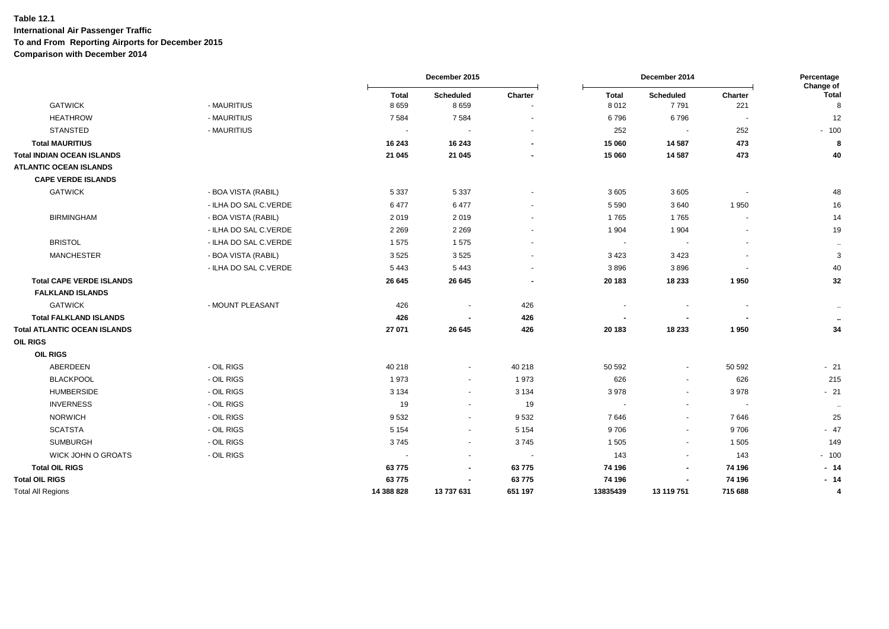**Table 12.1**
**International Air Passenger Traffic**
**To and From Reporting Airports for December 2015**
**Comparison with December 2014**

| | | December 2015 | | | December 2014 | | | Percentage Change of |
|---|---|---|---|---|---|---|---|---|
| | | Total | Scheduled | Charter | Total | Scheduled | Charter | Total |
| GATWICK | - MAURITIUS | 8 659 | 8 659 | - | 8 012 | 7 791 | 221 | 8 |
| HEATHROW | - MAURITIUS | 7 584 | 7 584 | - | 6 796 | 6 796 | - | 12 |
| STANSTED | - MAURITIUS | - | - | - | 252 | - | 252 | - 100 |
| **Total MAURITIUS** | | **16 243** | **16 243** | **-** | **15 060** | **14 587** | **473** | **8** |
| **Total INDIAN OCEAN ISLANDS** | | **21 045** | **21 045** | **-** | **15 060** | **14 587** | **473** | **40** |
| **ATLANTIC OCEAN ISLANDS** | | | | | | | | |
| **CAPE VERDE ISLANDS** | | | | | | | | |
| GATWICK | - BOA VISTA (RABIL) | 5 337 | 5 337 | - | 3 605 | 3 605 | - | 48 |
| | - ILHA DO SAL C.VERDE | 6 477 | 6 477 | - | 5 590 | 3 640 | 1 950 | 16 |
| BIRMINGHAM | - BOA VISTA (RABIL) | 2 019 | 2 019 | - | 1 765 | 1 765 | - | 14 |
| | - ILHA DO SAL C.VERDE | 2 269 | 2 269 | - | 1 904 | 1 904 | - | 19 |
| BRISTOL | - ILHA DO SAL C.VERDE | 1 575 | 1 575 | - | - | - | - | .. |
| MANCHESTER | - BOA VISTA (RABIL) | 3 525 | 3 525 | - | 3 423 | 3 423 | - | 3 |
| | - ILHA DO SAL C.VERDE | 5 443 | 5 443 | - | 3 896 | 3 896 | - | 40 |
| **Total CAPE VERDE ISLANDS** | | **26 645** | **26 645** | **-** | **20 183** | **18 233** | **1 950** | **32** |
| **FALKLAND ISLANDS** | | | | | | | | |
| GATWICK | - MOUNT PLEASANT | 426 | - | 426 | - | - | - | .. |
| **Total FALKLAND ISLANDS** | | **426** | **-** | **426** | **-** | **-** | **-** | **..** |
| **Total ATLANTIC OCEAN ISLANDS** | | **27 071** | **26 645** | **426** | **20 183** | **18 233** | **1 950** | **34** |
| **OIL RIGS** | | | | | | | | |
| **OIL RIGS** | | | | | | | | |
| ABERDEEN | - OIL RIGS | 40 218 | - | 40 218 | 50 592 | - | 50 592 | - 21 |
| BLACKPOOL | - OIL RIGS | 1 973 | - | 1 973 | 626 | - | 626 | 215 |
| HUMBERSIDE | - OIL RIGS | 3 134 | - | 3 134 | 3 978 | - | 3 978 | - 21 |
| INVERNESS | - OIL RIGS | 19 | - | 19 | - | - | - | .. |
| NORWICH | - OIL RIGS | 9 532 | - | 9 532 | 7 646 | - | 7 646 | 25 |
| SCATSTA | - OIL RIGS | 5 154 | - | 5 154 | 9 706 | - | 9 706 | - 47 |
| SUMBURGH | - OIL RIGS | 3 745 | - | 3 745 | 1 505 | - | 1 505 | 149 |
| WICK JOHN O GROATS | - OIL RIGS | - | - | - | 143 | - | 143 | - 100 |
| **Total OIL RIGS** | | **63 775** | **-** | **63 775** | **74 196** | **-** | **74 196** | **- 14** |
| **Total OIL RIGS** | | **63 775** | **-** | **63 775** | **74 196** | **-** | **74 196** | **- 14** |
| Total All Regions | | **14 388 828** | **13 737 631** | **651 197** | **13835439** | **13 119 751** | **715 688** | **4** |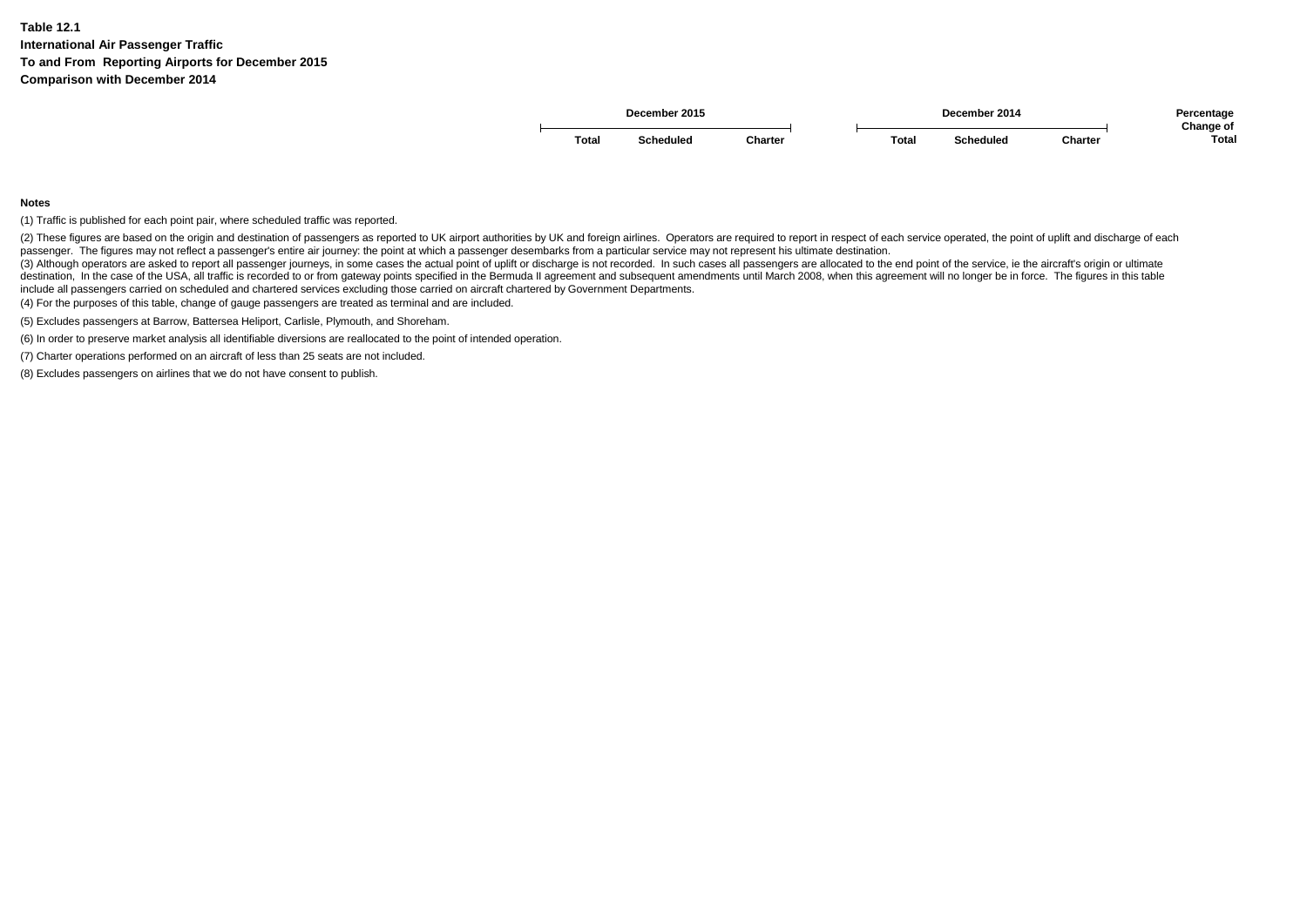**Table 12.1**

**International Air Passenger Traffic**

**To and From Reporting Airports for December 2015**

**Comparison with December 2014**

| | December 2015 | | | December 2014 | | | Percentage Change of |
|---|---|---|---|---|---|---|---|
| | Total | Scheduled | Charter | Total | Scheduled | Charter | Total |

**Notes**

(1) Traffic is published for each point pair, where scheduled traffic was reported.

(2) These figures are based on the origin and destination of passengers as reported to UK airport authorities by UK and foreign airlines. Operators are required to report in respect of each service operated, the point of uplift and discharge of each passenger. The figures may not reflect a passenger's entire air journey: the point at which a passenger desembarks from a particular service may not represent his ultimate destination.

(3) Although operators are asked to report all passenger journeys, in some cases the actual point of uplift or discharge is not recorded. In such cases all passengers are allocated to the end point of the service, ie the aircraft's origin or ultimate destination, In the case of the USA, all traffic is recorded to or from gateway points specified in the Bermuda II agreement and subsequent amendments until March 2008, when this agreement will no longer be in force. The figures in this table include all passengers carried on scheduled and chartered services excluding those carried on aircraft chartered by Government Departments.

(4) For the purposes of this table, change of gauge passengers are treated as terminal and are included.

(5) Excludes passengers at Barrow, Battersea Heliport, Carlisle, Plymouth, and Shoreham.

(6) In order to preserve market analysis all identifiable diversions are reallocated to the point of intended operation.

(7) Charter operations performed on an aircraft of less than 25 seats are not included.

(8) Excludes passengers on airlines that we do not have consent to publish.